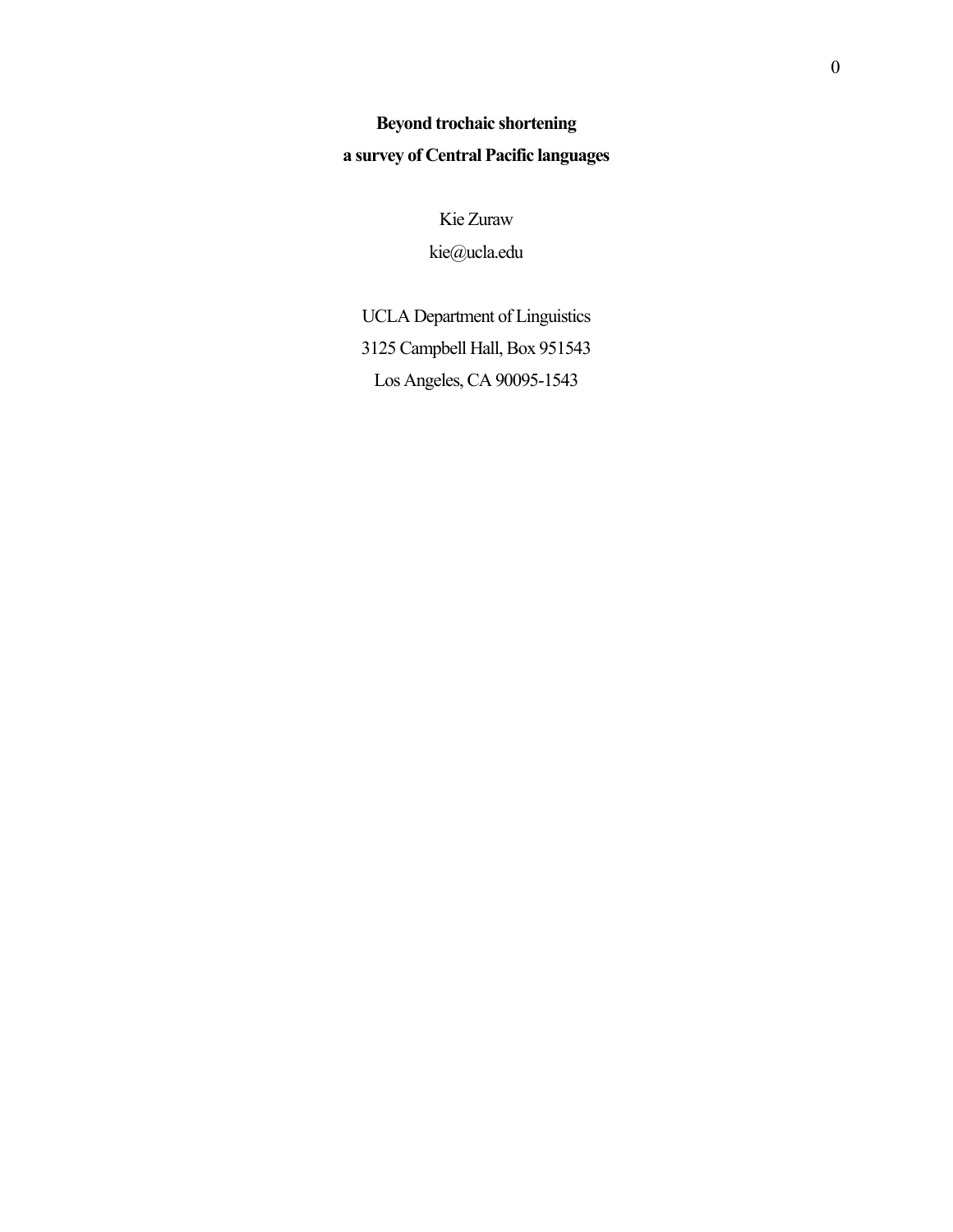# Beyond trochaic shortening

# a survey of Central Pacific languages

Kie Zuraw

kie@ucla.edu

UCLA Department of Linguistics

3125 Campbell Hall, Box 951543

Los Angeles, CA 90095-1543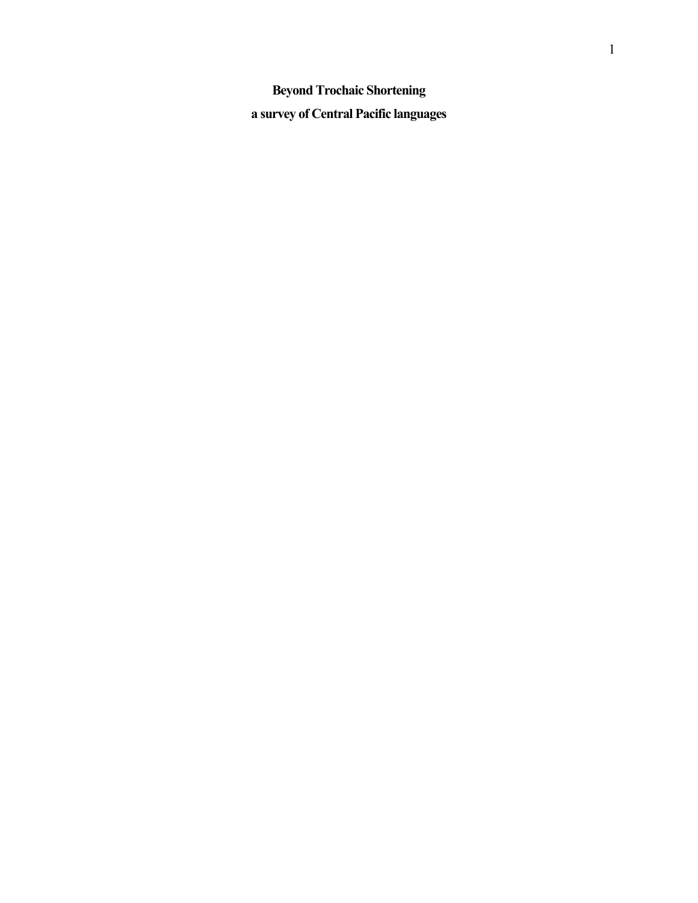# Beyond Trochaic Shortening

## a survey of Central Pacific languages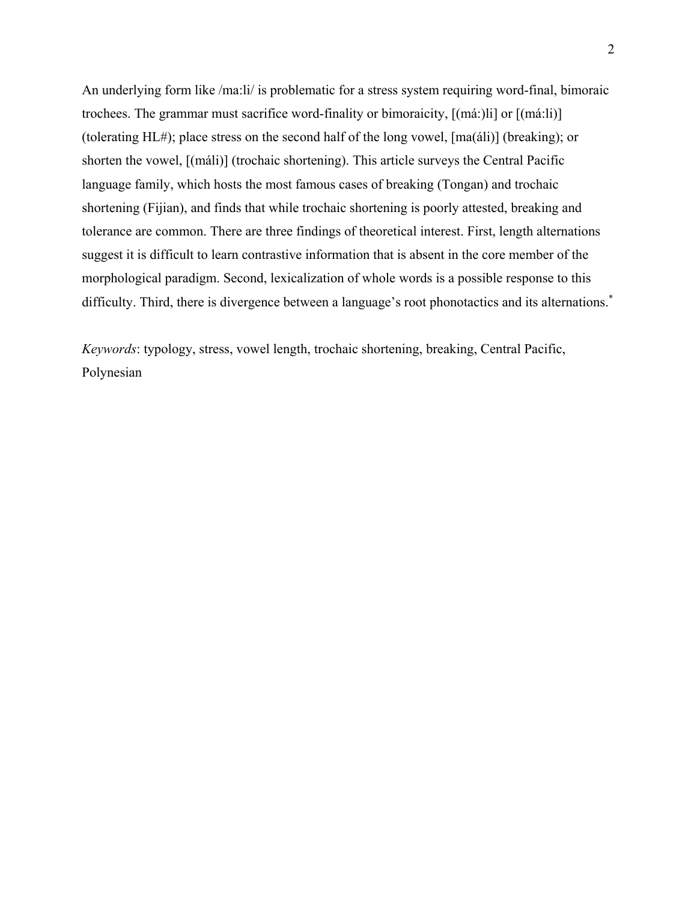An underlying form like /ma:li/ is problematic for a stress system requiring word-final, bimoraic trochees. The grammar must sacrifice word-finality or bimoraicity, [(má:)li] or [(má:li)] (tolerating HL#); place stress on the second half of the long vowel, [ma(áli)] (breaking); or shorten the vowel, [(máli)] (trochaic shortening). This article surveys the Central Pacific language family, which hosts the most famous cases of breaking (Tongan) and trochaic shortening (Fijian), and finds that while trochaic shortening is poorly attested, breaking and tolerance are common. There are three findings of theoretical interest. First, length alternations suggest it is difficult to learn contrastive information that is absent in the core member of the morphological paradigm. Second, lexicalization of whole words is a possible response to this difficulty. Third, there is divergence between a language's root phonotactics and its alternations.*

*Keywords*: typology, stress, vowel length, trochaic shortening, breaking, Central Pacific, Polynesian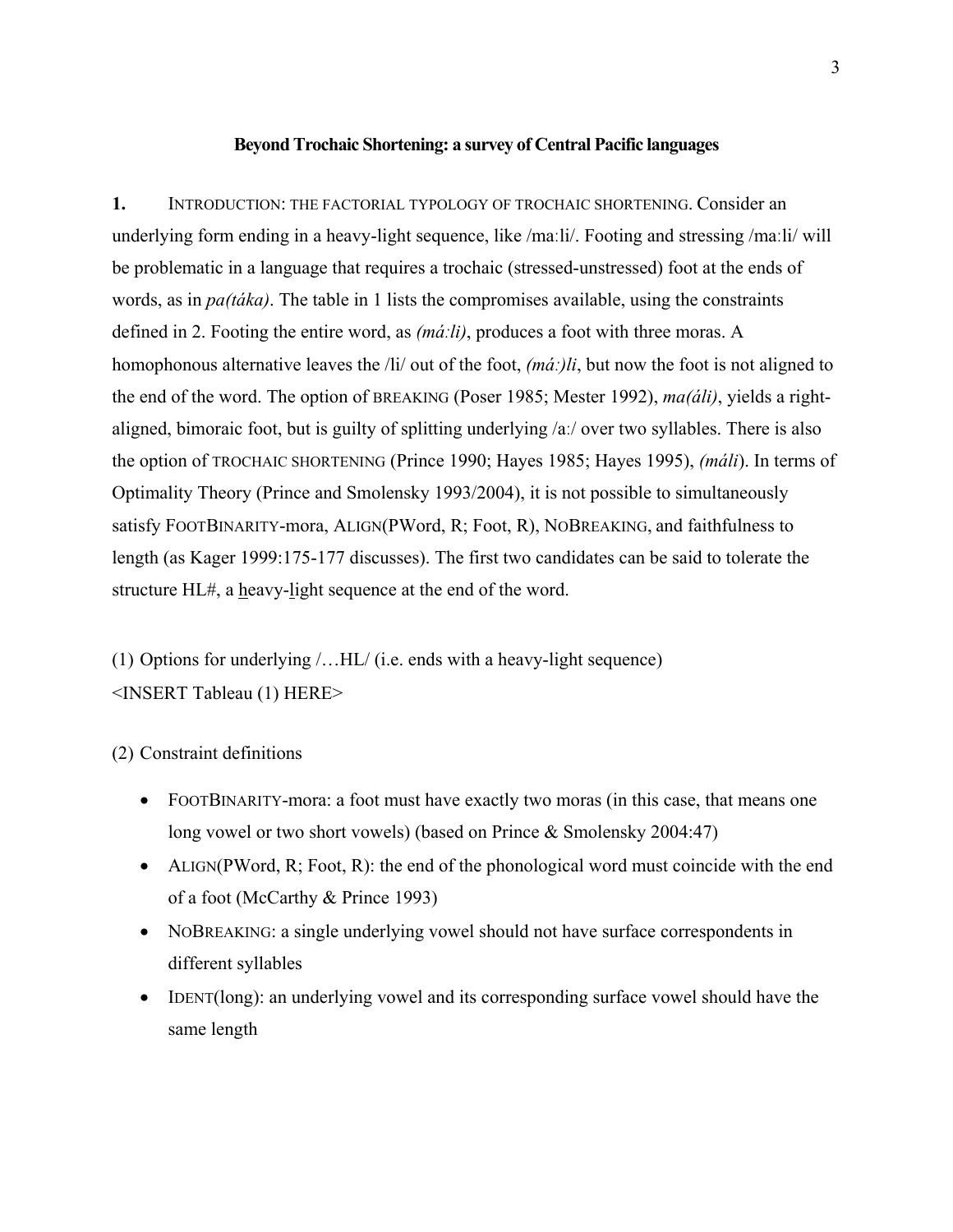**Beyond Trochaic Shortening: a survey of Central Pacific languages**

**1.** INTRODUCTION: THE FACTORIAL TYPOLOGY OF TROCHAIC SHORTENING. Consider an underlying form ending in a heavy-light sequence, like /maːli/. Footing and stressing /maːli/ will be problematic in a language that requires a trochaic (stressed-unstressed) foot at the ends of words, as in *pa(táka)*. The table in 1 lists the compromises available, using the constraints defined in 2. Footing the entire word, as *(máːli)*, produces a foot with three moras. A homophonous alternative leaves the /li/ out of the foot, *(máː)li*, but now the foot is not aligned to the end of the word. The option of BREAKING (Poser 1985; Mester 1992), *ma(áli)*, yields a right-aligned, bimoraic foot, but is guilty of splitting underlying /aː/ over two syllables. There is also the option of TROCHAIC SHORTENING (Prince 1990; Hayes 1985; Hayes 1995), *(máli)*. In terms of Optimality Theory (Prince and Smolensky 1993/2004), it is not possible to simultaneously satisfy FOOTBINARITY-mora, ALIGN(PWord, R; Foot, R), NOBREAKING, and faithfulness to length (as Kager 1999:175-177 discusses). The first two candidates can be said to tolerate the structure HL#, a heavy-light sequence at the end of the word.

(1) Options for underlying /…HL/ (i.e. ends with a heavy-light sequence)
<INSERT Tableau (1) HERE>

(2) Constraint definitions

- FOOTBINARITY-mora: a foot must have exactly two moras (in this case, that means one long vowel or two short vowels) (based on Prince & Smolensky 2004:47)
- ALIGN(PWord, R; Foot, R): the end of the phonological word must coincide with the end of a foot (McCarthy & Prince 1993)
- NOBREAKING: a single underlying vowel should not have surface correspondents in different syllables
- IDENT(long): an underlying vowel and its corresponding surface vowel should have the same length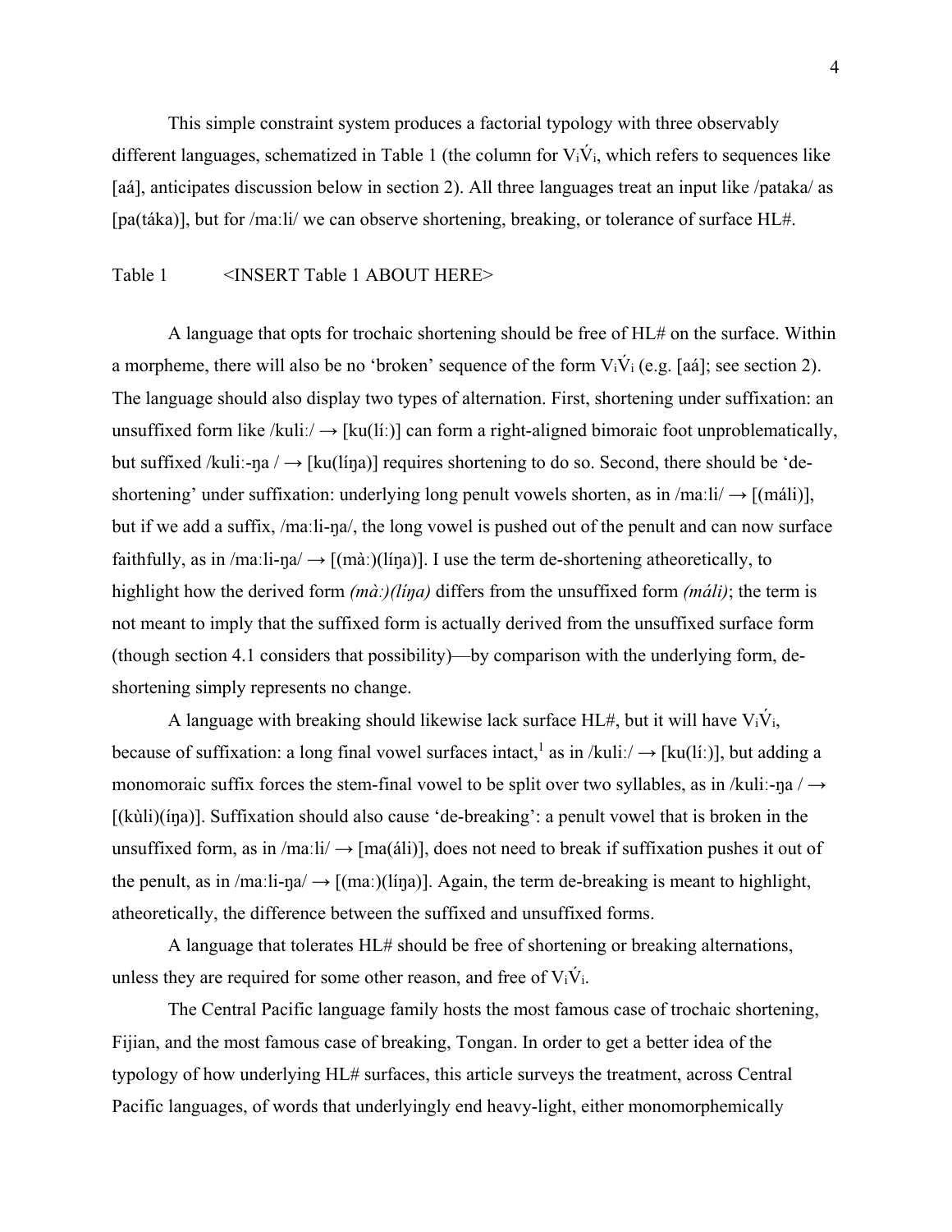This simple constraint system produces a factorial typology with three observably different languages, schematized in Table 1 (the column for $V_i\acute{V}_i$, which refers to sequences like [aá], anticipates discussion below in section 2). All three languages treat an input like /pataka/ as [pa(táka)], but for /maːli/ we can observe shortening, breaking, or tolerance of surface HL#.

Table 1 <INSERT Table 1 ABOUT HERE>

A language that opts for trochaic shortening should be free of HL# on the surface. Within a morpheme, there will also be no 'broken' sequence of the form $V_i\acute{V}_i$ (e.g. [aá]; see section 2). The language should also display two types of alternation. First, shortening under suffixation: an unsuffixed form like /kuliː/ → [ku(líː)] can form a right-aligned bimoraic foot unproblematically, but suffixed /kuliː-ŋa / → [ku(líŋa)] requires shortening to do so. Second, there should be 'de-shortening' under suffixation: underlying long penult vowels shorten, as in /maːli/ → [(máli)], but if we add a suffix, /maːli-ŋa/, the long vowel is pushed out of the penult and can now surface faithfully, as in /maːli-ŋa/ → [(màː)(líŋa)]. I use the term de-shortening atheoretically, to highlight how the derived form *(màː)(líŋa)* differs from the unsuffixed form *(máli)*; the term is not meant to imply that the suffixed form is actually derived from the unsuffixed surface form (though section 4.1 considers that possibility)—by comparison with the underlying form, de-shortening simply represents no change.

A language with breaking should likewise lack surface HL#, but it will have $V_i\acute{V}_i$, because of suffixation: a long final vowel surfaces intact,[1] as in /kuliː/ → [ku(líː)], but adding a monomoraic suffix forces the stem-final vowel to be split over two syllables, as in /kuliː-ŋa / → [(kùli)(íŋa)]. Suffixation should also cause 'de-breaking': a penult vowel that is broken in the unsuffixed form, as in /maːli/ → [ma(áli)], does not need to break if suffixation pushes it out of the penult, as in /maːli-ŋa/ → [(maː)(líŋa)]. Again, the term de-breaking is meant to highlight, atheoretically, the difference between the suffixed and unsuffixed forms.

A language that tolerates HL# should be free of shortening or breaking alternations, unless they are required for some other reason, and free of $V_i\acute{V}_i$.

The Central Pacific language family hosts the most famous case of trochaic shortening, Fijian, and the most famous case of breaking, Tongan. In order to get a better idea of the typology of how underlying HL# surfaces, this article surveys the treatment, across Central Pacific languages, of words that underlyingly end heavy-light, either monomorphemically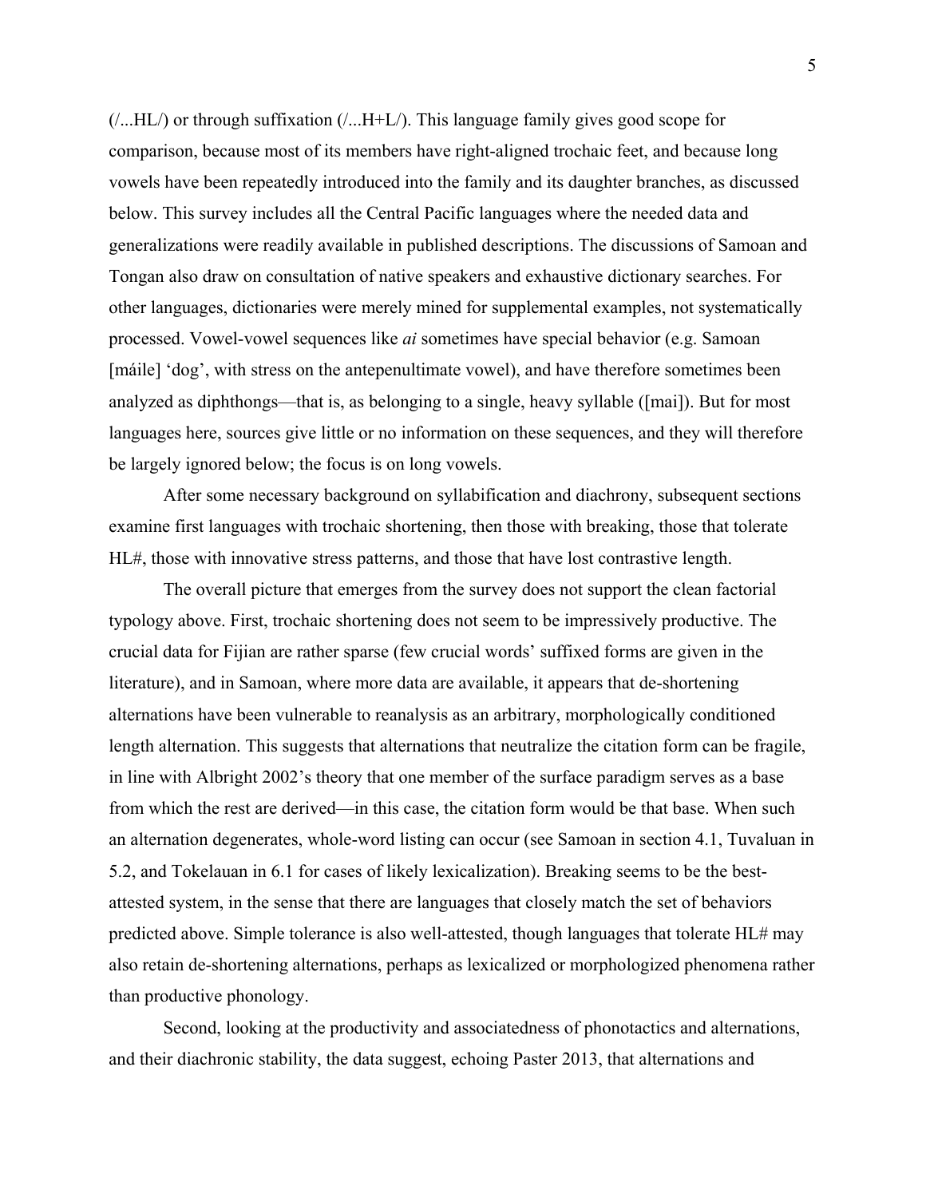(/...HL/) or through suffixation (/...H+L/). This language family gives good scope for comparison, because most of its members have right-aligned trochaic feet, and because long vowels have been repeatedly introduced into the family and its daughter branches, as discussed below. This survey includes all the Central Pacific languages where the needed data and generalizations were readily available in published descriptions. The discussions of Samoan and Tongan also draw on consultation of native speakers and exhaustive dictionary searches. For other languages, dictionaries were merely mined for supplemental examples, not systematically processed. Vowel-vowel sequences like *ai* sometimes have special behavior (e.g. Samoan [máile] 'dog', with stress on the antepenultimate vowel), and have therefore sometimes been analyzed as diphthongs—that is, as belonging to a single, heavy syllable ([mai]). But for most languages here, sources give little or no information on these sequences, and they will therefore be largely ignored below; the focus is on long vowels.

After some necessary background on syllabification and diachrony, subsequent sections examine first languages with trochaic shortening, then those with breaking, those that tolerate HL#, those with innovative stress patterns, and those that have lost contrastive length.

The overall picture that emerges from the survey does not support the clean factorial typology above. First, trochaic shortening does not seem to be impressively productive. The crucial data for Fijian are rather sparse (few crucial words' suffixed forms are given in the literature), and in Samoan, where more data are available, it appears that de-shortening alternations have been vulnerable to reanalysis as an arbitrary, morphologically conditioned length alternation. This suggests that alternations that neutralize the citation form can be fragile, in line with Albright 2002's theory that one member of the surface paradigm serves as a base from which the rest are derived—in this case, the citation form would be that base. When such an alternation degenerates, whole-word listing can occur (see Samoan in section 4.1, Tuvaluan in 5.2, and Tokelauan in 6.1 for cases of likely lexicalization). Breaking seems to be the best-attested system, in the sense that there are languages that closely match the set of behaviors predicted above. Simple tolerance is also well-attested, though languages that tolerate HL# may also retain de-shortening alternations, perhaps as lexicalized or morphologized phenomena rather than productive phonology.

Second, looking at the productivity and associatedness of phonotactics and alternations, and their diachronic stability, the data suggest, echoing Paster 2013, that alternations and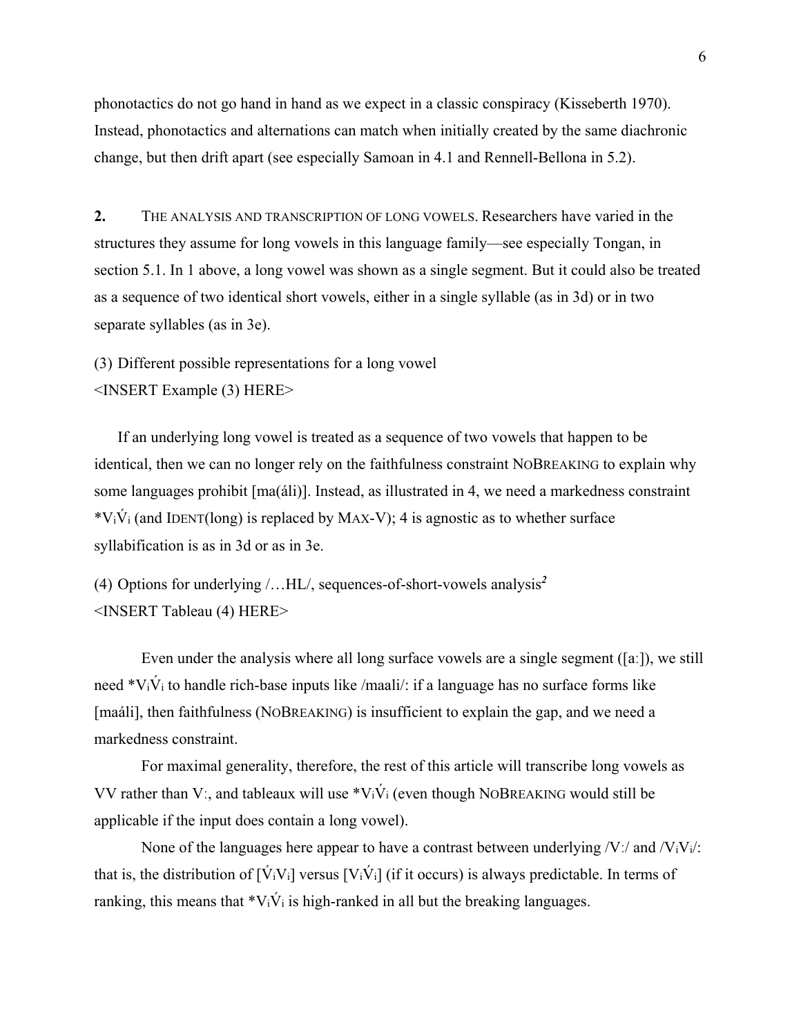phonotactics do not go hand in hand as we expect in a classic conspiracy (Kisseberth 1970). Instead, phonotactics and alternations can match when initially created by the same diachronic change, but then drift apart (see especially Samoan in 4.1 and Rennell-Bellona in 5.2).

## 2. THE ANALYSIS AND TRANSCRIPTION OF LONG VOWELS.

Researchers have varied in the structures they assume for long vowels in this language family—see especially Tongan, in section 5.1. In 1 above, a long vowel was shown as a single segment. But it could also be treated as a sequence of two identical short vowels, either in a single syllable (as in 3d) or in two separate syllables (as in 3e).

(3) Different possible representations for a long vowel
<INSERT Example (3) HERE>

If an underlying long vowel is treated as a sequence of two vowels that happen to be identical, then we can no longer rely on the faithfulness constraint NOBREAKING to explain why some languages prohibit [ma(áli)]. Instead, as illustrated in 4, we need a markedness constraint *$V_i\acute{V}_i$ (and IDENT(long) is replaced by MAX-V); 4 is agnostic as to whether surface syllabification is as in 3d or as in 3e.

(4) Options for underlying /…HL/, sequences-of-short-vowels analysis[2]
<INSERT Tableau (4) HERE>

Even under the analysis where all long surface vowels are a single segment ([aː]), we still need *$V_i\acute{V}_i$ to handle rich-base inputs like /maali/: if a language has no surface forms like [maáli], then faithfulness (NOBREAKING) is insufficient to explain the gap, and we need a markedness constraint.

For maximal generality, therefore, the rest of this article will transcribe long vowels as VV rather than Vː, and tableaux will use *$V_i\acute{V}_i$ (even though NOBREAKING would still be applicable if the input does contain a long vowel).

None of the languages here appear to have a contrast between underlying /Vː/ and /$V_iV_i$/: that is, the distribution of [$\acute{V}_iV_i$] versus [$V_i\acute{V}_i$] (if it occurs) is always predictable. In terms of ranking, this means that *$V_i\acute{V}_i$ is high-ranked in all but the breaking languages.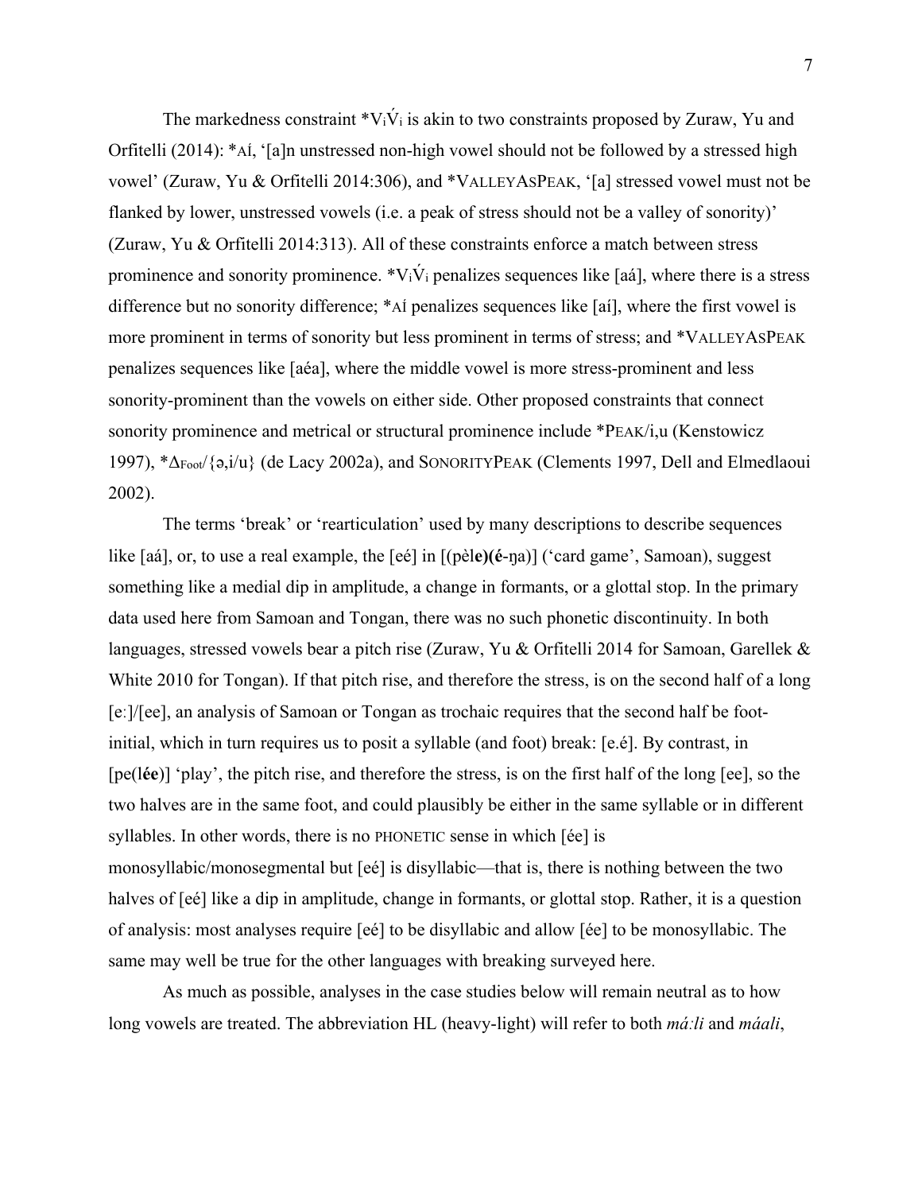The markedness constraint *V$_i$V́$_i$ is akin to two constraints proposed by Zuraw, Yu and Orfitelli (2014): *AÍ, '[a]n unstressed non-high vowel should not be followed by a stressed high vowel' (Zuraw, Yu & Orfitelli 2014:306), and *VALLEYASPEAK, '[a] stressed vowel must not be flanked by lower, unstressed vowels (i.e. a peak of stress should not be a valley of sonority)' (Zuraw, Yu & Orfitelli 2014:313). All of these constraints enforce a match between stress prominence and sonority prominence. *V$_i$V́$_i$ penalizes sequences like [aá], where there is a stress difference but no sonority difference; *AÍ penalizes sequences like [aí], where the first vowel is more prominent in terms of sonority but less prominent in terms of stress; and *VALLEYASPEAK penalizes sequences like [aéa], where the middle vowel is more stress-prominent and less sonority-prominent than the vowels on either side. Other proposed constraints that connect sonority prominence and metrical or structural prominence include *PEAK/i,u (Kenstowicz 1997), *$\Delta_{Foot}$/{ə,i/u} (de Lacy 2002a), and SONORITYPEAK (Clements 1997, Dell and Elmedlaoui 2002).

The terms 'break' or 'rearticulation' used by many descriptions to describe sequences like [aá], or, to use a real example, the [eé] in [(pèl**e)(é**-ŋa)] ('card game', Samoan), suggest something like a medial dip in amplitude, a change in formants, or a glottal stop. In the primary data used here from Samoan and Tongan, there was no such phonetic discontinuity. In both languages, stressed vowels bear a pitch rise (Zuraw, Yu & Orfitelli 2014 for Samoan, Garellek & White 2010 for Tongan). If that pitch rise, and therefore the stress, is on the second half of a long [eː]/[ee], an analysis of Samoan or Tongan as trochaic requires that the second half be foot-initial, which in turn requires us to posit a syllable (and foot) break: [e.é]. By contrast, in [pe(l**ée**)] 'play', the pitch rise, and therefore the stress, is on the first half of the long [ee], so the two halves are in the same foot, and could plausibly be either in the same syllable or in different syllables. In other words, there is no PHONETIC sense in which [ée] is monosyllabic/monosegmental but [eé] is disyllabic—that is, there is nothing between the two halves of [eé] like a dip in amplitude, change in formants, or glottal stop. Rather, it is a question of analysis: most analyses require [eé] to be disyllabic and allow [ée] to be monosyllabic. The same may well be true for the other languages with breaking surveyed here.

As much as possible, analyses in the case studies below will remain neutral as to how long vowels are treated. The abbreviation HL (heavy-light) will refer to both *máːli* and *máali*,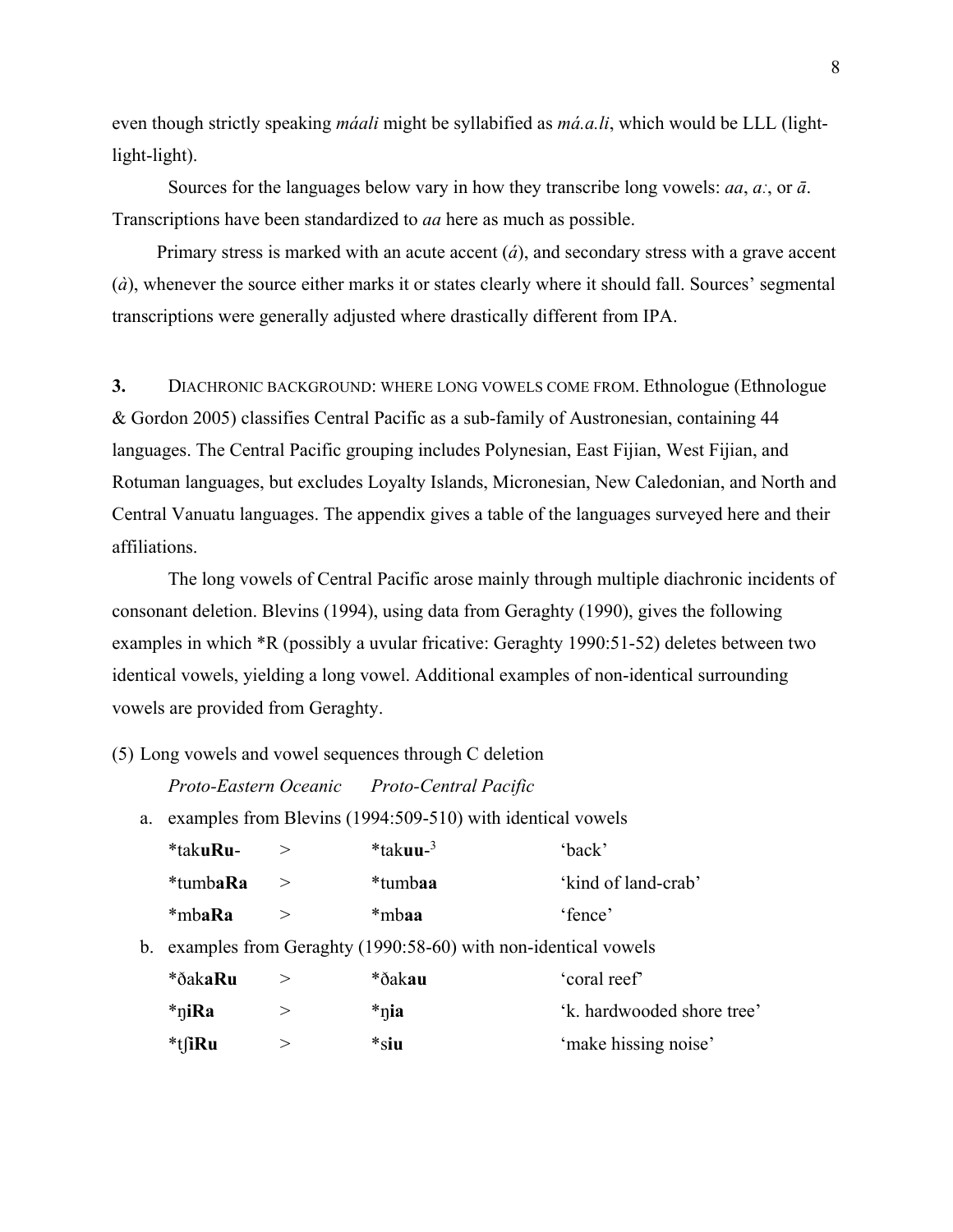even though strictly speaking *máali* might be syllabified as *má.a.li*, which would be LLL (light-light-light).

Sources for the languages below vary in how they transcribe long vowels: *aa*, *aː*, or *ā*. Transcriptions have been standardized to *aa* here as much as possible.

Primary stress is marked with an acute accent (*á*), and secondary stress with a grave accent (*à*), whenever the source either marks it or states clearly where it should fall. Sources' segmental transcriptions were generally adjusted where drastically different from IPA.

**3.** DIACHRONIC BACKGROUND: WHERE LONG VOWELS COME FROM. Ethnologue (Ethnologue & Gordon 2005) classifies Central Pacific as a sub-family of Austronesian, containing 44 languages. The Central Pacific grouping includes Polynesian, East Fijian, West Fijian, and Rotuman languages, but excludes Loyalty Islands, Micronesian, New Caledonian, and North and Central Vanuatu languages. The appendix gives a table of the languages surveyed here and their affiliations.

The long vowels of Central Pacific arose mainly through multiple diachronic incidents of consonant deletion. Blevins (1994), using data from Geraghty (1990), gives the following examples in which *R (possibly a uvular fricative: Geraghty 1990:51-52) deletes between two identical vowels, yielding a long vowel. Additional examples of non-identical surrounding vowels are provided from Geraghty.

(5) Long vowels and vowel sequences through C deletion

*Proto-Eastern Oceanic* &nbsp;&nbsp; *Proto-Central Pacific*

a. examples from Blevins (1994:509-510) with identical vowels

| | | | |
|---|---|---|---|
| *tak**uRu**- | > | *tak**uu**-[3] | 'back' |
| *tumb**aRa** | > | *tumb**aa** | 'kind of land-crab' |
| *mb**aRa** | > | *mb**aa** | 'fence' |

b. examples from Geraghty (1990:58-60) with non-identical vowels

| | | | |
|---|---|---|---|
| *ðak**aRu** | > | *ðak**au** | 'coral reef' |
| *ŋ**iRa** | > | *ŋ**ia** | 'k. hardwooded shore tree' |
| *tʃ**iRu** | > | *s**iu** | 'make hissing noise' |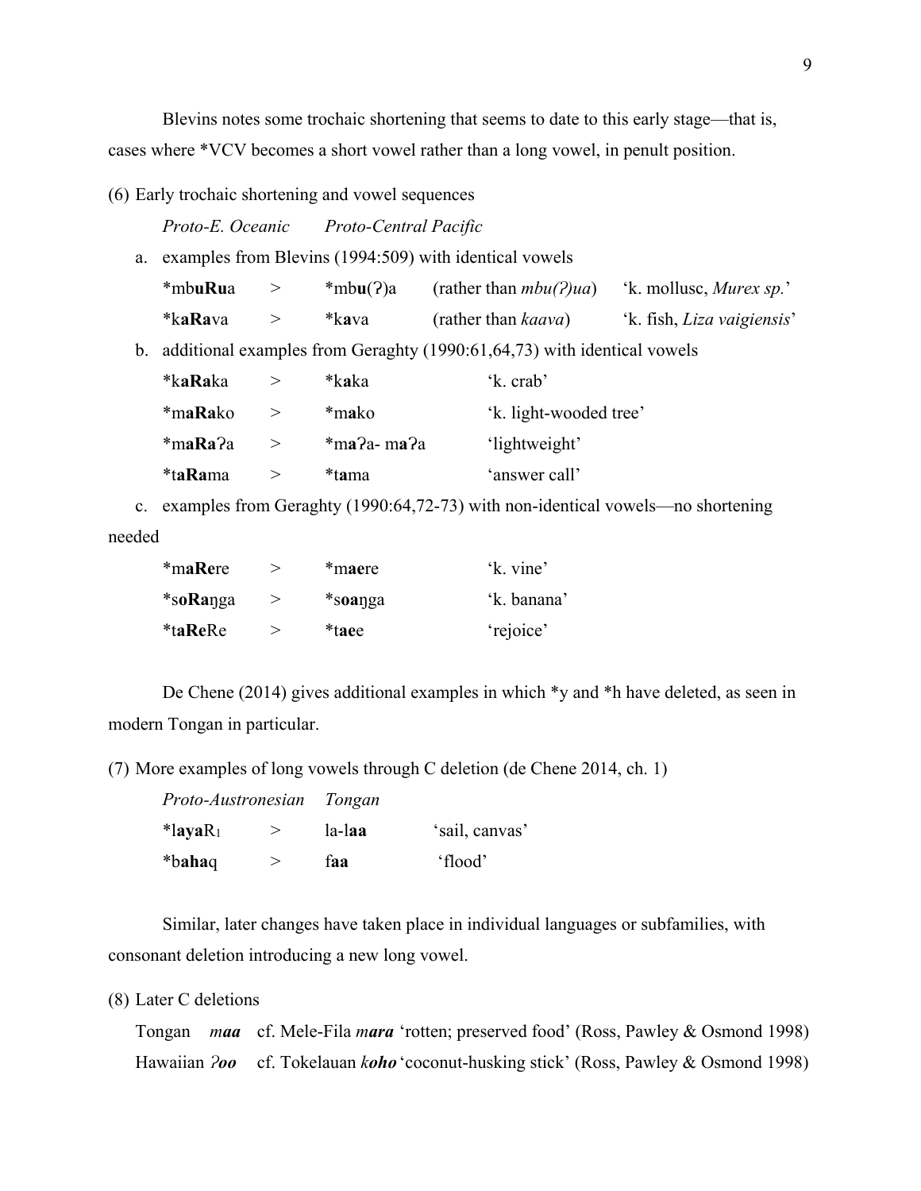Blevins notes some trochaic shortening that seems to date to this early stage—that is, cases where *VCV becomes a short vowel rather than a long vowel, in penult position.

(6) Early trochaic shortening and vowel sequences

| *Proto-E. Oceanic* | | *Proto-Central Pacific* | | |
|---|---|---|---|---|
| a. examples from Blevins (1994:509) with identical vowels | | | | |
| *mb**uRu**a | > | *mb**u**(ʔ)a | (rather than *mbu(ʔ)ua*) | 'k. mollusc, *Murex sp.*' |
| *k**aRa**va | > | *k**a**va | (rather than *kaava*) | 'k. fish, *Liza vaigiensis*' |
| b. additional examples from Geraghty (1990:61,64,73) with identical vowels | | | | |
| *k**aRa**ka | > | *k**a**ka | | 'k. crab' |
| *m**aRa**ko | > | *m**a**ko | | 'k. light-wooded tree' |
| *m**aRa**ʔa | > | *m**a**ʔa- m**a**ʔa | | 'lightweight' |
| *t**aRa**ma | > | *t**a**ma | | 'answer call' |
| c. examples from Geraghty (1990:64,72-73) with non-identical vowels—no shortening needed | | | | |
| *m**aRe**re | > | *m**ae**re | | 'k. vine' |
| *s**oRa**ŋga | > | *s**oa**ŋga | | 'k. banana' |
| *t**aRe**Re | > | *t**ae**e | | 'rejoice' |

De Chene (2014) gives additional examples in which *y and *h have deleted, as seen in modern Tongan in particular.

(7) More examples of long vowels through C deletion (de Chene 2014, ch. 1)

| *Proto-Austronesian* | | *Tongan* | |
|---|---|---|---|
| *l**aya**$R_1$ | > | la-l**aa** | 'sail, canvas' |
| *b**aha**q | > | f**aa** | 'flood' |

Similar, later changes have taken place in individual languages or subfamilies, with consonant deletion introducing a new long vowel.

(8) Later C deletions

Tongan ***maa*** cf. Mele-Fila ***m**a**r**a*** 'rotten; preserved food' (Ross, Pawley & Osmond 1998)

Hawaiian ***ʔoo*** cf. Tokelauan ***koho*** 'coconut-husking stick' (Ross, Pawley & Osmond 1998)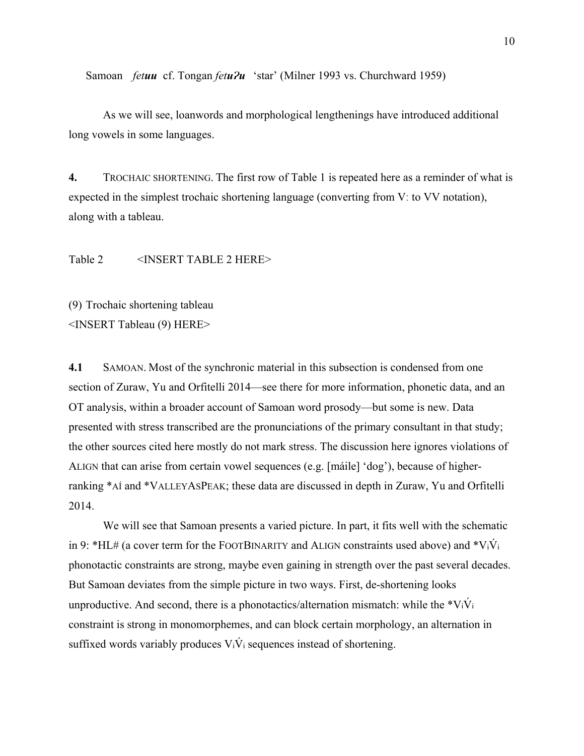Samoan *fet**uu*** cf. Tongan *fet**uʔu*** 'star' (Milner 1993 vs. Churchward 1959)

As we will see, loanwords and morphological lengthenings have introduced additional long vowels in some languages.

**4.** TROCHAIC SHORTENING. The first row of Table 1 is repeated here as a reminder of what is expected in the simplest trochaic shortening language (converting from Vː to VV notation), along with a tableau.

Table 2 <INSERT TABLE 2 HERE>

(9) Trochaic shortening tableau
<INSERT Tableau (9) HERE>

**4.1** SAMOAN. Most of the synchronic material in this subsection is condensed from one section of Zuraw, Yu and Orfitelli 2014—see there for more information, phonetic data, and an OT analysis, within a broader account of Samoan word prosody—but some is new. Data presented with stress transcribed are the pronunciations of the primary consultant in that study; the other sources cited here mostly do not mark stress. The discussion here ignores violations of ALIGN that can arise from certain vowel sequences (e.g. [máile] 'dog'), because of higher-ranking *AÍ and *VALLEYASPEAK; these data are discussed in depth in Zuraw, Yu and Orfitelli 2014.

We will see that Samoan presents a varied picture. In part, it fits well with the schematic in 9: *HL# (a cover term for the FOOTBINARITY and ALIGN constraints used above) and $*V_i\acute{V}_i$ phonotactic constraints are strong, maybe even gaining in strength over the past several decades. But Samoan deviates from the simple picture in two ways. First, de-shortening looks unproductive. And second, there is a phonotactics/alternation mismatch: while the $*V_i\acute{V}_i$ constraint is strong in monomorphemes, and can block certain morphology, an alternation in suffixed words variably produces $V_i\acute{V}_i$ sequences instead of shortening.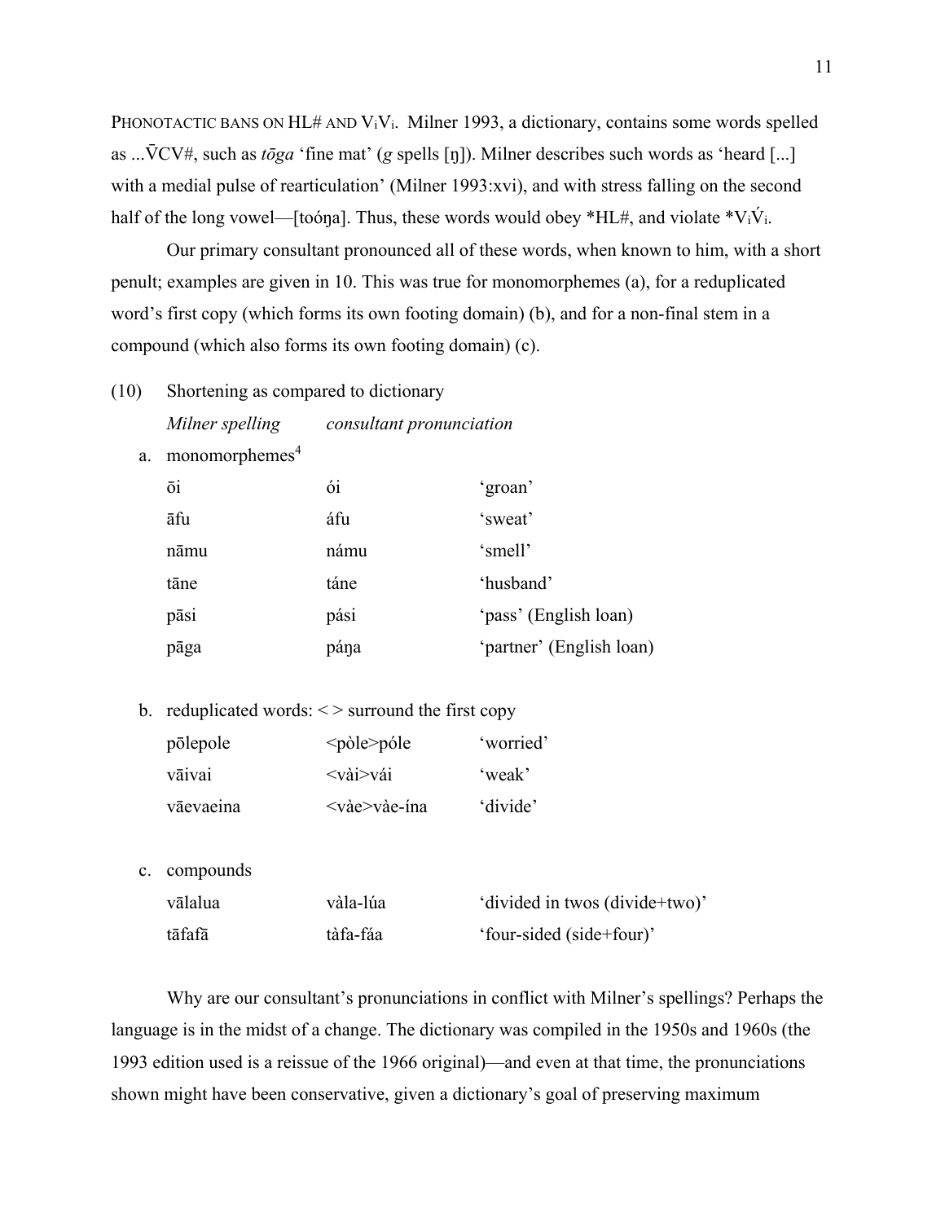PHONOTACTIC BANS ON HL# AND $V_iV_i$. Milner 1993, a dictionary, contains some words spelled as ...V̄CV#, such as *tōga* 'fine mat' (*g* spells [ŋ]). Milner describes such words as 'heard [...] with a medial pulse of rearticulation' (Milner 1993:xvi), and with stress falling on the second half of the long vowel—[toóŋa]. Thus, these words would obey *HL#, and violate *$V_i\acute{V}_i$.

Our primary consultant pronounced all of these words, when known to him, with a short penult; examples are given in 10. This was true for monomorphemes (a), for a reduplicated word's first copy (which forms its own footing domain) (b), and for a non-final stem in a compound (which also forms its own footing domain) (c).

(10) Shortening as compared to dictionary

| *Milner spelling* | *consultant pronunciation* | |
|---|---|---|
| a. monomorphemes[4] | | |
| ōi | ói | 'groan' |
| āfu | áfu | 'sweat' |
| nāmu | námu | 'smell' |
| tāne | táne | 'husband' |
| pāsi | pási | 'pass' (English loan) |
| pāga | páŋa | 'partner' (English loan) |
| b. reduplicated words: < > surround the first copy | | |
| pōlepole | <pòle>póle | 'worried' |
| vāivai | <vài>vái | 'weak' |
| vāevaeina | <vàe>vàe-ína | 'divide' |
| c. compounds | | |
| vālalua | vàla-lúa | 'divided in twos (divide+two)' |
| tāfafā | tàfa-fáa | 'four-sided (side+four)' |

Why are our consultant's pronunciations in conflict with Milner's spellings? Perhaps the language is in the midst of a change. The dictionary was compiled in the 1950s and 1960s (the 1993 edition used is a reissue of the 1966 original)—and even at that time, the pronunciations shown might have been conservative, given a dictionary's goal of preserving maximum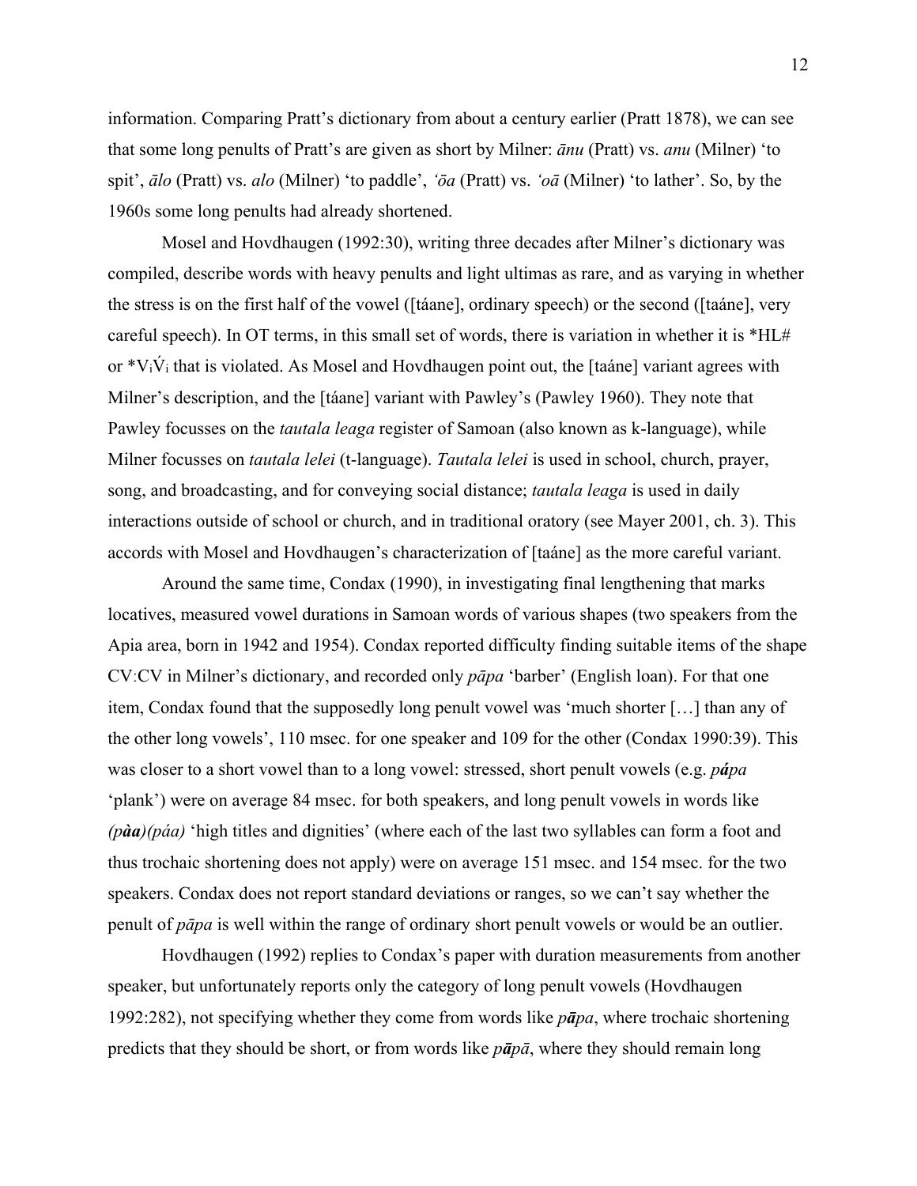information. Comparing Pratt's dictionary from about a century earlier (Pratt 1878), we can see that some long penults of Pratt's are given as short by Milner: *ānu* (Pratt) vs. *anu* (Milner) 'to spit', *ālo* (Pratt) vs. *alo* (Milner) 'to paddle', *'ōa* (Pratt) vs. *'oā* (Milner) 'to lather'. So, by the 1960s some long penults had already shortened.

Mosel and Hovdhaugen (1992:30), writing three decades after Milner's dictionary was compiled, describe words with heavy penults and light ultimas as rare, and as varying in whether the stress is on the first half of the vowel ([táane], ordinary speech) or the second ([taáne], very careful speech). In OT terms, in this small set of words, there is variation in whether it is *HL# or $*V_i\acute{V}_i$ that is violated. As Mosel and Hovdhaugen point out, the [taáne] variant agrees with Milner's description, and the [táane] variant with Pawley's (Pawley 1960). They note that Pawley focusses on the *tautala leaga* register of Samoan (also known as k-language), while Milner focusses on *tautala lelei* (t-language). *Tautala lelei* is used in school, church, prayer, song, and broadcasting, and for conveying social distance; *tautala leaga* is used in daily interactions outside of school or church, and in traditional oratory (see Mayer 2001, ch. 3). This accords with Mosel and Hovdhaugen's characterization of [taáne] as the more careful variant.

Around the same time, Condax (1990), in investigating final lengthening that marks locatives, measured vowel durations in Samoan words of various shapes (two speakers from the Apia area, born in 1942 and 1954). Condax reported difficulty finding suitable items of the shape CVːCV in Milner's dictionary, and recorded only *pāpa* 'barber' (English loan). For that one item, Condax found that the supposedly long penult vowel was 'much shorter […] than any of the other long vowels', 110 msec. for one speaker and 109 for the other (Condax 1990:39). This was closer to a short vowel than to a long vowel: stressed, short penult vowels (e.g. ***pá**pa* 'plank') were on average 84 msec. for both speakers, and long penult vowels in words like *(p**àa**)(páa)* 'high titles and dignities' (where each of the last two syllables can form a foot and thus trochaic shortening does not apply) were on average 151 msec. and 154 msec. for the two speakers. Condax does not report standard deviations or ranges, so we can't say whether the penult of *pāpa* is well within the range of ordinary short penult vowels or would be an outlier.

Hovdhaugen (1992) replies to Condax's paper with duration measurements from another speaker, but unfortunately reports only the category of long penult vowels (Hovdhaugen 1992:282), not specifying whether they come from words like *p**ā**pa*, where trochaic shortening predicts that they should be short, or from words like *p**ā**pā*, where they should remain long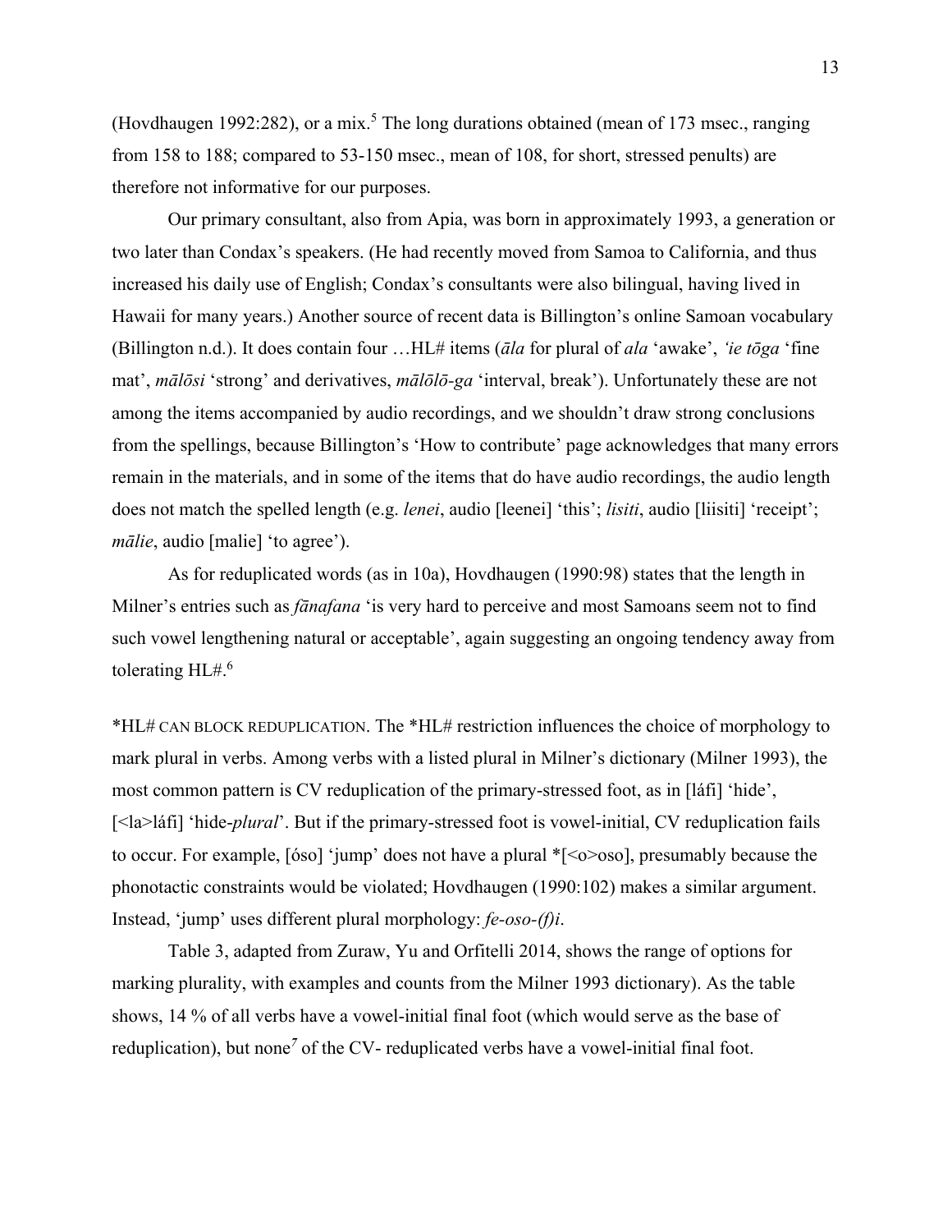(Hovdhaugen 1992:282), or a mix.[5] The long durations obtained (mean of 173 msec., ranging from 158 to 188; compared to 53-150 msec., mean of 108, for short, stressed penults) are therefore not informative for our purposes.

Our primary consultant, also from Apia, was born in approximately 1993, a generation or two later than Condax's speakers. (He had recently moved from Samoa to California, and thus increased his daily use of English; Condax's consultants were also bilingual, having lived in Hawaii for many years.) Another source of recent data is Billington's online Samoan vocabulary (Billington n.d.). It does contain four …HL# items (*āla* for plural of *ala* 'awake', *'ie tōga* 'fine mat', *mālōsi* 'strong' and derivatives, *mālōlō-ga* 'interval, break'). Unfortunately these are not among the items accompanied by audio recordings, and we shouldn't draw strong conclusions from the spellings, because Billington's 'How to contribute' page acknowledges that many errors remain in the materials, and in some of the items that do have audio recordings, the audio length does not match the spelled length (e.g. *lenei*, audio [leenei] 'this'; *lisiti*, audio [liisiti] 'receipt'; *mālie*, audio [malie] 'to agree').

As for reduplicated words (as in 10a), Hovdhaugen (1990:98) states that the length in Milner's entries such as *fānafana* 'is very hard to perceive and most Samoans seem not to find such vowel lengthening natural or acceptable', again suggesting an ongoing tendency away from tolerating HL#.[6]

*HL# CAN BLOCK REDUPLICATION. The *HL# restriction influences the choice of morphology to mark plural in verbs. Among verbs with a listed plural in Milner's dictionary (Milner 1993), the most common pattern is CV reduplication of the primary-stressed foot, as in [láfi] 'hide', [<la>láfi] 'hide-*plural*'. But if the primary-stressed foot is vowel-initial, CV reduplication fails to occur. For example, [óso] 'jump' does not have a plural *[<o>oso], presumably because the phonotactic constraints would be violated; Hovdhaugen (1990:102) makes a similar argument. Instead, 'jump' uses different plural morphology: *fe-oso-(f)i*.

Table 3, adapted from Zuraw, Yu and Orfitelli 2014, shows the range of options for marking plurality, with examples and counts from the Milner 1993 dictionary). As the table shows, 14 % of all verbs have a vowel-initial final foot (which would serve as the base of reduplication), but none[7] of the CV- reduplicated verbs have a vowel-initial final foot.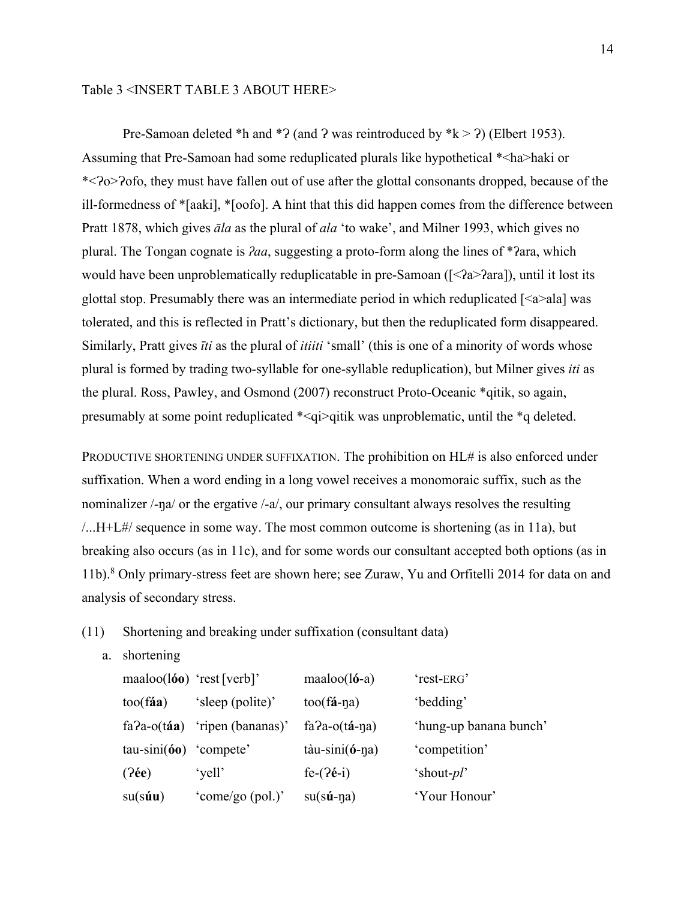Table 3 <INSERT TABLE 3 ABOUT HERE>

Pre-Samoan deleted *h and *ʔ (and ʔ was reintroduced by *k > ʔ) (Elbert 1953). Assuming that Pre-Samoan had some reduplicated plurals like hypothetical *<ha>haki or *<ʔo>ʔofo, they must have fallen out of use after the glottal consonants dropped, because of the ill-formedness of *[aaki], *[oofo]. A hint that this did happen comes from the difference between Pratt 1878, which gives *āla* as the plural of *ala* 'to wake', and Milner 1993, which gives no plural. The Tongan cognate is *ʔaa*, suggesting a proto-form along the lines of *ʔara, which would have been unproblematically reduplicatable in pre-Samoan ([<ʔa>ʔara]), until it lost its glottal stop. Presumably there was an intermediate period in which reduplicated [<a>ala] was tolerated, and this is reflected in Pratt's dictionary, but then the reduplicated form disappeared. Similarly, Pratt gives *īti* as the plural of *itiiti* 'small' (this is one of a minority of words whose plural is formed by trading two-syllable for one-syllable reduplication), but Milner gives *iti* as the plural. Ross, Pawley, and Osmond (2007) reconstruct Proto-Oceanic *qitik, so again, presumably at some point reduplicated *<qi>qitik was unproblematic, until the *q deleted.

PRODUCTIVE SHORTENING UNDER SUFFIXATION. The prohibition on HL# is also enforced under suffixation. When a word ending in a long vowel receives a monomoraic suffix, such as the nominalizer /-ŋa/ or the ergative /-a/, our primary consultant always resolves the resulting /...H+L#/ sequence in some way. The most common outcome is shortening (as in 11a), but breaking also occurs (as in 11c), and for some words our consultant accepted both options (as in 11b).[8] Only primary-stress feet are shown here; see Zuraw, Yu and Orfitelli 2014 for data on and analysis of secondary stress.

(11) Shortening and breaking under suffixation (consultant data)

a. shortening

| | | | |
|---|---|---|---|
| maaloo(l**óo**) | 'rest [verb]' | maaloo(l**ó**-a) | 'rest-ERG' |
| too(f**áa**) | 'sleep (polite)' | too(f**á**-ŋa) | 'bedding' |
| faʔa-o(t**áa**) | 'ripen (bananas)' | faʔa-o(t**á**-ŋa) | 'hung-up banana bunch' |
| tau-sini(**óo**) | 'compete' | tàu-sini(**ó**-ŋa) | 'competition' |
| (ʔ**ée**) | 'yell' | fe-(ʔ**é**-i) | 'shout-*pl*' |
| su(s**úu**) | 'come/go (pol.)' | su(s**ú**-ŋa) | 'Your Honour' |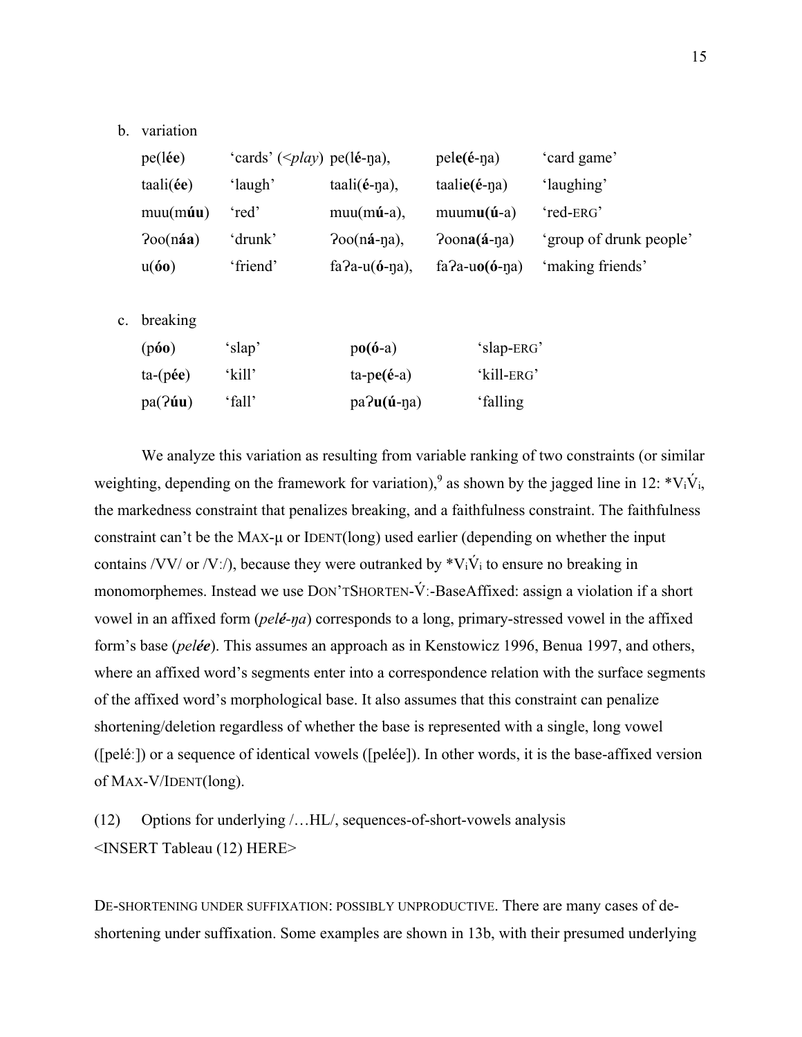b. variation

| | | | | |
|---|---|---|---|---|
| pe(l**ée**) | 'cards' (<*play*) | pe(l**é**-ŋa), | pel**e(é**-ŋa) | 'card game' |
| taali(**ée**) | 'laugh' | taali(**é**-ŋa), | taali**e(é**-ŋa) | 'laughing' |
| muu(m**úu**) | 'red' | muu(m**ú**-a), | muum**u(ú**-a) | 'red-ERG' |
| ʔoo(n**áa**) | 'drunk' | ʔoo(n**á**-ŋa), | ʔoon**a(á**-ŋa) | 'group of drunk people' |
| u(**óo**) | 'friend' | faʔa-u(**ó**-ŋa), | faʔa-u**o(ó**-ŋa) | 'making friends' |

c. breaking

| | | | |
|---|---|---|---|
| (p**óo**) | 'slap' | p**o(ó**-a) | 'slap-ERG' |
| ta-(p**ée**) | 'kill' | ta-p**e(é**-a) | 'kill-ERG' |
| pa(ʔ**úu**) | 'fall' | paʔ**u(ú**-ŋa) | 'falling |

We analyze this variation as resulting from variable ranking of two constraints (or similar weighting, depending on the framework for variation),[9] as shown by the jagged line in 12: $*V_i\acute{V}_i$, the markedness constraint that penalizes breaking, and a faithfulness constraint. The faithfulness constraint can't be the MAX-μ or IDENT(long) used earlier (depending on whether the input contains /VV/ or /Vː/), because they were outranked by $*V_i\acute{V}_i$ to ensure no breaking in monomorphemes. Instead we use DON'TSHORTEN-V́ː-BaseAffixed: assign a violation if a short vowel in an affixed form (*pelé-ŋa*) corresponds to a long, primary-stressed vowel in the affixed form's base (*pel**ée***). This assumes an approach as in Kenstowicz 1996, Benua 1997, and others, where an affixed word's segments enter into a correspondence relation with the surface segments of the affixed word's morphological base. It also assumes that this constraint can penalize shortening/deletion regardless of whether the base is represented with a single, long vowel ([peléː]) or a sequence of identical vowels ([pelée]). In other words, it is the base-affixed version of MAX-V/IDENT(long).

(12) Options for underlying /…HL/, sequences-of-short-vowels analysis
<INSERT Tableau (12) HERE>

DE-SHORTENING UNDER SUFFIXATION: POSSIBLY UNPRODUCTIVE. There are many cases of de-shortening under suffixation. Some examples are shown in 13b, with their presumed underlying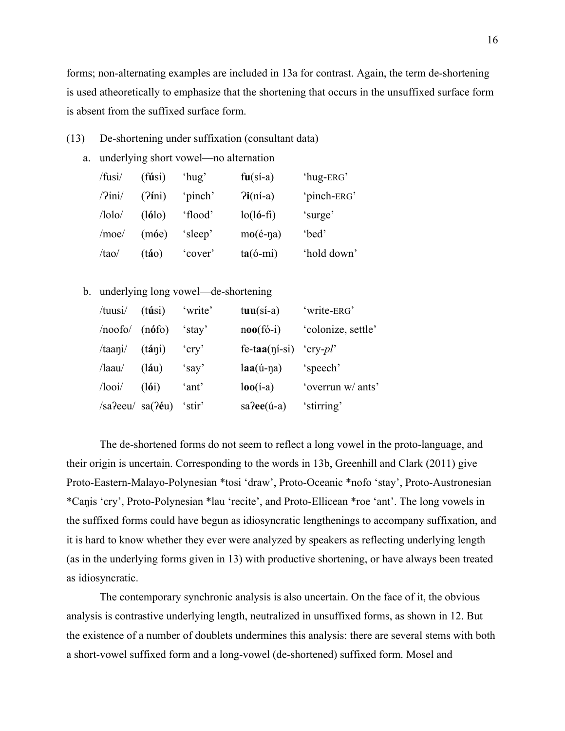forms; non-alternating examples are included in 13a for contrast. Again, the term de-shortening is used atheoretically to emphasize that the shortening that occurs in the unsuffixed surface form is absent from the suffixed surface form.

(13) De-shortening under suffixation (consultant data)

a. underlying short vowel—no alternation

| | | | | |
|---|---|---|---|---|
| /fusi/ | (f**ú**si) | 'hug' | f**u**(sí-a) | 'hug-ERG' |
| /ʔini/ | (ʔ**í**ni) | 'pinch' | ʔ**i**(ní-a) | 'pinch-ERG' |
| /lolo/ | (l**ó**lo) | 'flood' | lo(l**ó**-fi) | 'surge' |
| /moe/ | (m**ó**e) | 'sleep' | m**o**(é-ŋa) | 'bed' |
| /tao/ | (t**á**o) | 'cover' | t**a**(ó-mi) | 'hold down' |

b. underlying long vowel—de-shortening

| | | | | |
|---|---|---|---|---|
| /tuusi/ | (t**ú**si) | 'write' | t**uu**(sí-a) | 'write-ERG' |
| /noofo/ | (n**ó**fo) | 'stay' | n**oo**(fó-i) | 'colonize, settle' |
| /taaŋi/ | (t**á**ŋi) | 'cry' | fe-t**aa**(ŋí-si) | 'cry-*pl*' |
| /laau/ | (l**á**u) | 'say' | l**aa**(ú-ŋa) | 'speech' |
| /looi/ | (l**ó**i) | 'ant' | l**oo**(í-a) | 'overrun w/ ants' |
| /saʔeeu/ | sa(ʔ**é**u) | 'stir' | saʔ**ee**(ú-a) | 'stirring' |

The de-shortened forms do not seem to reflect a long vowel in the proto-language, and their origin is uncertain. Corresponding to the words in 13b, Greenhill and Clark (2011) give Proto-Eastern-Malayo-Polynesian *tosi 'draw', Proto-Oceanic *nofo 'stay', Proto-Austronesian *Caŋis 'cry', Proto-Polynesian *lau 'recite', and Proto-Ellicean *roe 'ant'. The long vowels in the suffixed forms could have begun as idiosyncratic lengthenings to accompany suffixation, and it is hard to know whether they ever were analyzed by speakers as reflecting underlying length (as in the underlying forms given in 13) with productive shortening, or have always been treated as idiosyncratic.

The contemporary synchronic analysis is also uncertain. On the face of it, the obvious analysis is contrastive underlying length, neutralized in unsuffixed forms, as shown in 12. But the existence of a number of doublets undermines this analysis: there are several stems with both a short-vowel suffixed form and a long-vowel (de-shortened) suffixed form. Mosel and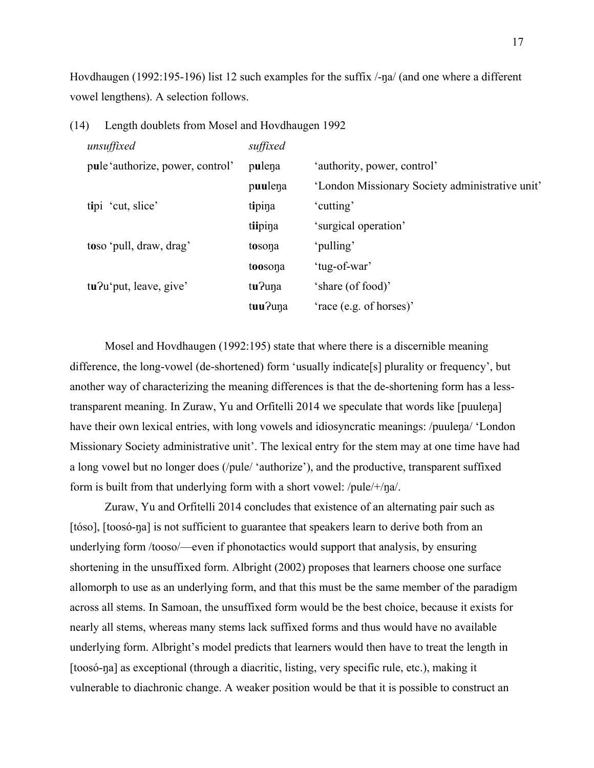Hovdhaugen (1992:195-196) list 12 such examples for the suffix /-ŋa/ (and one where a different vowel lengthens). A selection follows.

(14) Length doublets from Mosel and Hovdhaugen 1992

| *unsuffixed* | *suffixed* | |
|---|---|---|
| p**u**le 'authorize, power, control' | p**u**leŋa | 'authority, power, control' |
| | p**uu**leŋa | 'London Missionary Society administrative unit' |
| t**i**pi 'cut, slice' | t**i**piŋa | 'cutting' |
| | t**ii**piŋa | 'surgical operation' |
| t**o**so 'pull, draw, drag' | t**o**soŋa | 'pulling' |
| | t**oo**soŋa | 'tug-of-war' |
| t**u**ʔu 'put, leave, give' | t**u**ʔuŋa | 'share (of food)' |
| | t**uu**ʔuŋa | 'race (e.g. of horses)' |

Mosel and Hovdhaugen (1992:195) state that where there is a discernible meaning difference, the long-vowel (de-shortened) form 'usually indicate[s] plurality or frequency', but another way of characterizing the meaning differences is that the de-shortening form has a less-transparent meaning. In Zuraw, Yu and Orfitelli 2014 we speculate that words like [puuleŋa] have their own lexical entries, with long vowels and idiosyncratic meanings: /puuleŋa/ 'London Missionary Society administrative unit'. The lexical entry for the stem may at one time have had a long vowel but no longer does (/pule/ 'authorize'), and the productive, transparent suffixed form is built from that underlying form with a short vowel: /pule/+/ŋa/.

Zuraw, Yu and Orfitelli 2014 concludes that existence of an alternating pair such as [tóso], [toosó-ŋa] is not sufficient to guarantee that speakers learn to derive both from an underlying form /tooso/—even if phonotactics would support that analysis, by ensuring shortening in the unsuffixed form. Albright (2002) proposes that learners choose one surface allomorph to use as an underlying form, and that this must be the same member of the paradigm across all stems. In Samoan, the unsuffixed form would be the best choice, because it exists for nearly all stems, whereas many stems lack suffixed forms and thus would have no available underlying form. Albright's model predicts that learners would then have to treat the length in [toosó-ŋa] as exceptional (through a diacritic, listing, very specific rule, etc.), making it vulnerable to diachronic change. A weaker position would be that it is possible to construct an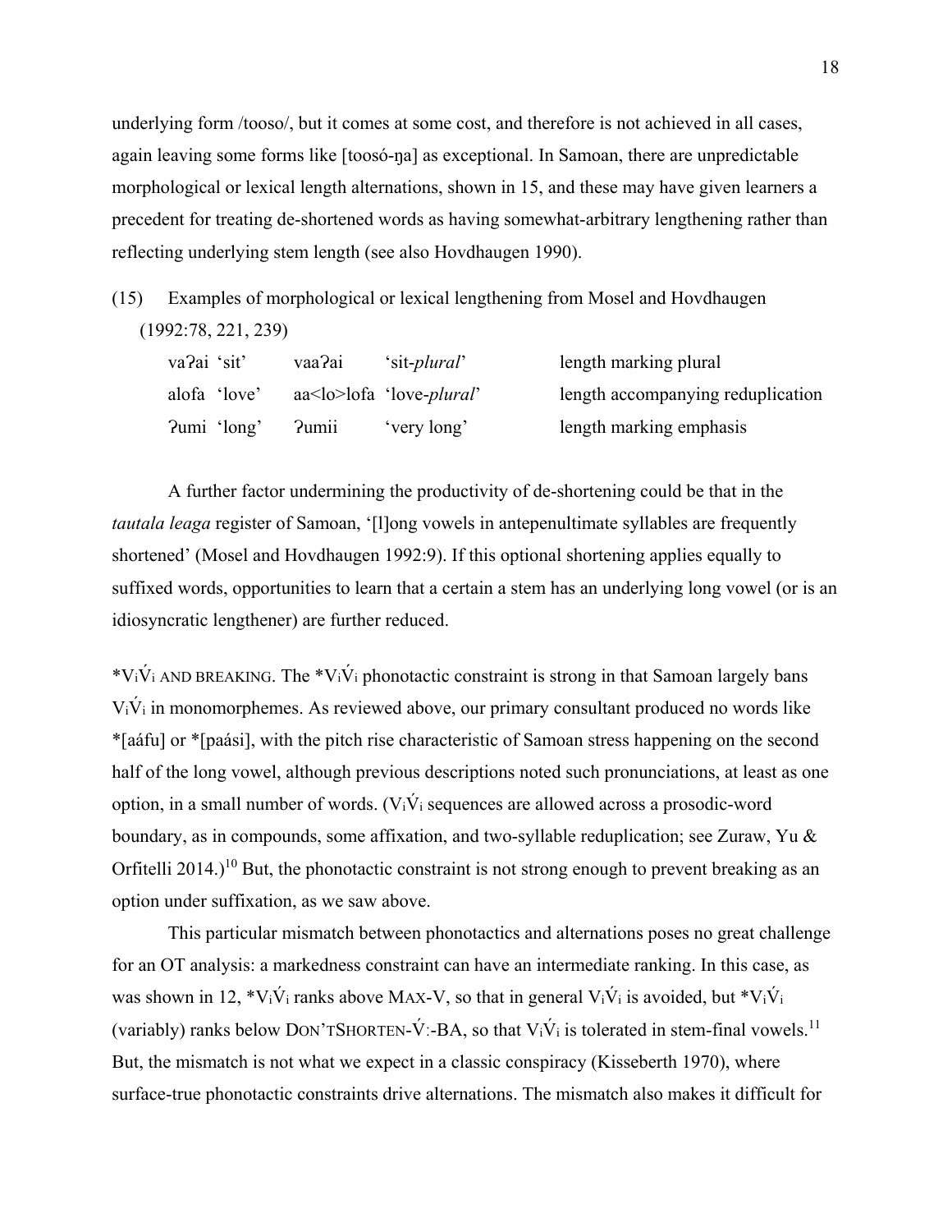underlying form /tooso/, but it comes at some cost, and therefore is not achieved in all cases, again leaving some forms like [toosó-ŋa] as exceptional. In Samoan, there are unpredictable morphological or lexical length alternations, shown in 15, and these may have given learners a precedent for treating de-shortened words as having somewhat-arbitrary lengthening rather than reflecting underlying stem length (see also Hovdhaugen 1990).

(15) Examples of morphological or lexical lengthening from Mosel and Hovdhaugen (1992:78, 221, 239)

| | | | |
|---|---|---|---|
| vaʔai 'sit' | vaaʔai | 'sit-*plural*' | length marking plural |
| alofa 'love' | aa<lo>lofa | 'love-*plural*' | length accompanying reduplication |
| ʔumi 'long' | ʔumii | 'very long' | length marking emphasis |

A further factor undermining the productivity of de-shortening could be that in the *tautala leaga* register of Samoan, '[l]ong vowels in antepenultimate syllables are frequently shortened' (Mosel and Hovdhaugen 1992:9). If this optional shortening applies equally to suffixed words, opportunities to learn that a certain a stem has an underlying long vowel (or is an idiosyncratic lengthener) are further reduced.

*$V_i\acute{V}_i$ AND BREAKING. The *$V_i\acute{V}_i$ phonotactic constraint is strong in that Samoan largely bans $V_i\acute{V}_i$ in monomorphemes. As reviewed above, our primary consultant produced no words like *[aáfu] or *[paási], with the pitch rise characteristic of Samoan stress happening on the second half of the long vowel, although previous descriptions noted such pronunciations, at least as one option, in a small number of words. ($V_i\acute{V}_i$ sequences are allowed across a prosodic-word boundary, as in compounds, some affixation, and two-syllable reduplication; see Zuraw, Yu & Orfitelli 2014.)[10] But, the phonotactic constraint is not strong enough to prevent breaking as an option under suffixation, as we saw above.

This particular mismatch between phonotactics and alternations poses no great challenge for an OT analysis: a markedness constraint can have an intermediate ranking. In this case, as was shown in 12, *$V_i\acute{V}_i$ ranks above MAX-V, so that in general $V_i\acute{V}_i$ is avoided, but *$V_i\acute{V}_i$ (variably) ranks below DON'TSHORTEN-V́ː-BA, so that $V_i\acute{V}_i$ is tolerated in stem-final vowels.[11] But, the mismatch is not what we expect in a classic conspiracy (Kisseberth 1970), where surface-true phonotactic constraints drive alternations. The mismatch also makes it difficult for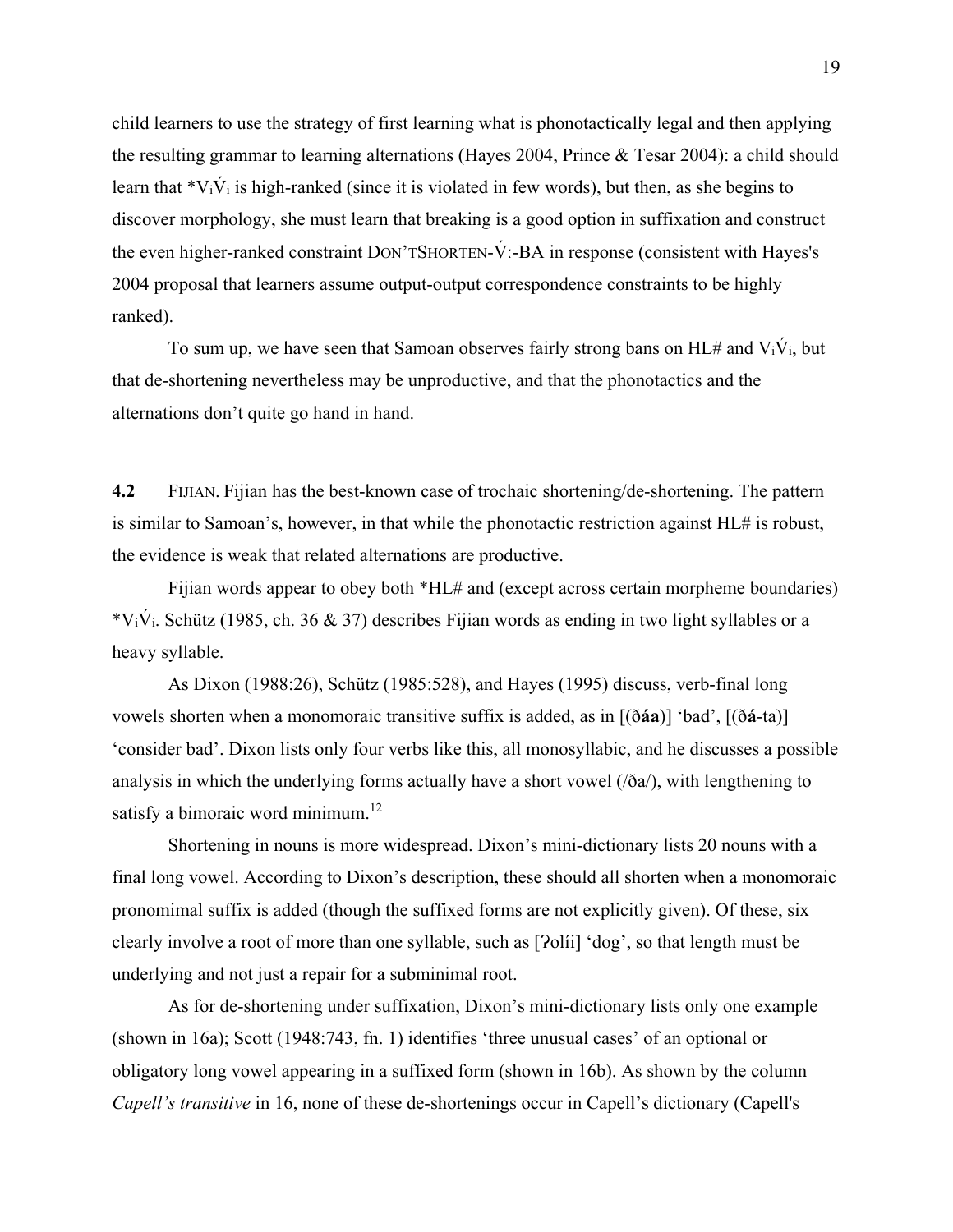child learners to use the strategy of first learning what is phonotactically legal and then applying the resulting grammar to learning alternations (Hayes 2004, Prince & Tesar 2004): a child should learn that *$V_i\acute{V}_i$ is high-ranked (since it is violated in few words), but then, as she begins to discover morphology, she must learn that breaking is a good option in suffixation and construct the even higher-ranked constraint DON'TSHORTEN-V́ː-BA in response (consistent with Hayes's 2004 proposal that learners assume output-output correspondence constraints to be highly ranked).

To sum up, we have seen that Samoan observes fairly strong bans on HL# and $V_i\acute{V}_i$, but that de-shortening nevertheless may be unproductive, and that the phonotactics and the alternations don't quite go hand in hand.

**4.2** FIJIAN. Fijian has the best-known case of trochaic shortening/de-shortening. The pattern is similar to Samoan's, however, in that while the phonotactic restriction against HL# is robust, the evidence is weak that related alternations are productive.

Fijian words appear to obey both *HL# and (except across certain morpheme boundaries) *$V_i\acute{V}_i$. Schütz (1985, ch. 36 & 37) describes Fijian words as ending in two light syllables or a heavy syllable.

As Dixon (1988:26), Schütz (1985:528), and Hayes (1995) discuss, verb-final long vowels shorten when a monomoraic transitive suffix is added, as in [(ð**áa**)] 'bad', [(ð**á**-ta)] 'consider bad'. Dixon lists only four verbs like this, all monosyllabic, and he discusses a possible analysis in which the underlying forms actually have a short vowel (/ða/), with lengthening to satisfy a bimoraic word minimum.[12]

Shortening in nouns is more widespread. Dixon's mini-dictionary lists 20 nouns with a final long vowel. According to Dixon's description, these should all shorten when a monomoraic pronomimal suffix is added (though the suffixed forms are not explicitly given). Of these, six clearly involve a root of more than one syllable, such as [ʔolíi] 'dog', so that length must be underlying and not just a repair for a subminimal root.

As for de-shortening under suffixation, Dixon's mini-dictionary lists only one example (shown in 16a); Scott (1948:743, fn. 1) identifies 'three unusual cases' of an optional or obligatory long vowel appearing in a suffixed form (shown in 16b). As shown by the column *Capell's transitive* in 16, none of these de-shortenings occur in Capell's dictionary (Capell's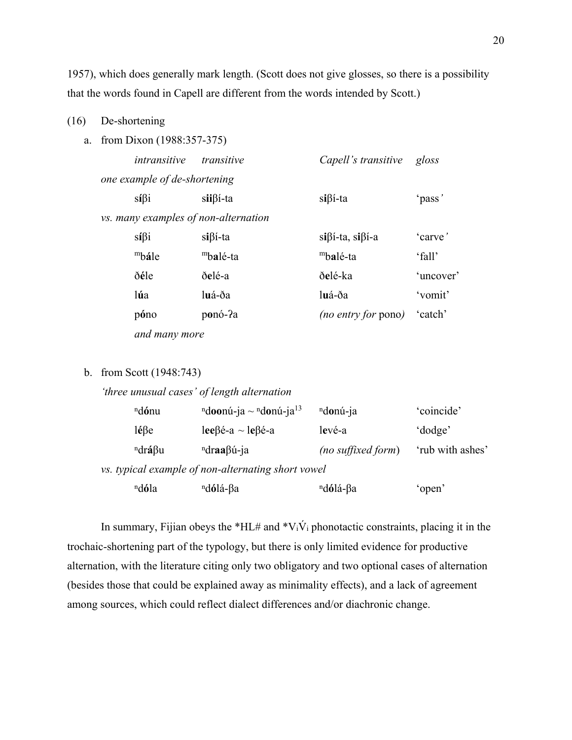1957), which does generally mark length. (Scott does not give glosses, so there is a possibility that the words found in Capell are different from the words intended by Scott.)

(16) De-shortening

a. from Dixon (1988:357-375)

| *intransitive* | *transitive* | *Capell's transitive* | *gloss* |
|---|---|---|---|
| *one example of de-shortening* | | | |
| s**í**βi | s**ii**βí-ta | s**i**βí-ta | 'pass' |
| *vs. many examples of non-alternation* | | | |
| s**í**βi | s**i**βí-ta | s**i**βí-ta, s**i**βí-a | 'carve' |
| ᵐb**á**le | ᵐb**a**lé-ta | ᵐb**a**lé-ta | 'fall' |
| ð**é**le | ð**e**lé-a | ð**e**lé-ka | 'uncover' |
| l**ú**a | l**u**á-ða | l**u**á-ða | 'vomit' |
| p**ó**no | p**o**nó-ʔa | *(no entry for* pono*)* | 'catch' |
| *and many more* | | | |

b. from Scott (1948:743)

| *'three unusual cases' of length alternation* | | | |
|---|---|---|---|
| ⁿd**ó**nu | ⁿd**oo**nú-ja ~ ⁿd**o**nú-ja[13] | ⁿd**o**nú-ja | 'coincide' |
| l**é**βe | l**ee**βé-a ~ l**e**βé-a | l**e**vé-a | 'dodge' |
| ⁿdr**á**βu | ⁿdr**aa**βú-ja | *(no suffixed form)* | 'rub with ashes' |
| *vs. typical example of non-alternating short vowel* | | | |
| ⁿd**ó**la | ⁿd**ó**lá-βa | ⁿd**ó**lá-βa | 'open' |

In summary, Fijian obeys the *HL# and $*V_i\acute{V}_i$ phonotactic constraints, placing it in the trochaic-shortening part of the typology, but there is only limited evidence for productive alternation, with the literature citing only two obligatory and two optional cases of alternation (besides those that could be explained away as minimality effects), and a lack of agreement among sources, which could reflect dialect differences and/or diachronic change.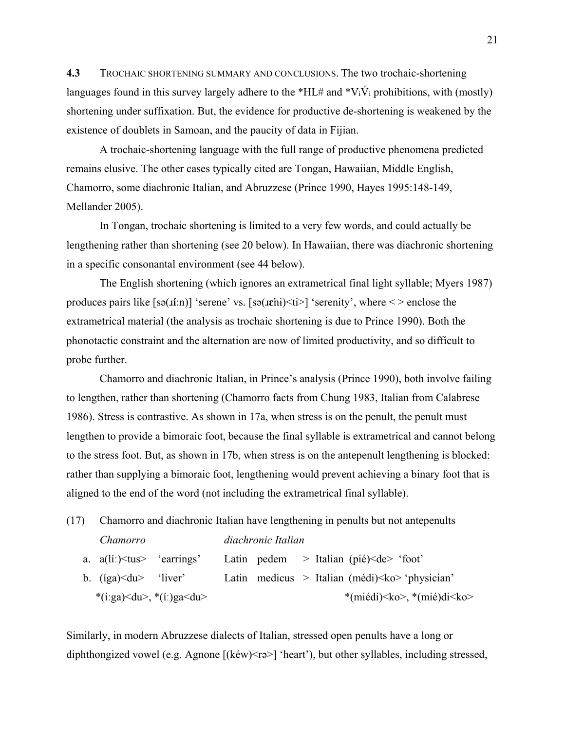**4.3** TROCHAIC SHORTENING SUMMARY AND CONCLUSIONS. The two trochaic-shortening languages found in this survey largely adhere to the *HL# and *$V_i\acute{V}_i$ prohibitions, with (mostly) shortening under suffixation. But, the evidence for productive de-shortening is weakened by the existence of doublets in Samoan, and the paucity of data in Fijian.

A trochaic-shortening language with the full range of productive phenomena predicted remains elusive. The other cases typically cited are Tongan, Hawaiian, Middle English, Chamorro, some diachronic Italian, and Abruzzese (Prince 1990, Hayes 1995:148-149, Mellander 2005).

In Tongan, trochaic shortening is limited to a very few words, and could actually be lengthening rather than shortening (see 20 below). In Hawaiian, there was diachronic shortening in a specific consonantal environment (see 44 below).

The English shortening (which ignores an extrametrical final light syllable; Myers 1987) produces pairs like [sə(ɹíːn)] 'serene' vs. [sə(ɹɛ́nɨ)<ti>] 'serenity', where < > enclose the extrametrical material (the analysis as trochaic shortening is due to Prince 1990). Both the phonotactic constraint and the alternation are now of limited productivity, and so difficult to probe further.

Chamorro and diachronic Italian, in Prince's analysis (Prince 1990), both involve failing to lengthen, rather than shortening (Chamorro facts from Chung 1983, Italian from Calabrese 1986). Stress is contrastive. As shown in 17a, when stress is on the penult, the penult must lengthen to provide a bimoraic foot, because the final syllable is extrametrical and cannot belong to the stress foot. But, as shown in 17b, when stress is on the antepenult lengthening is blocked: rather than supplying a bimoraic foot, lengthening would prevent achieving a binary foot that is aligned to the end of the word (not including the extrametrical final syllable).

(17) Chamorro and diachronic Italian have lengthening in penults but not antepenults

| | *Chamorro* | | *diachronic Italian* |
|---|---|---|---|
| a. | a(líː)<tus> | 'earrings' | Latin pedem > Italian (pié)<de> 'foot' |
| b. | (íga)<du> | 'liver' | Latin medicus > Italian (médi)<ko> 'physician' |
| | *(íːga)<du>, *(íː)ga<du> | | *(miédi)<ko>, *(mié)di<ko> |

Similarly, in modern Abruzzese dialects of Italian, stressed open penults have a long or diphthongized vowel (e.g. Agnone [(kéw)<rə>] 'heart'), but other syllables, including stressed,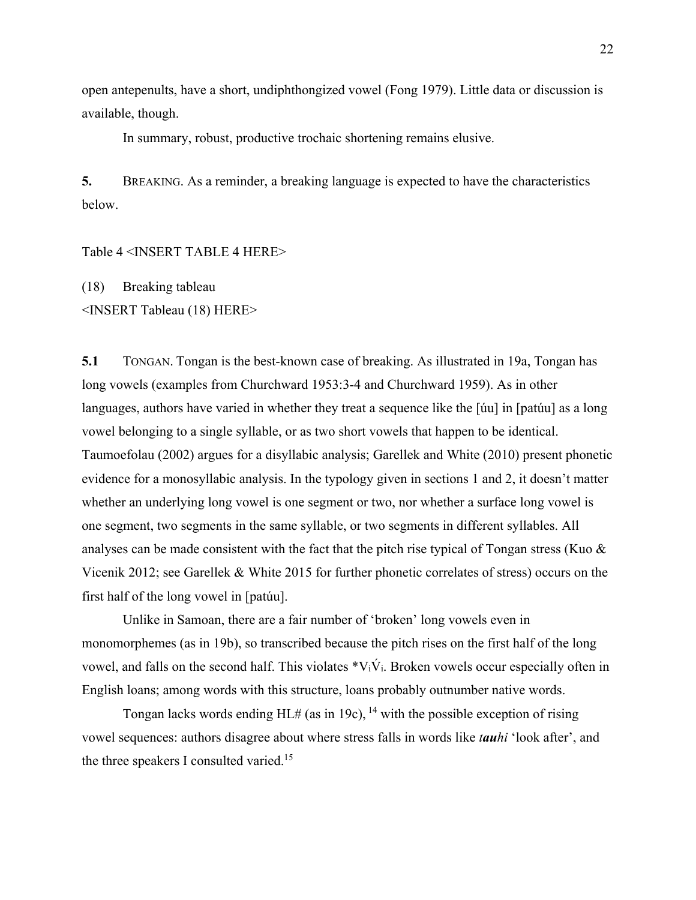open antepenults, have a short, undiphthongized vowel (Fong 1979). Little data or discussion is available, though.

In summary, robust, productive trochaic shortening remains elusive.

**5.** BREAKING. As a reminder, a breaking language is expected to have the characteristics below.

Table 4 <INSERT TABLE 4 HERE>

(18) Breaking tableau
<INSERT Tableau (18) HERE>

**5.1** TONGAN. Tongan is the best-known case of breaking. As illustrated in 19a, Tongan has long vowels (examples from Churchward 1953:3-4 and Churchward 1959). As in other languages, authors have varied in whether they treat a sequence like the [úu] in [patúu] as a long vowel belonging to a single syllable, or as two short vowels that happen to be identical. Taumoefolau (2002) argues for a disyllabic analysis; Garellek and White (2010) present phonetic evidence for a monosyllabic analysis. In the typology given in sections 1 and 2, it doesn't matter whether an underlying long vowel is one segment or two, nor whether a surface long vowel is one segment, two segments in the same syllable, or two segments in different syllables. All analyses can be made consistent with the fact that the pitch rise typical of Tongan stress (Kuo & Vicenik 2012; see Garellek & White 2015 for further phonetic correlates of stress) occurs on the first half of the long vowel in [patúu].

Unlike in Samoan, there are a fair number of 'broken' long vowels even in monomorphemes (as in 19b), so transcribed because the pitch rises on the first half of the long vowel, and falls on the second half. This violates $*V_i\acute{V}_i$. Broken vowels occur especially often in English loans; among words with this structure, loans probably outnumber native words.

Tongan lacks words ending HL# (as in 19c), [14] with the possible exception of rising vowel sequences: authors disagree about where stress falls in words like ***tau**hi* 'look after', and the three speakers I consulted varied.[15]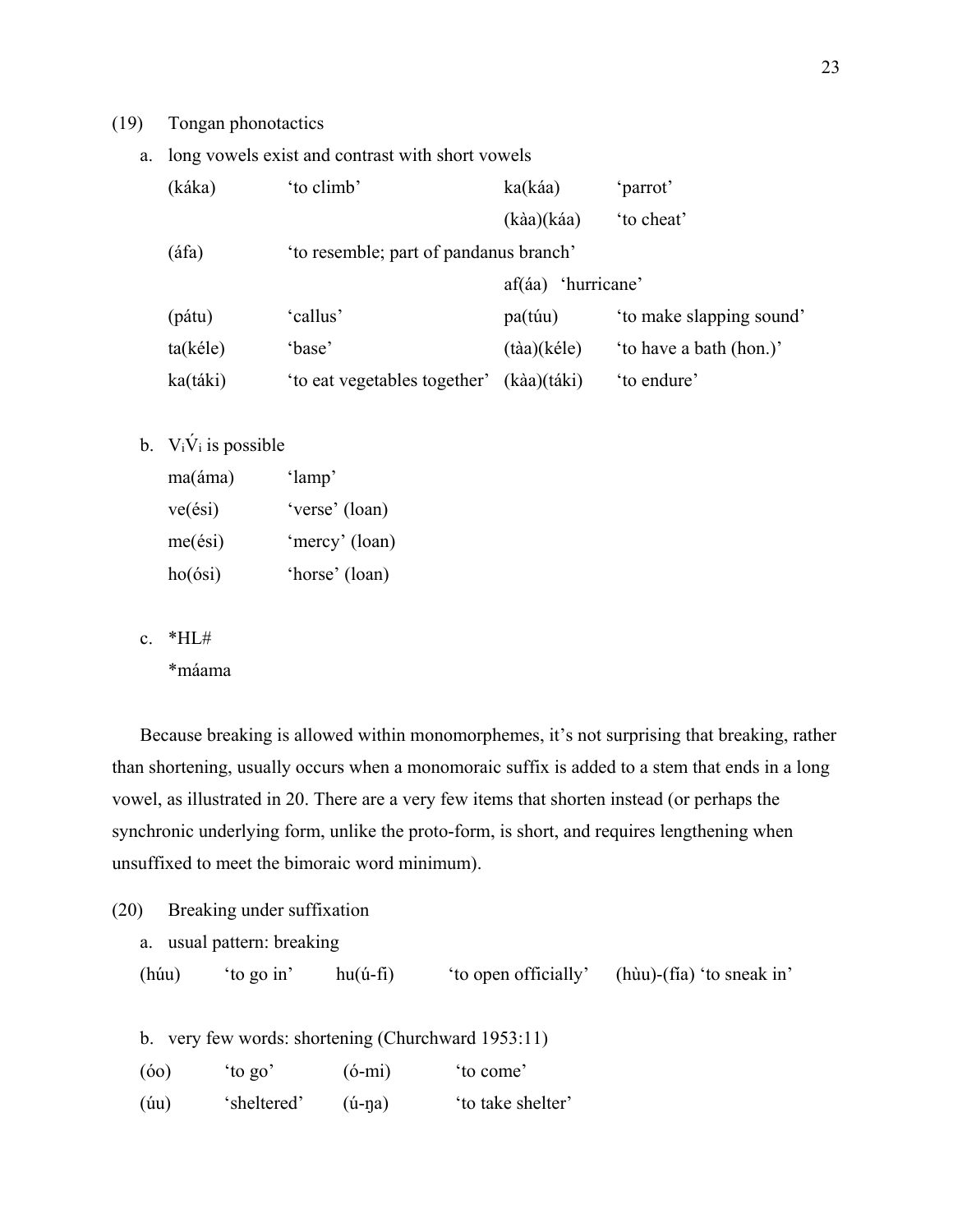(19) Tongan phonotactics

a. long vowels exist and contrast with short vowels

| | | | |
|---|---|---|---|
| (káka) | 'to climb' | ka(káa) | 'parrot' |
| | | (kàa)(káa) | 'to cheat' |
| (áfa) | 'to resemble; part of pandanus branch' | | |
| | | af(áa) | 'hurricane' |
| (pátu) | 'callus' | pa(túu) | 'to make slapping sound' |
| ta(kéle) | 'base' | (tàa)(kéle) | 'to have a bath (hon.)' |
| ka(táki) | 'to eat vegetables together' | (kàa)(táki) | 'to endure' |

b. $V_i\acute{V}_i$ is possible

| | |
|---|---|
| ma(áma) | 'lamp' |
| ve(ési) | 'verse' (loan) |
| me(ési) | 'mercy' (loan) |
| ho(ósi) | 'horse' (loan) |

c. *HL#

*máama

Because breaking is allowed within monomorphemes, it's not surprising that breaking, rather than shortening, usually occurs when a monomoraic suffix is added to a stem that ends in a long vowel, as illustrated in 20. There are a very few items that shorten instead (or perhaps the synchronic underlying form, unlike the proto-form, is short, and requires lengthening when unsuffixed to meet the bimoraic word minimum).

(20) Breaking under suffixation

a. usual pattern: breaking

(húu) 'to go in' hu(ú-fi) 'to open officially' (hùu)-(fía) 'to sneak in'

b. very few words: shortening (Churchward 1953:11)

| | | | |
|---|---|---|---|
| (óo) | 'to go' | (ó-mi) | 'to come' |
| (úu) | 'sheltered' | (ú-ŋa) | 'to take shelter' |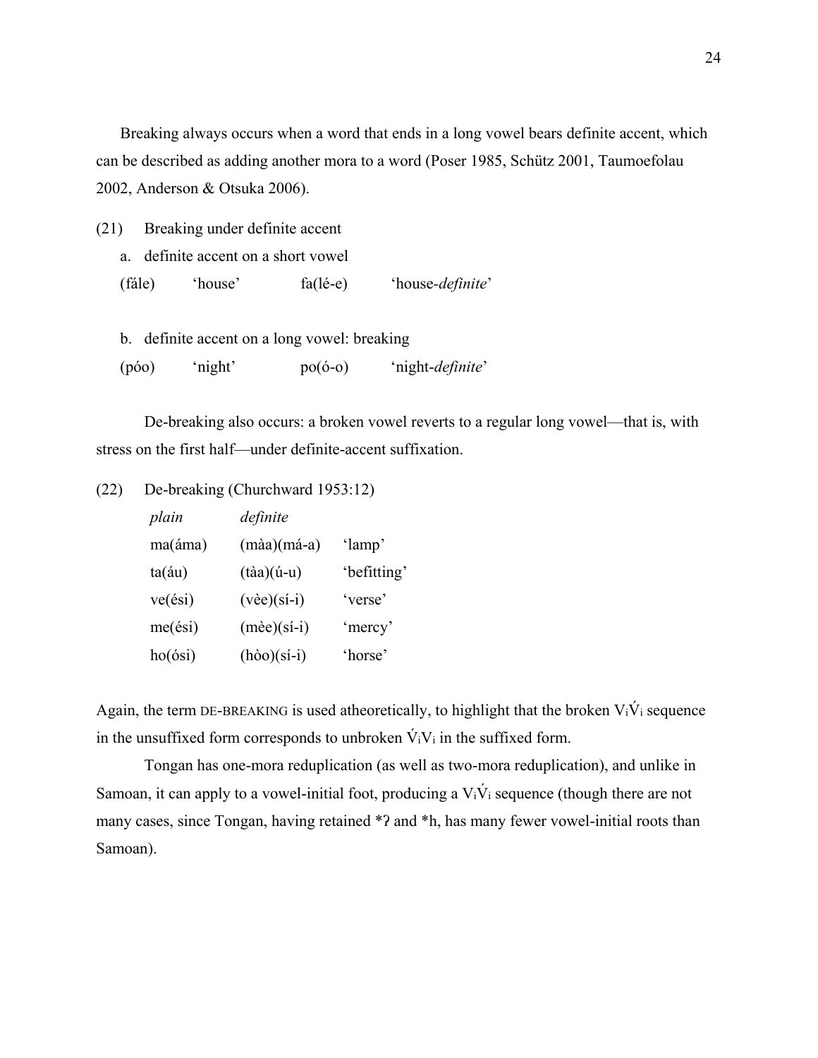Breaking always occurs when a word that ends in a long vowel bears definite accent, which can be described as adding another mora to a word (Poser 1985, Schütz 2001, Taumoefolau 2002, Anderson & Otsuka 2006).

(21) Breaking under definite accent

a. definite accent on a short vowel

| (fále) | 'house' | fa(lé-e) | 'house-*definite*' |
|---|---|---|---|

b. definite accent on a long vowel: breaking

| (póo) | 'night' | po(ó-o) | 'night-*definite*' |
|---|---|---|---|

De-breaking also occurs: a broken vowel reverts to a regular long vowel—that is, with stress on the first half—under definite-accent suffixation.

(22) De-breaking (Churchward 1953:12)

| *plain* | *definite* | |
|---|---|---|
| ma(áma) | (màa)(má-a) | 'lamp' |
| ta(áu) | (tàa)(ú-u) | 'befitting' |
| ve(ési) | (vèe)(sí-i) | 'verse' |
| me(ési) | (mèe)(sí-i) | 'mercy' |
| ho(ósi) | (hòo)(sí-i) | 'horse' |

Again, the term DE-BREAKING is used atheoretically, to highlight that the broken $V_i\acute{V}_i$ sequence in the unsuffixed form corresponds to unbroken $\acute{V}_iV_i$ in the suffixed form.

Tongan has one-mora reduplication (as well as two-mora reduplication), and unlike in Samoan, it can apply to a vowel-initial foot, producing a $V_i\acute{V}_i$ sequence (though there are not many cases, since Tongan, having retained *ʔ and *h, has many fewer vowel-initial roots than Samoan).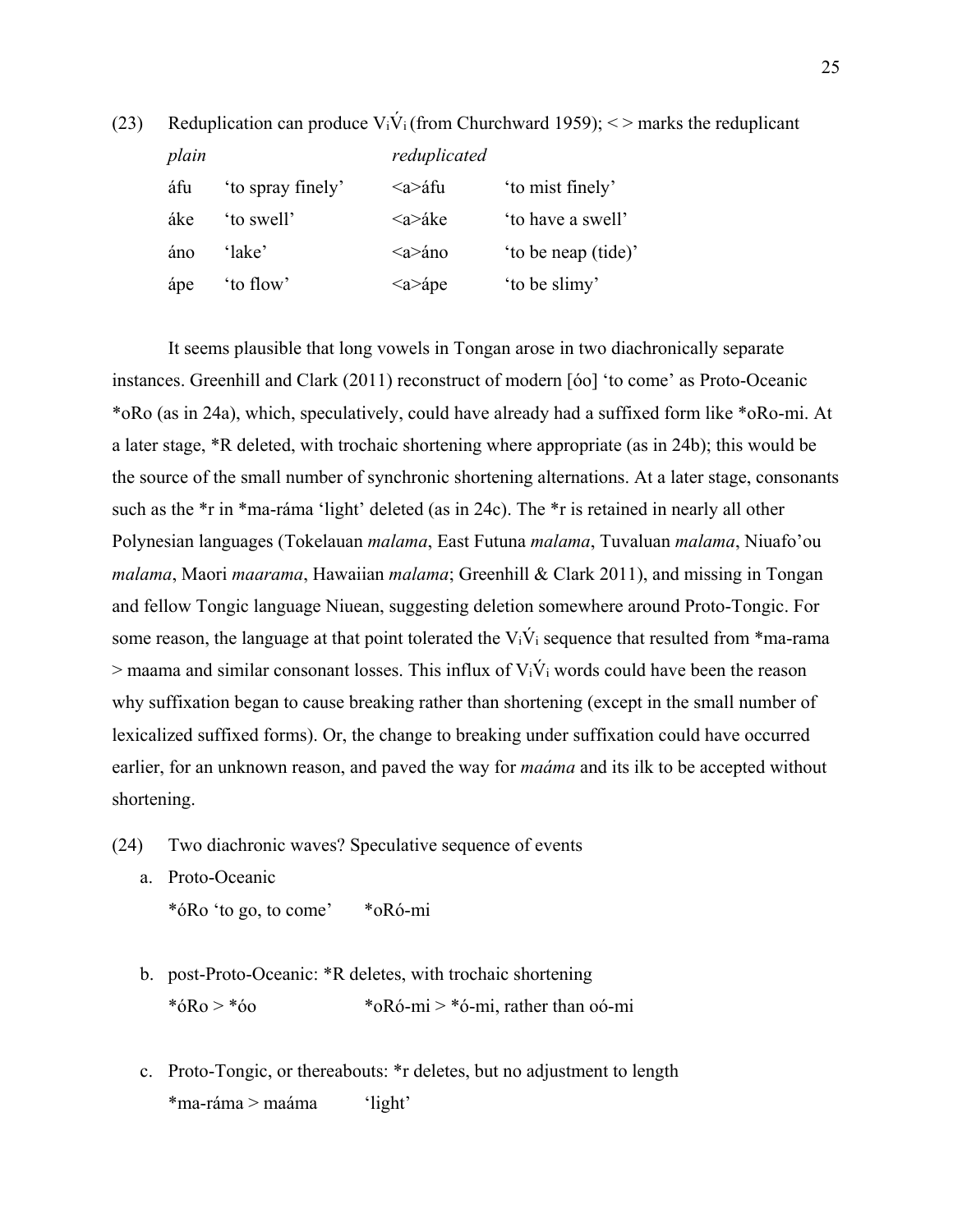(23) Reduplication can produce $V_i\acute{V}_i$ (from Churchward 1959); < > marks the reduplicant

| *plain* | | *reduplicated* | |
|---|---|---|---|
| áfu | 'to spray finely' | <a>áfu | 'to mist finely' |
| áke | 'to swell' | <a>áke | 'to have a swell' |
| áno | 'lake' | <a>áno | 'to be neap (tide)' |
| ápe | 'to flow' | <a>ápe | 'to be slimy' |

It seems plausible that long vowels in Tongan arose in two diachronically separate instances. Greenhill and Clark (2011) reconstruct of modern [óo] 'to come' as Proto-Oceanic *oRo (as in 24a), which, speculatively, could have already had a suffixed form like *oRo-mi. At a later stage, *R deleted, with trochaic shortening where appropriate (as in 24b); this would be the source of the small number of synchronic shortening alternations. At a later stage, consonants such as the *r in *ma-ráma 'light' deleted (as in 24c). The *r is retained in nearly all other Polynesian languages (Tokelauan *malama*, East Futuna *malama*, Tuvaluan *malama*, Niuafo'ou *malama*, Maori *maarama*, Hawaiian *malama*; Greenhill & Clark 2011), and missing in Tongan and fellow Tongic language Niuean, suggesting deletion somewhere around Proto-Tongic. For some reason, the language at that point tolerated the $V_i\acute{V}_i$ sequence that resulted from *ma-rama > maama and similar consonant losses. This influx of $V_i\acute{V}_i$ words could have been the reason why suffixation began to cause breaking rather than shortening (except in the small number of lexicalized suffixed forms). Or, the change to breaking under suffixation could have occurred earlier, for an unknown reason, and paved the way for *maáma* and its ilk to be accepted without shortening.

(24) Two diachronic waves? Speculative sequence of events

a. Proto-Oceanic
   *óRo 'to go, to come'    *oRó-mi

b. post-Proto-Oceanic: *R deletes, with trochaic shortening
   *óRo > *óo    *oRó-mi > *ó-mi, rather than oó-mi

c. Proto-Tongic, or thereabouts: *r deletes, but no adjustment to length
   *ma-ráma > maáma    'light'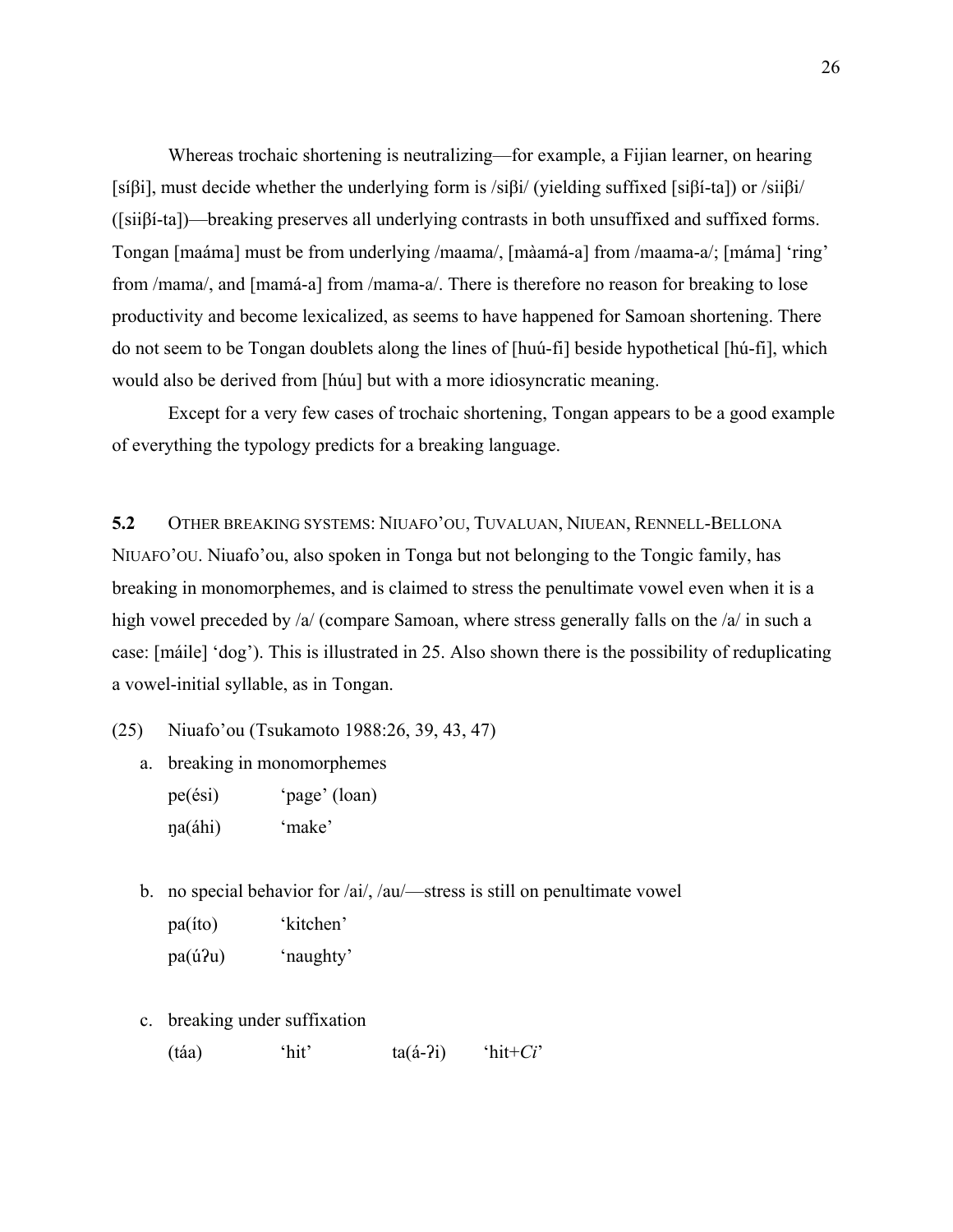Whereas trochaic shortening is neutralizing—for example, a Fijian learner, on hearing [síβi], must decide whether the underlying form is /siβi/ (yielding suffixed [siβí-ta]) or /siiβi/ ([siiβí-ta])—breaking preserves all underlying contrasts in both unsuffixed and suffixed forms. Tongan [maáma] must be from underlying /maama/, [màamá-a] from /maama-a/; [máma] 'ring' from /mama/, and [mamá-a] from /mama-a/. There is therefore no reason for breaking to lose productivity and become lexicalized, as seems to have happened for Samoan shortening. There do not seem to be Tongan doublets along the lines of [huú-fi] beside hypothetical [hú-fi], which would also be derived from [húu] but with a more idiosyncratic meaning.

Except for a very few cases of trochaic shortening, Tongan appears to be a good example of everything the typology predicts for a breaking language.

## 5.2 Other breaking systems: Niuafo'ou, Tuvaluan, Niuean, Rennell-Bellona

Niuafo'ou. Niuafo'ou, also spoken in Tonga but not belonging to the Tongic family, has breaking in monomorphemes, and is claimed to stress the penultimate vowel even when it is a high vowel preceded by /a/ (compare Samoan, where stress generally falls on the /a/ in such a case: [máile] 'dog'). This is illustrated in 25. Also shown there is the possibility of reduplicating a vowel-initial syllable, as in Tongan.

(25) Niuafo'ou (Tsukamoto 1988:26, 39, 43, 47)

a. breaking in monomorphemes

pe(ési) 'page' (loan)
ŋa(áhi) 'make'

b. no special behavior for /ai/, /au/—stress is still on penultimate vowel

pa(íto) 'kitchen'
pa(úʔu) 'naughty'

c. breaking under suffixation

(táa) 'hit' ta(á-ʔi) 'hit+*Ci*'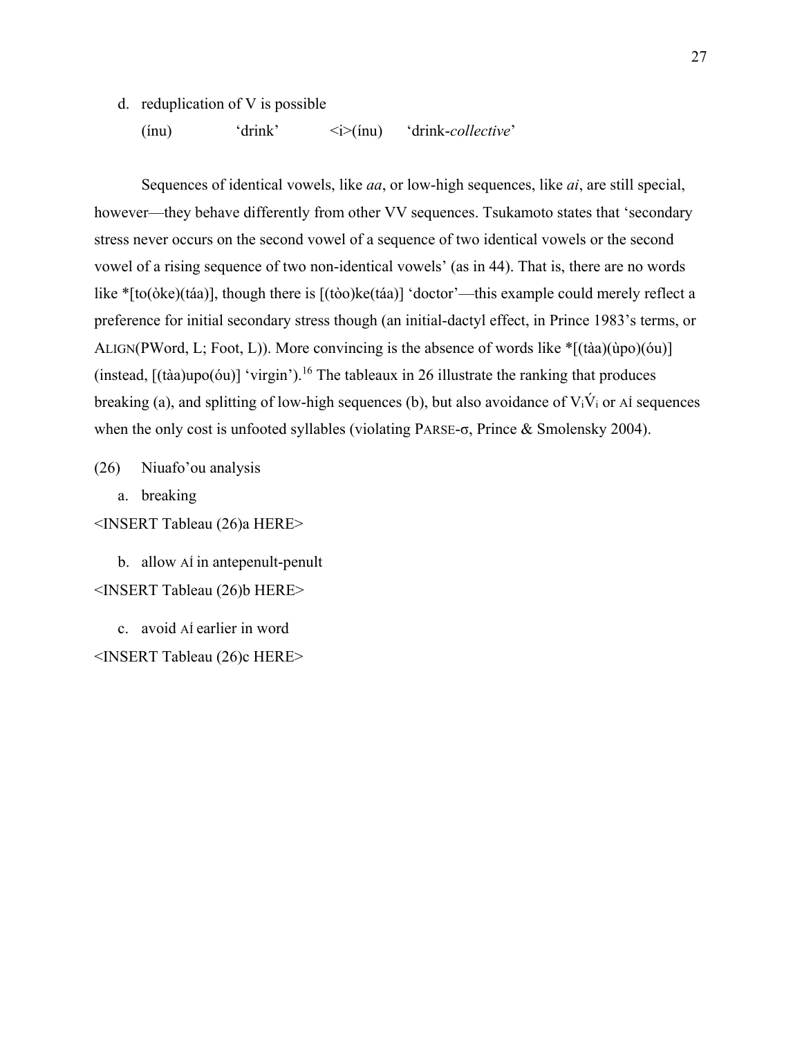d. reduplication of V is possible

   (ínu)   ‘drink’   <i>(ínu)   ‘drink-*collective*’

Sequences of identical vowels, like *aa*, or low-high sequences, like *ai*, are still special, however—they behave differently from other VV sequences. Tsukamoto states that ‘secondary stress never occurs on the second vowel of a sequence of two identical vowels or the second vowel of a rising sequence of two non-identical vowels’ (as in 44). That is, there are no words like *[to(òke)(táa)], though there is [(tòo)ke(táa)] ‘doctor’—this example could merely reflect a preference for initial secondary stress though (an initial-dactyl effect, in Prince 1983’s terms, or ALIGN(PWord, L; Foot, L)). More convincing is the absence of words like *[(tàa)(ùpo)(óu)] (instead, [(tàa)upo(óu)] ‘virgin’).[16] The tableaux in 26 illustrate the ranking that produces breaking (a), and splitting of low-high sequences (b), but also avoidance of $V_i\acute{V}_i$ or Aí sequences when the only cost is unfooted syllables (violating PARSE-σ, Prince & Smolensky 2004).

(26) Niuafo’ou analysis

a. breaking

<INSERT Tableau (26)a HERE>

b. allow Aí in antepenult-penult

<INSERT Tableau (26)b HERE>

c. avoid Aí earlier in word

<INSERT Tableau (26)c HERE>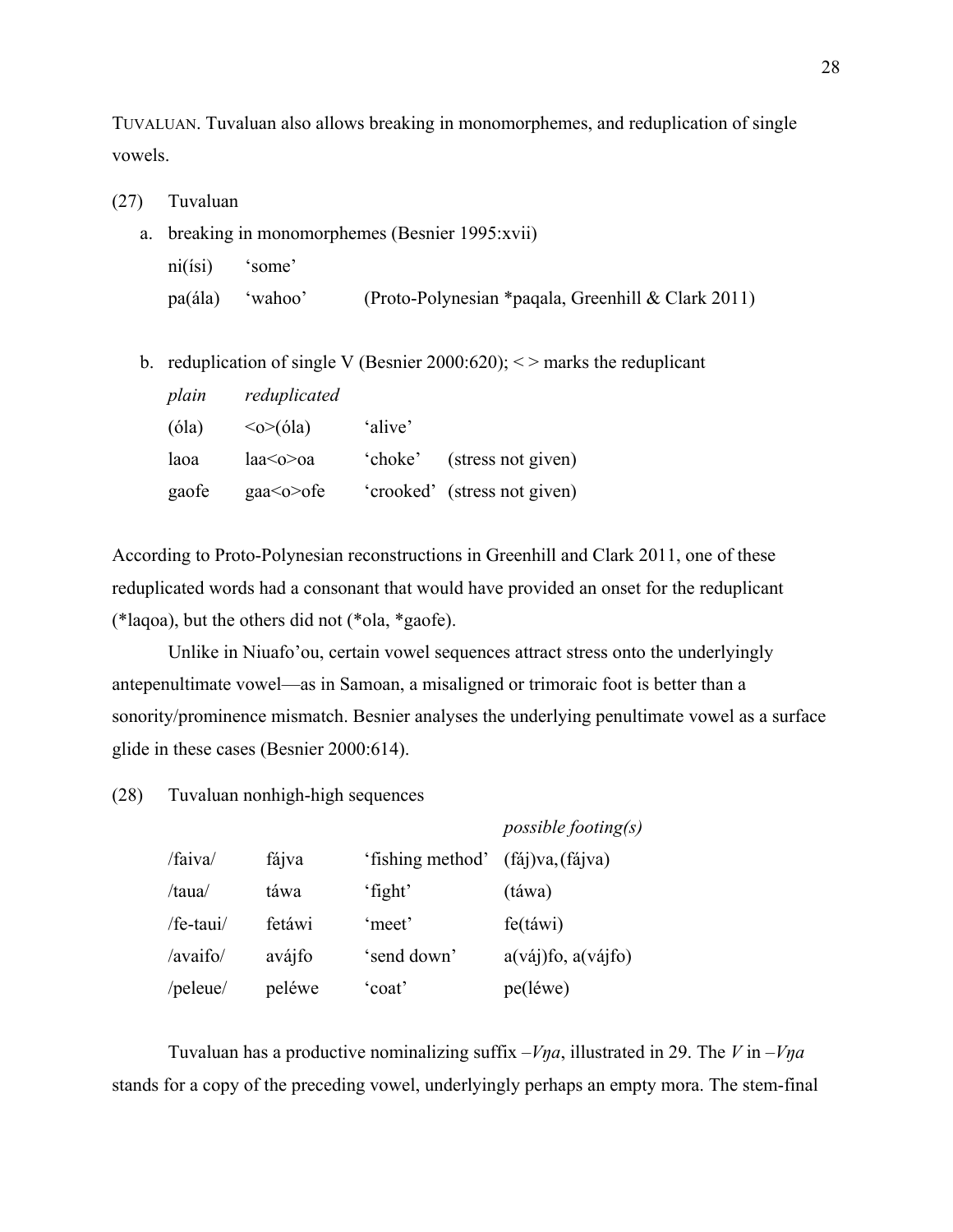TUVALUAN. Tuvaluan also allows breaking in monomorphemes, and reduplication of single vowels.

(27) Tuvaluan

a. breaking in monomorphemes (Besnier 1995:xvii)

| | | |
|---|---|---|
| ni(ísi) | 'some' | |
| pa(ála) | 'wahoo' | (Proto-Polynesian *paqala, Greenhill & Clark 2011) |

b. reduplication of single V (Besnier 2000:620); < > marks the reduplicant

| *plain* | *reduplicated* | | |
|---|---|---|---|
| (óla) | <o>(óla) | 'alive' | |
| laoa | laa<o>oa | 'choke' | (stress not given) |
| gaofe | gaa<o>ofe | 'crooked' | (stress not given) |

According to Proto-Polynesian reconstructions in Greenhill and Clark 2011, one of these reduplicated words had a consonant that would have provided an onset for the reduplicant (*laqoa), but the others did not (*ola, *gaofe).

Unlike in Niuafo'ou, certain vowel sequences attract stress onto the underlyingly antepenultimate vowel—as in Samoan, a misaligned or trimoraic foot is better than a sonority/prominence mismatch. Besnier analyses the underlying penultimate vowel as a surface glide in these cases (Besnier 2000:614).

(28) Tuvaluan nonhigh-high sequences

| | | | *possible footing(s)* |
|---|---|---|---|
| /faiva/ | fájva | 'fishing method' | (fáj)va, (fájva) |
| /taua/ | táwa | 'fight' | (táwa) |
| /fe-taui/ | fetáwi | 'meet' | fe(táwi) |
| /avaifo/ | avájfo | 'send down' | a(váj)fo, a(vájfo) |
| /peleue/ | peléwe | 'coat' | pe(léwe) |

Tuvaluan has a productive nominalizing suffix *–Vŋa*, illustrated in 29. The *V* in *–Vŋa* stands for a copy of the preceding vowel, underlyingly perhaps an empty mora. The stem-final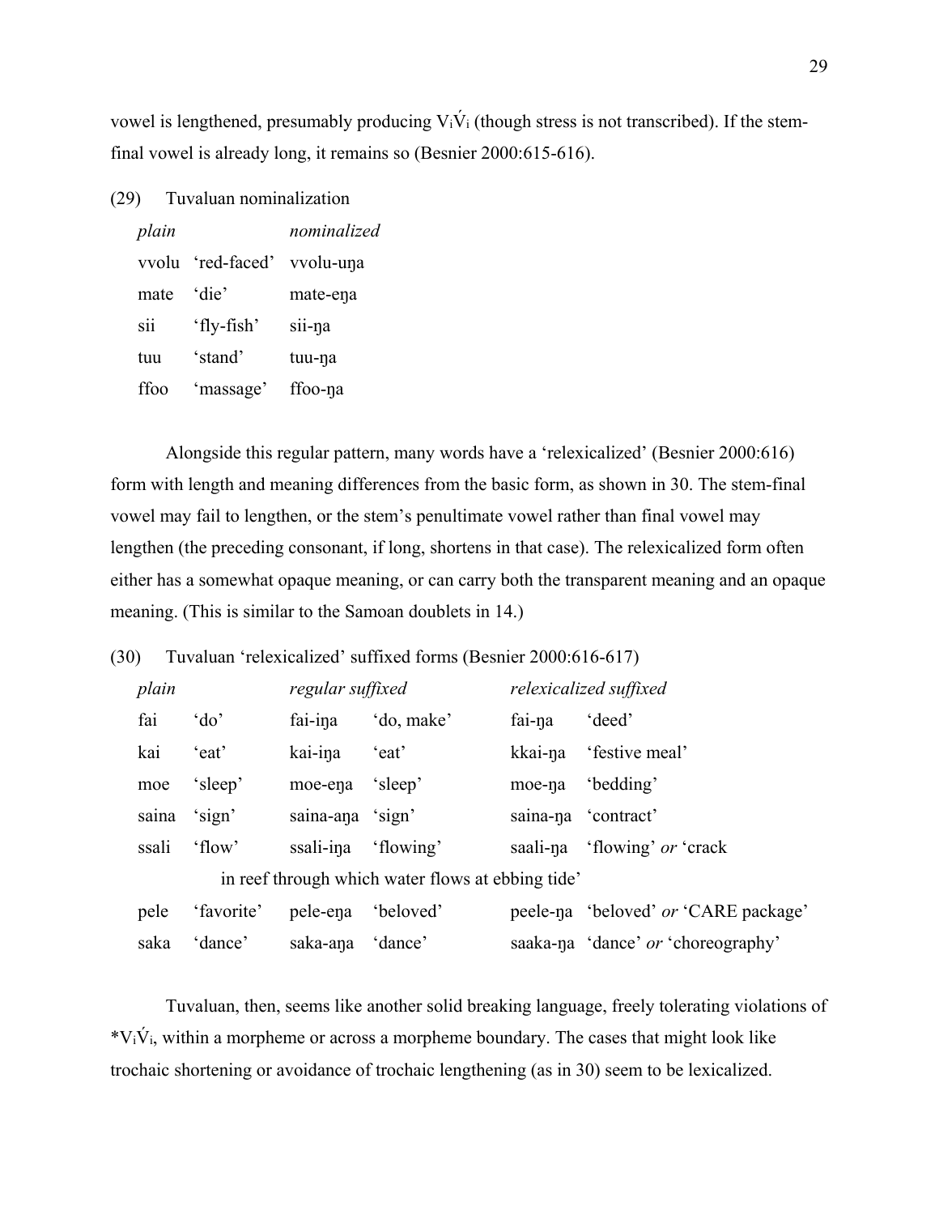vowel is lengthened, presumably producing $V_i\acute{V}_i$ (though stress is not transcribed). If the stem-final vowel is already long, it remains so (Besnier 2000:615-616).

(29) Tuvaluan nominalization

| *plain* | | *nominalized* |
|---|---|---|
| vvolu | 'red-faced' | vvolu-uŋa |
| mate | 'die' | mate-eŋa |
| sii | 'fly-fish' | sii-ŋa |
| tuu | 'stand' | tuu-ŋa |
| ffoo | 'massage' | ffoo-ŋa |

Alongside this regular pattern, many words have a 'relexicalized' (Besnier 2000:616) form with length and meaning differences from the basic form, as shown in 30. The stem-final vowel may fail to lengthen, or the stem's penultimate vowel rather than final vowel may lengthen (the preceding consonant, if long, shortens in that case). The relexicalized form often either has a somewhat opaque meaning, or can carry both the transparent meaning and an opaque meaning. (This is similar to the Samoan doublets in 14.)

(30) Tuvaluan 'relexicalized' suffixed forms (Besnier 2000:616-617)

| *plain* | | *regular suffixed* | | *relexicalized suffixed* | |
|---|---|---|---|---|---|
| fai | 'do' | fai-iŋa | 'do, make' | fai-ŋa | 'deed' |
| kai | 'eat' | kai-iŋa | 'eat' | kkai-ŋa | 'festive meal' |
| moe | 'sleep' | moe-eŋa | 'sleep' | moe-ŋa | 'bedding' |
| saina | 'sign' | saina-aŋa | 'sign' | saina-ŋa | 'contract' |
| ssali | 'flow' | ssali-iŋa | 'flowing' | saali-ŋa | 'flowing' *or* 'crack in reef through which water flows at ebbing tide' |
| pele | 'favorite' | pele-eŋa | 'beloved' | peele-ŋa | 'beloved' *or* 'CARE package' |
| saka | 'dance' | saka-aŋa | 'dance' | saaka-ŋa | 'dance' *or* 'choreography' |

Tuvaluan, then, seems like another solid breaking language, freely tolerating violations of $*V_i\acute{V}_i$, within a morpheme or across a morpheme boundary. The cases that might look like trochaic shortening or avoidance of trochaic lengthening (as in 30) seem to be lexicalized.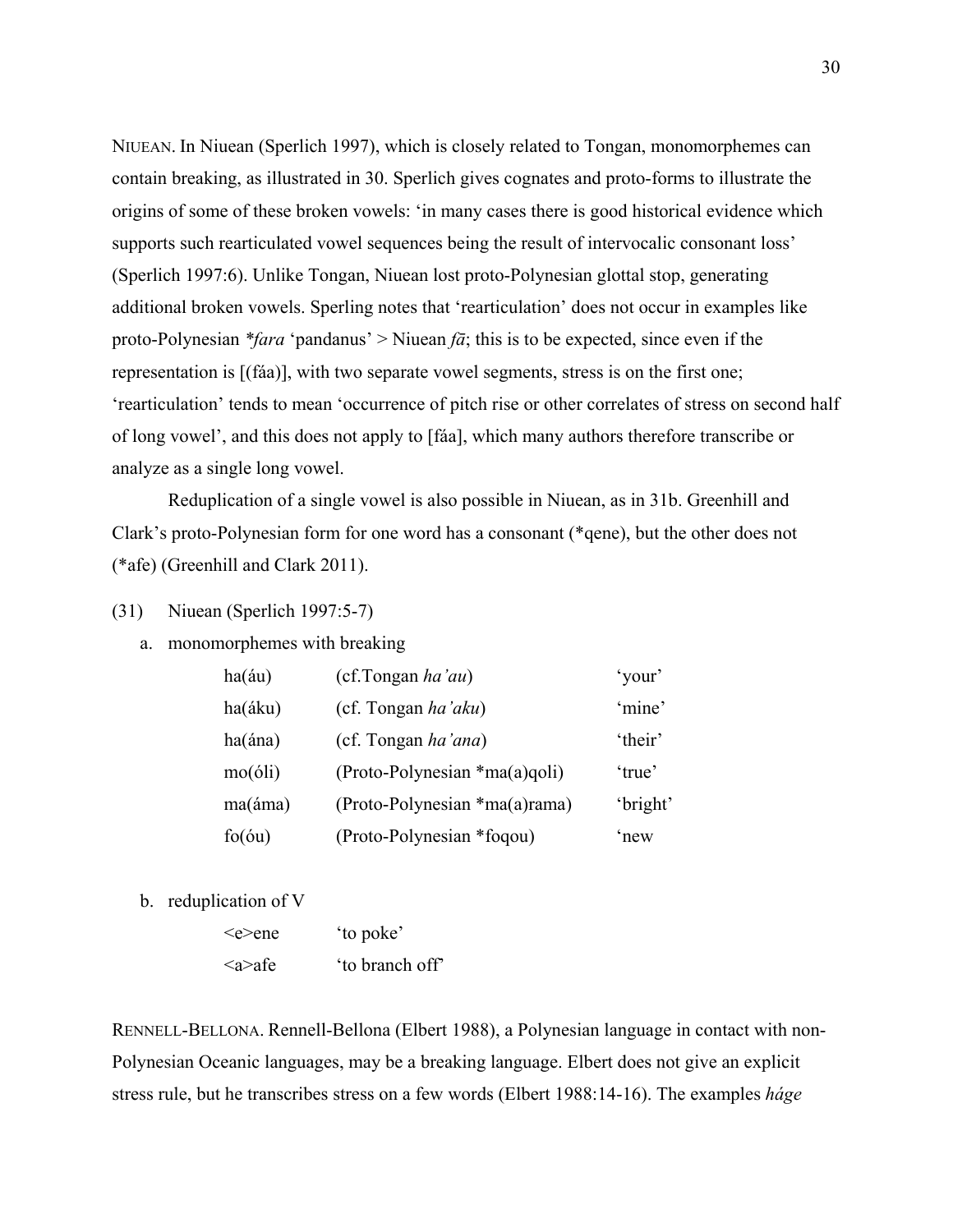NIUEAN. In Niuean (Sperlich 1997), which is closely related to Tongan, monomorphemes can contain breaking, as illustrated in 30. Sperlich gives cognates and proto-forms to illustrate the origins of some of these broken vowels: 'in many cases there is good historical evidence which supports such rearticulated vowel sequences being the result of intervocalic consonant loss' (Sperlich 1997:6). Unlike Tongan, Niuean lost proto-Polynesian glottal stop, generating additional broken vowels. Sperling notes that 'rearticulation' does not occur in examples like proto-Polynesian *\*fara* 'pandanus' > Niuean *fā*; this is to be expected, since even if the representation is [(fáa)], with two separate vowel segments, stress is on the first one; 'rearticulation' tends to mean 'occurrence of pitch rise or other correlates of stress on second half of long vowel', and this does not apply to [fáa], which many authors therefore transcribe or analyze as a single long vowel.

Reduplication of a single vowel is also possible in Niuean, as in 31b. Greenhill and Clark's proto-Polynesian form for one word has a consonant (*qene), but the other does not (*afe) (Greenhill and Clark 2011).

(31) Niuean (Sperlich 1997:5-7)

a. monomorphemes with breaking

| | | |
|---|---|---|
| ha(áu) | (cf.Tongan *ha'au*) | 'your' |
| ha(áku) | (cf. Tongan *ha'aku*) | 'mine' |
| ha(ána) | (cf. Tongan *ha'ana*) | 'their' |
| mo(óli) | (Proto-Polynesian *ma(a)qoli) | 'true' |
| ma(áma) | (Proto-Polynesian *ma(a)rama) | 'bright' |
| fo(óu) | (Proto-Polynesian *foqou) | 'new |

b. reduplication of V

| | |
|---|---|
| <e>ene | 'to poke' |
| <a>afe | 'to branch off' |

RENNELL-BELLONA. Rennell-Bellona (Elbert 1988), a Polynesian language in contact with non-Polynesian Oceanic languages, may be a breaking language. Elbert does not give an explicit stress rule, but he transcribes stress on a few words (Elbert 1988:14-16). The examples *háge*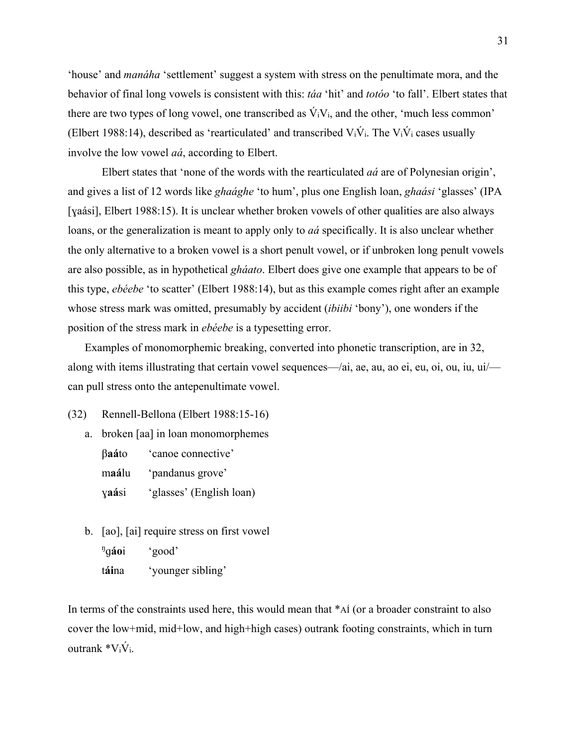'house' and *manáha* 'settlement' suggest a system with stress on the penultimate mora, and the behavior of final long vowels is consistent with this: *táa* 'hit' and *totóo* 'to fall'. Elbert states that there are two types of long vowel, one transcribed as $\acute{V}_iV_i$, and the other, 'much less common' (Elbert 1988:14), described as 'rearticulated' and transcribed $V_i\acute{V}_i$. The $V_i\acute{V}_i$ cases usually involve the low vowel *aá*, according to Elbert.

Elbert states that 'none of the words with the rearticulated *aá* are of Polynesian origin', and gives a list of 12 words like *ghaághe* 'to hum', plus one English loan, *ghaási* 'glasses' (IPA [ɣaási], Elbert 1988:15). It is unclear whether broken vowels of other qualities are also always loans, or the generalization is meant to apply only to *aá* specifically. It is also unclear whether the only alternative to a broken vowel is a short penult vowel, or if unbroken long penult vowels are also possible, as in hypothetical *gháato*. Elbert does give one example that appears to be of this type, *ebéebe* 'to scatter' (Elbert 1988:14), but as this example comes right after an example whose stress mark was omitted, presumably by accident (*ibiibi* 'bony'), one wonders if the position of the stress mark in *ebéebe* is a typesetting error.

Examples of monomorphemic breaking, converted into phonetic transcription, are in 32, along with items illustrating that certain vowel sequences—/ai, ae, au, ao ei, eu, oi, ou, iu, ui/—can pull stress onto the antepenultimate vowel.

(32) Rennell-Bellona (Elbert 1988:15-16)

a. broken [aa] in loan monomorphemes

| | |
|---|---|
| β**aá**to | 'canoe connective' |
| m**aá**lu | 'pandanus grove' |
| ɣ**aá**si | 'glasses' (English loan) |

b. [ao], [ai] require stress on first vowel

| | |
|---|---|
| ᵑg**áo**i | 'good' |
| t**ái**na | 'younger sibling' |

In terms of the constraints used here, this would mean that *Aɪ́ (or a broader constraint to also cover the low+mid, mid+low, and high+high cases) outrank footing constraints, which in turn outrank *$V_i\acute{V}_i$.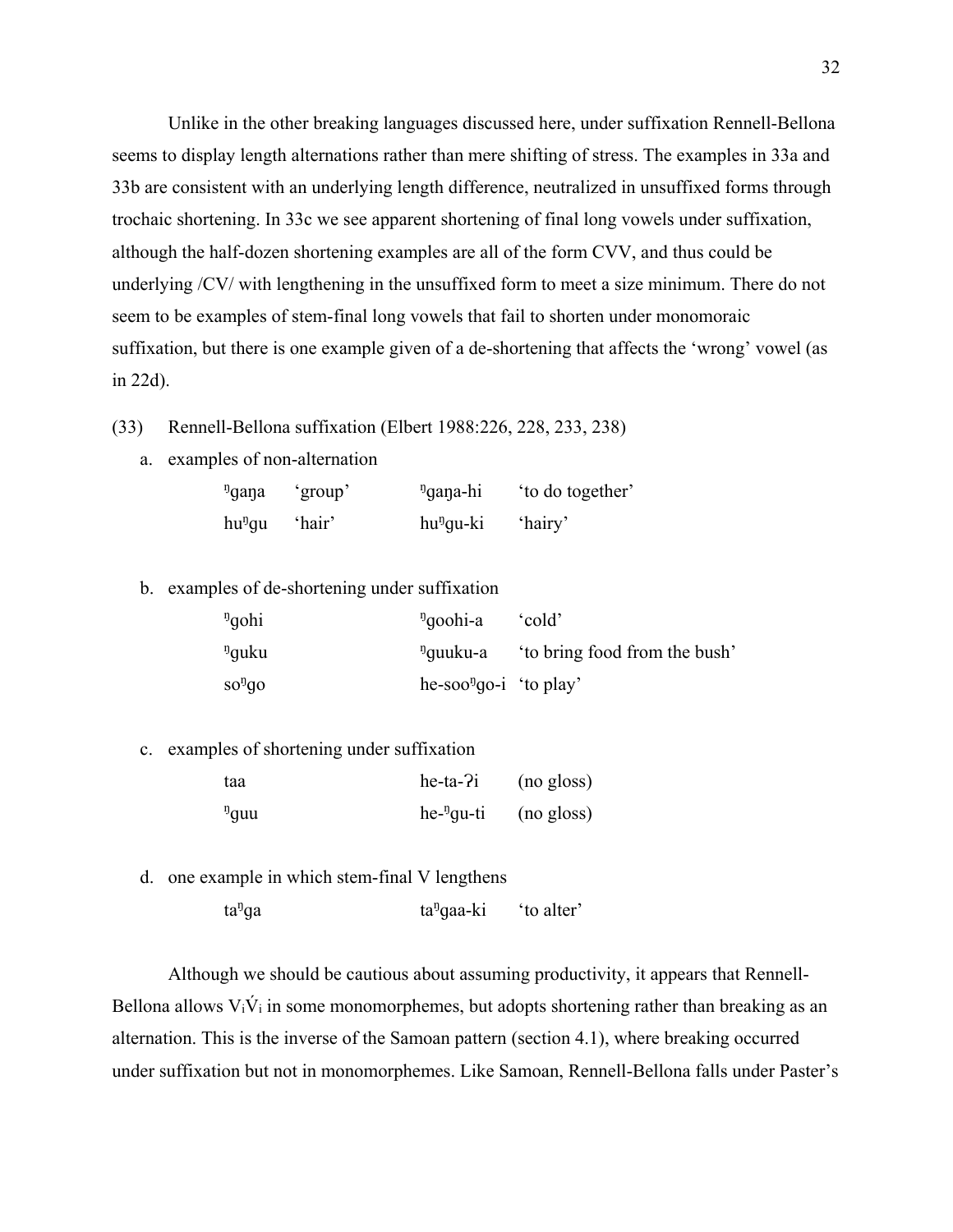Unlike in the other breaking languages discussed here, under suffixation Rennell-Bellona seems to display length alternations rather than mere shifting of stress. The examples in 33a and 33b are consistent with an underlying length difference, neutralized in unsuffixed forms through trochaic shortening. In 33c we see apparent shortening of final long vowels under suffixation, although the half-dozen shortening examples are all of the form CVV, and thus could be underlying /CV/ with lengthening in the unsuffixed form to meet a size minimum. There do not seem to be examples of stem-final long vowels that fail to shorten under monomoraic suffixation, but there is one example given of a de-shortening that affects the 'wrong' vowel (as in 22d).

(33) Rennell-Bellona suffixation (Elbert 1988:226, 228, 233, 238)

a. examples of non-alternation

| | | | |
|---|---|---|---|
| ᵑgaŋa | 'group' | ᵑgaŋa-hi | 'to do together' |
| huᵑgu | 'hair' | huᵑgu-ki | 'hairy' |

b. examples of de-shortening under suffixation

| | | |
|---|---|---|
| ᵑgohi | ᵑgoohi-a | 'cold' |
| ᵑguku | ᵑguuku-a | 'to bring food from the bush' |
| soᵑgo | he-sooᵑgo-i | 'to play' |

c. examples of shortening under suffixation

| | | |
|---|---|---|
| taa | he-ta-ʔi | (no gloss) |
| ᵑguu | he-ᵑgu-ti | (no gloss) |

d. one example in which stem-final V lengthens

| | | |
|---|---|---|
| taᵑga | taᵑgaa-ki | 'to alter' |

Although we should be cautious about assuming productivity, it appears that Rennell-Bellona allows $V_i\acute{V}_i$ in some monomorphemes, but adopts shortening rather than breaking as an alternation. This is the inverse of the Samoan pattern (section 4.1), where breaking occurred under suffixation but not in monomorphemes. Like Samoan, Rennell-Bellona falls under Paster's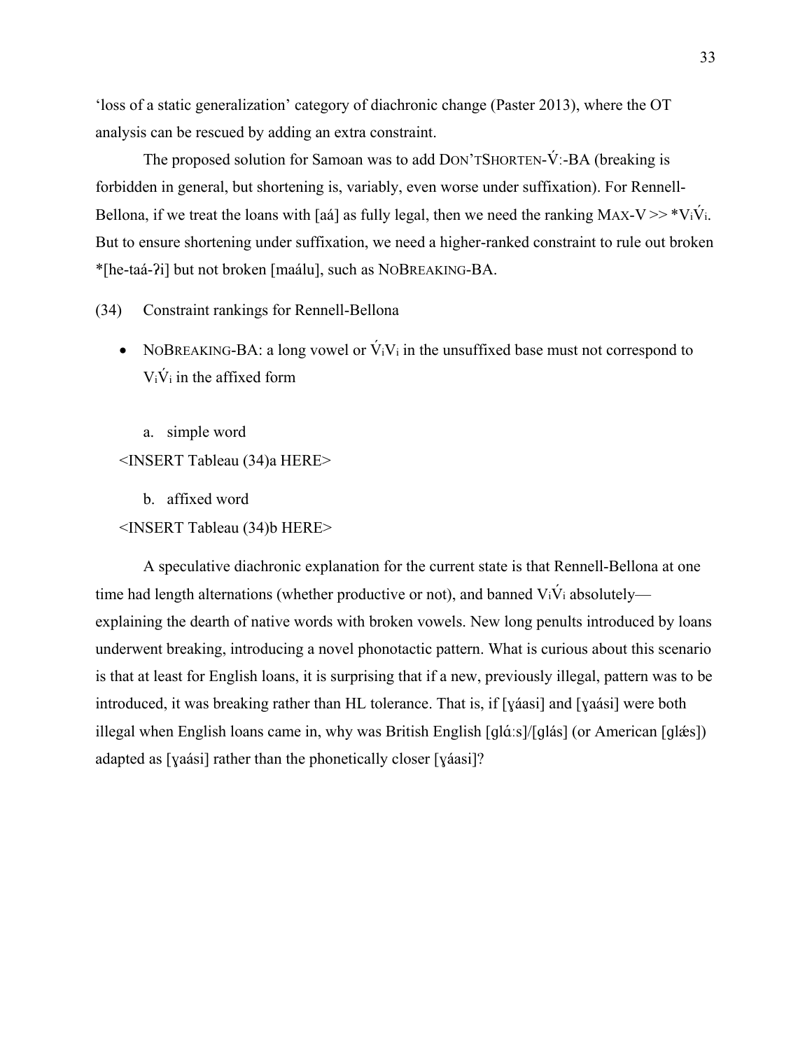'loss of a static generalization' category of diachronic change (Paster 2013), where the OT analysis can be rescued by adding an extra constraint.

The proposed solution for Samoan was to add DON'TSHORTEN-V́ː-BA (breaking is forbidden in general, but shortening is, variably, even worse under suffixation). For Rennell-Bellona, if we treat the loans with [aá] as fully legal, then we need the ranking MAX-V >> *$V_i\acute{V}_i$. But to ensure shortening under suffixation, we need a higher-ranked constraint to rule out broken *[he-taá-ʔi] but not broken [maálu], such as NOBREAKING-BA.

(34) Constraint rankings for Rennell-Bellona

- NOBREAKING-BA: a long vowel or $\acute{V}_iV_i$ in the unsuffixed base must not correspond to $V_i\acute{V}_i$ in the affixed form

  a. simple word

<INSERT Tableau (34)a HERE>

  b. affixed word

<INSERT Tableau (34)b HERE>

A speculative diachronic explanation for the current state is that Rennell-Bellona at one time had length alternations (whether productive or not), and banned $V_i\acute{V}_i$ absolutely—explaining the dearth of native words with broken vowels. New long penults introduced by loans underwent breaking, introducing a novel phonotactic pattern. What is curious about this scenario is that at least for English loans, it is surprising that if a new, previously illegal, pattern was to be introduced, it was breaking rather than HL tolerance. That is, if [ɣáasi] and [ɣaási] were both illegal when English loans came in, why was British English [ɡlɑ́ːs]/[ɡlás] (or American [ɡlǽs]) adapted as [ɣaási] rather than the phonetically closer [ɣáasi]?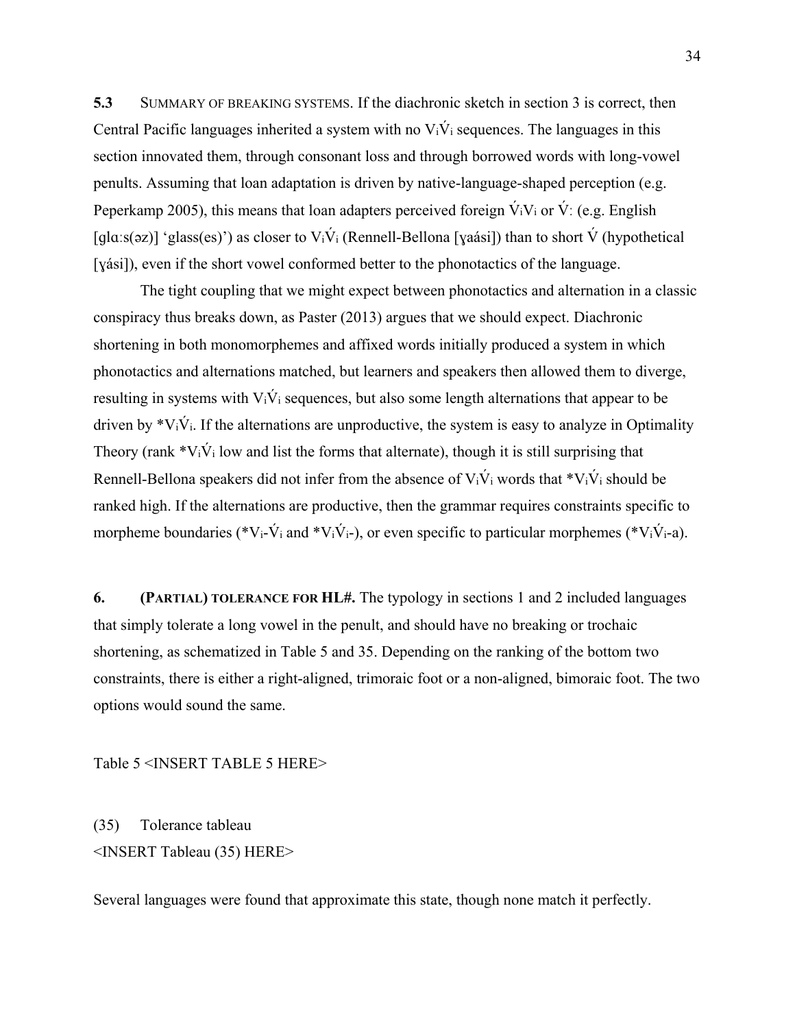**5.3** SUMMARY OF BREAKING SYSTEMS. If the diachronic sketch in section 3 is correct, then Central Pacific languages inherited a system with no $V_i\acute{V}_i$ sequences. The languages in this section innovated them, through consonant loss and through borrowed words with long-vowel penults. Assuming that loan adaptation is driven by native-language-shaped perception (e.g. Peperkamp 2005), this means that loan adapters perceived foreign $\acute{V}_iV_i$ or $\acute{V}$ː (e.g. English [glɑːs(əz)] 'glass(es)') as closer to $V_i\acute{V}_i$ (Rennell-Bellona [ɣaási]) than to short $\acute{V}$ (hypothetical [ɣási]), even if the short vowel conformed better to the phonotactics of the language.

The tight coupling that we might expect between phonotactics and alternation in a classic conspiracy thus breaks down, as Paster (2013) argues that we should expect. Diachronic shortening in both monomorphemes and affixed words initially produced a system in which phonotactics and alternations matched, but learners and speakers then allowed them to diverge, resulting in systems with $V_i\acute{V}_i$ sequences, but also some length alternations that appear to be driven by $*V_i\acute{V}_i$. If the alternations are unproductive, the system is easy to analyze in Optimality Theory (rank $*V_i\acute{V}_i$ low and list the forms that alternate), though it is still surprising that Rennell-Bellona speakers did not infer from the absence of $V_i\acute{V}_i$ words that $*V_i\acute{V}_i$ should be ranked high. If the alternations are productive, then the grammar requires constraints specific to morpheme boundaries ($*V_i$-$\acute{V}_i$ and $*V_i\acute{V}_i$-), or even specific to particular morphemes ($*V_i\acute{V}_i$-a).

## 6. (PARTIAL) TOLERANCE FOR HL#.

The typology in sections 1 and 2 included languages that simply tolerate a long vowel in the penult, and should have no breaking or trochaic shortening, as schematized in Table 5 and 35. Depending on the ranking of the bottom two constraints, there is either a right-aligned, trimoraic foot or a non-aligned, bimoraic foot. The two options would sound the same.

Table 5 <INSERT TABLE 5 HERE>

(35) Tolerance tableau
<INSERT Tableau (35) HERE>

Several languages were found that approximate this state, though none match it perfectly.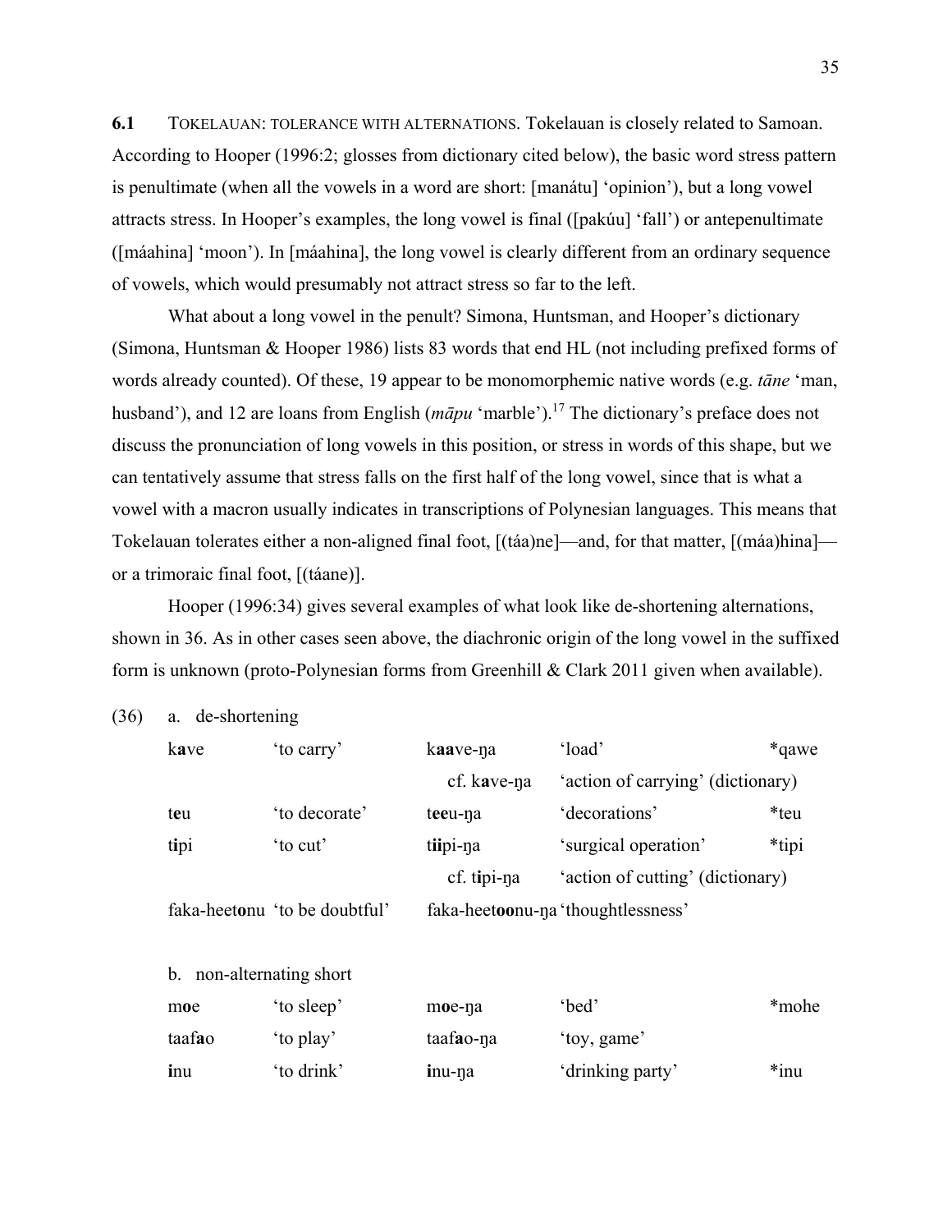**6.1** TOKELAUAN: TOLERANCE WITH ALTERNATIONS. Tokelauan is closely related to Samoan. According to Hooper (1996:2; glosses from dictionary cited below), the basic word stress pattern is penultimate (when all the vowels in a word are short: [manátu] 'opinion'), but a long vowel attracts stress. In Hooper's examples, the long vowel is final ([pakúu] 'fall') or antepenultimate ([máahina] 'moon'). In [máahina], the long vowel is clearly different from an ordinary sequence of vowels, which would presumably not attract stress so far to the left.

What about a long vowel in the penult? Simona, Huntsman, and Hooper's dictionary (Simona, Huntsman & Hooper 1986) lists 83 words that end HL (not including prefixed forms of words already counted). Of these, 19 appear to be monomorphemic native words (e.g. *tāne* 'man, husband'), and 12 are loans from English (*māpu* 'marble').[17] The dictionary's preface does not discuss the pronunciation of long vowels in this position, or stress in words of this shape, but we can tentatively assume that stress falls on the first half of the long vowel, since that is what a vowel with a macron usually indicates in transcriptions of Polynesian languages. This means that Tokelauan tolerates either a non-aligned final foot, [(táa)ne]—and, for that matter, [(máa)hina]—or a trimoraic final foot, [(táane)].

Hooper (1996:34) gives several examples of what look like de-shortening alternations, shown in 36. As in other cases seen above, the diachronic origin of the long vowel in the suffixed form is unknown (proto-Polynesian forms from Greenhill & Clark 2011 given when available).

(36) a. de-shortening

| | | | | |
|---|---|---|---|---|
| k**a**ve | 'to carry' | k**aa**ve-ŋa | 'load' | *qawe |
| | | cf. k**a**ve-ŋa | 'action of carrying' (dictionary) | |
| t**e**u | 'to decorate' | t**ee**u-ŋa | 'decorations' | *teu |
| t**i**pi | 'to cut' | t**ii**pi-ŋa | 'surgical operation' | *tipi |
| | | cf. t**i**pi-ŋa | 'action of cutting' (dictionary) | |
| faka-heet**o**nu | 'to be doubtful' | faka-heet**oo**nu-ŋa | 'thoughtlessness' | |

b. non-alternating short

| | | | | |
|---|---|---|---|---|
| m**o**e | 'to sleep' | m**o**e-ŋa | 'bed' | *mohe |
| taaf**a**o | 'to play' | taaf**a**o-ŋa | 'toy, game' | |
| **i**nu | 'to drink' | **i**nu-ŋa | 'drinking party' | *inu |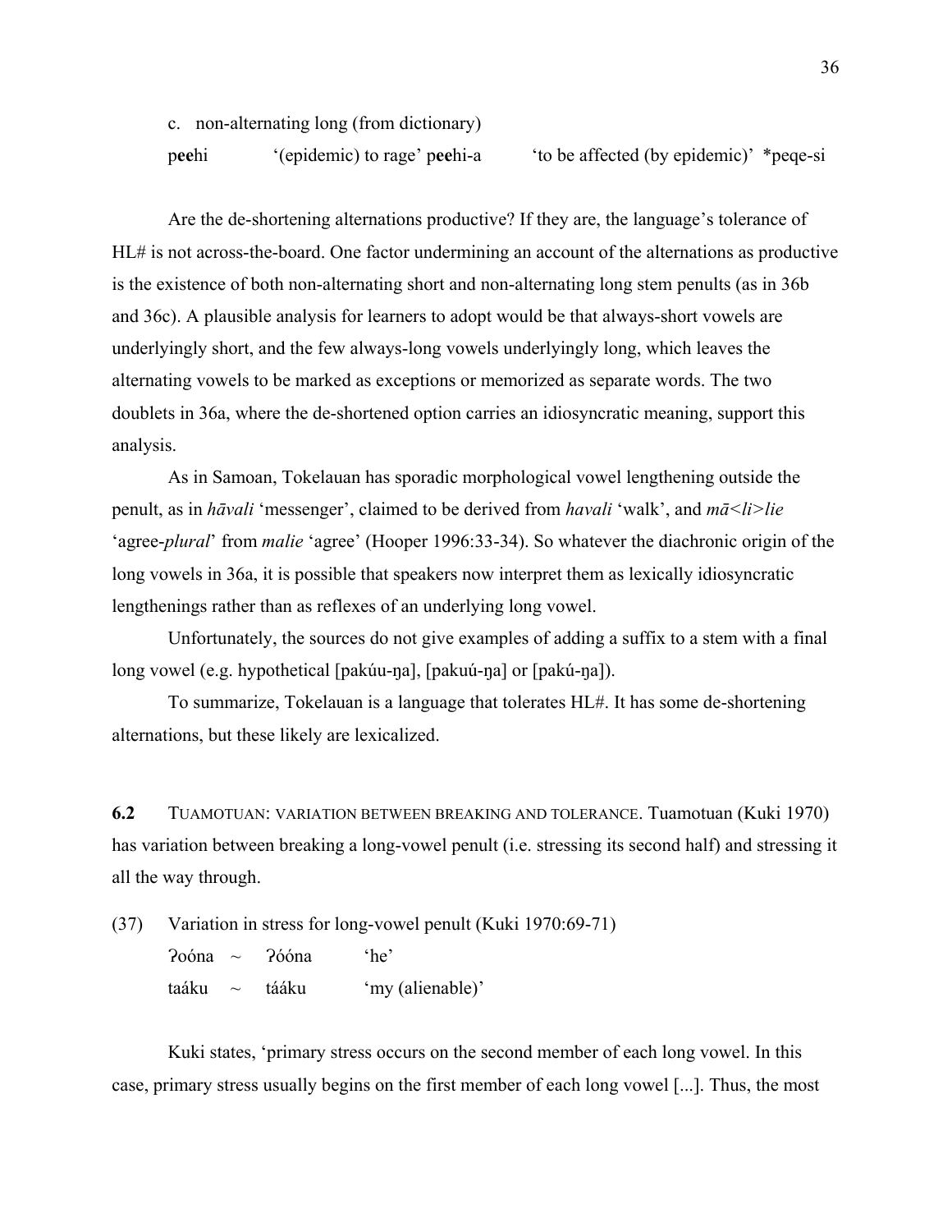c. non-alternating long (from dictionary)

p**ee**hi '(epidemic) to rage' p**ee**hi-a 'to be affected (by epidemic)' *peqe-si

Are the de-shortening alternations productive? If they are, the language's tolerance of HL# is not across-the-board. One factor undermining an account of the alternations as productive is the existence of both non-alternating short and non-alternating long stem penults (as in 36b and 36c). A plausible analysis for learners to adopt would be that always-short vowels are underlyingly short, and the few always-long vowels underlyingly long, which leaves the alternating vowels to be marked as exceptions or memorized as separate words. The two doublets in 36a, where the de-shortened option carries an idiosyncratic meaning, support this analysis.

As in Samoan, Tokelauan has sporadic morphological vowel lengthening outside the penult, as in *hāvali* 'messenger', claimed to be derived from *havali* 'walk', and *mā<li>lie* 'agree-*plural*' from *malie* 'agree' (Hooper 1996:33-34). So whatever the diachronic origin of the long vowels in 36a, it is possible that speakers now interpret them as lexically idiosyncratic lengthenings rather than as reflexes of an underlying long vowel.

Unfortunately, the sources do not give examples of adding a suffix to a stem with a final long vowel (e.g. hypothetical [pakúu-ŋa], [pakuú-ŋa] or [pakú-ŋa]).

To summarize, Tokelauan is a language that tolerates HL#. It has some de-shortening alternations, but these likely are lexicalized.

## 6.2 TUAMOTUAN: VARIATION BETWEEN BREAKING AND TOLERANCE.

Tuamotuan (Kuki 1970) has variation between breaking a long-vowel penult (i.e. stressing its second half) and stressing it all the way through.

(37) Variation in stress for long-vowel penult (Kuki 1970:69-71)

ʔoóna ~ ʔóóna 'he'

taáku ~ tááku 'my (alienable)'

Kuki states, 'primary stress occurs on the second member of each long vowel. In this case, primary stress usually begins on the first member of each long vowel [...]. Thus, the most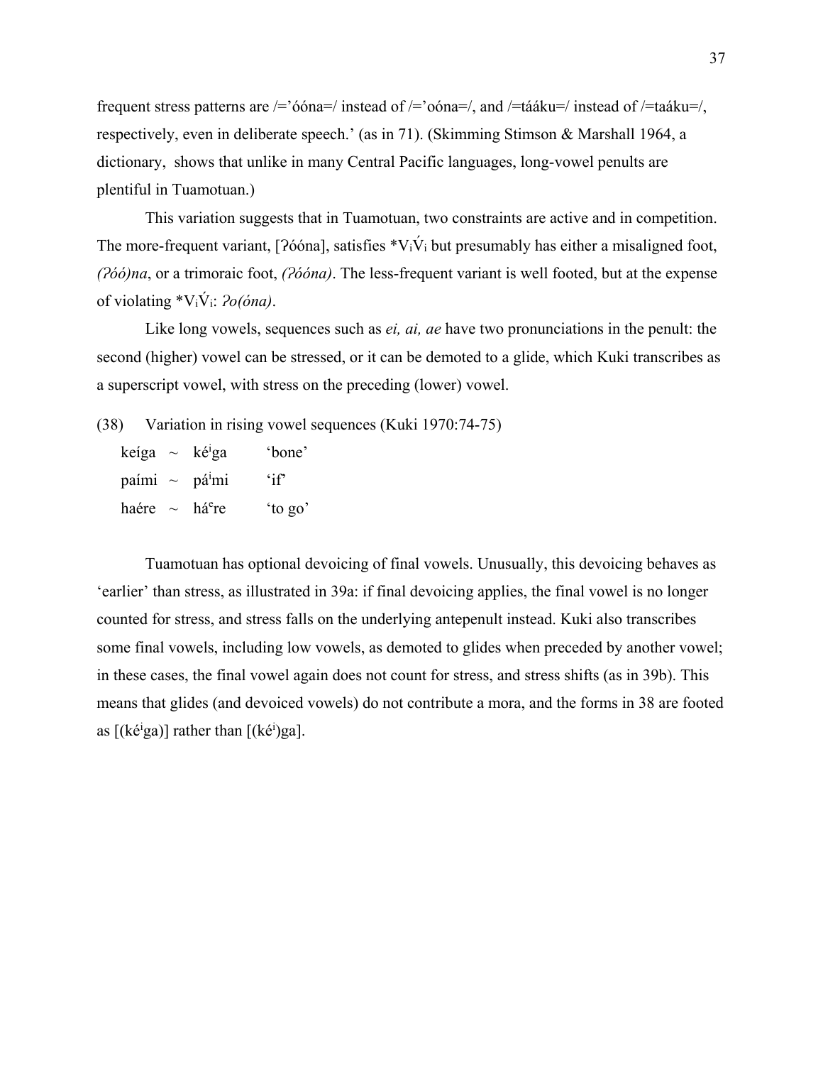frequent stress patterns are /='óóna=/ instead of /='oóna=/, and /=tááku=/ instead of /=taáku=/, respectively, even in deliberate speech.' (as in 71). (Skimming Stimson & Marshall 1964, a dictionary, shows that unlike in many Central Pacific languages, long-vowel penults are plentiful in Tuamotuan.)

This variation suggests that in Tuamotuan, two constraints are active and in competition. The more-frequent variant, [ʔóóna], satisfies $*V_i\acute{V}_i$ but presumably has either a misaligned foot, *(ʔóó)na*, or a trimoraic foot, *(ʔóóna)*. The less-frequent variant is well footed, but at the expense of violating $*V_i\acute{V}_i$: *ʔo(óna)*.

Like long vowels, sequences such as *ei, ai, ae* have two pronunciations in the penult: the second (higher) vowel can be stressed, or it can be demoted to a glide, which Kuki transcribes as a superscript vowel, with stress on the preceding (lower) vowel.

(38) Variation in rising vowel sequences (Kuki 1970:74-75)

| | | | |
|---|---|---|---|
| keíga | ~ | kéⁱga | 'bone' |
| paími | ~ | páⁱmi | 'if' |
| haére | ~ | háᵉre | 'to go' |

Tuamotuan has optional devoicing of final vowels. Unusually, this devoicing behaves as 'earlier' than stress, as illustrated in 39a: if final devoicing applies, the final vowel is no longer counted for stress, and stress falls on the underlying antepenult instead. Kuki also transcribes some final vowels, including low vowels, as demoted to glides when preceded by another vowel; in these cases, the final vowel again does not count for stress, and stress shifts (as in 39b). This means that glides (and devoiced vowels) do not contribute a mora, and the forms in 38 are footed as [(kéⁱga)] rather than [(kéⁱ)ga].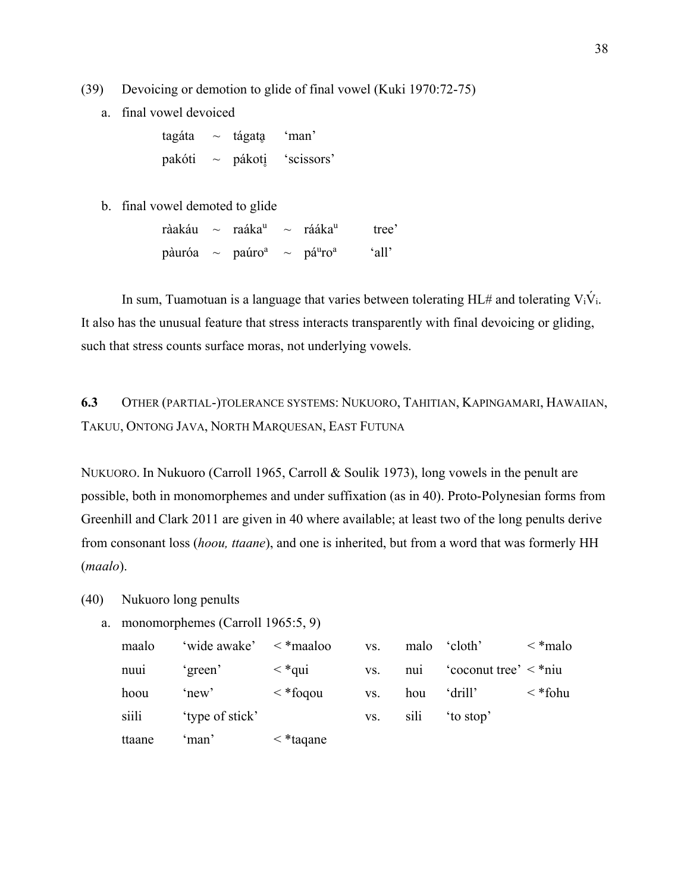(39) Devoicing or demotion to glide of final vowel (Kuki 1970:72-75)

a. final vowel devoiced

| | | | |
|---|---|---|---|
| tagáta | ~ | tágatḁ | 'man' |
| pakóti | ~ | pákoti̥ | 'scissors' |

b. final vowel demoted to glide

| | | | | | |
|---|---|---|---|---|---|
| ràakáu | ~ | raáka$^{u}$ | ~ | rááka$^{u}$ | tree' |
| pàuróa | ~ | paúro$^{a}$ | ~ | pá$^{u}$ro$^{a}$ | 'all' |

In sum, Tuamotuan is a language that varies between tolerating HL# and tolerating $V_i\acute{V}_i$. It also has the unusual feature that stress interacts transparently with final devoicing or gliding, such that stress counts surface moras, not underlying vowels.

### 6.3 OTHER (PARTIAL-)TOLERANCE SYSTEMS: NUKUORO, TAHITIAN, KAPINGAMARI, HAWAIIAN, TAKUU, ONTONG JAVA, NORTH MARQUESAN, EAST FUTUNA

NUKUORO. In Nukuoro (Carroll 1965, Carroll & Soulik 1973), long vowels in the penult are possible, both in monomorphemes and under suffixation (as in 40). Proto-Polynesian forms from Greenhill and Clark 2011 are given in 40 where available; at least two of the long penults derive from consonant loss (*hoou, ttaane*), and one is inherited, but from a word that was formerly HH (*maalo*).

(40) Nukuoro long penults

a. monomorphemes (Carroll 1965:5, 9)

| | | | | | | |
|---|---|---|---|---|---|---|
| maalo | 'wide awake' | < *maaloo | vs. | malo | 'cloth' | < *malo |
| nuui | 'green' | < *qui | vs. | nui | 'coconut tree' | < *niu |
| hoou | 'new' | < *foqou | vs. | hou | 'drill' | < *fohu |
| siili | 'type of stick' | | vs. | sili | 'to stop' | |
| ttaane | 'man' | < *taqane | | | | |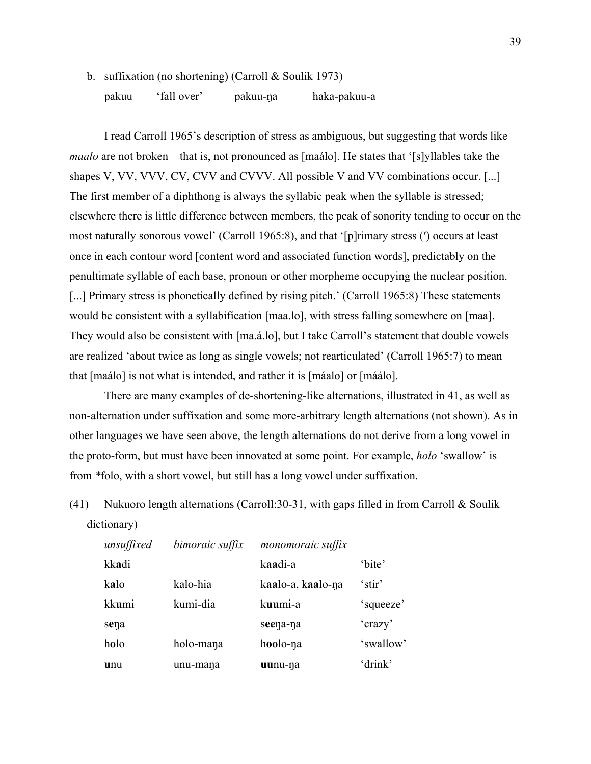b. suffixation (no shortening) (Carroll & Soulik 1973)

| pakuu | 'fall over' | pakuu-ŋa | haka-pakuu-a |
|---|---|---|---|

I read Carroll 1965's description of stress as ambiguous, but suggesting that words like *maalo* are not broken—that is, not pronounced as [maálo]. He states that '[s]yllables take the shapes V, VV, VVV, CV, CVV and CVVV. All possible V and VV combinations occur. [...] The first member of a diphthong is always the syllabic peak when the syllable is stressed; elsewhere there is little difference between members, the peak of sonority tending to occur on the most naturally sonorous vowel' (Carroll 1965:8), and that '[p]rimary stress (′) occurs at least once in each contour word [content word and associated function words], predictably on the penultimate syllable of each base, pronoun or other morpheme occupying the nuclear position. [...] Primary stress is phonetically defined by rising pitch.' (Carroll 1965:8) These statements would be consistent with a syllabification [maa.lo], with stress falling somewhere on [maa]. They would also be consistent with [ma.á.lo], but I take Carroll's statement that double vowels are realized 'about twice as long as single vowels; not rearticulated' (Carroll 1965:7) to mean that [maálo] is not what is intended, and rather it is [máalo] or [máálo].

There are many examples of de-shortening-like alternations, illustrated in 41, as well as non-alternation under suffixation and some more-arbitrary length alternations (not shown). As in other languages we have seen above, the length alternations do not derive from a long vowel in the proto-form, but must have been innovated at some point. For example, *holo* 'swallow' is from *folo, with a short vowel, but still has a long vowel under suffixation.

(41) Nukuoro length alternations (Carroll:30-31, with gaps filled in from Carroll & Soulik dictionary)

| *unsuffixed* | *bimoraic suffix* | *monomoraic suffix* | |
|---|---|---|---|
| kk**a**di | | k**aa**di-a | 'bite' |
| k**a**lo | kalo-hia | k**aa**lo-a, k**aa**lo-ŋa | 'stir' |
| kk**u**mi | kumi-dia | k**uu**mi-a | 'squeeze' |
| s**e**ŋa | | s**ee**ŋa-ŋa | 'crazy' |
| h**o**lo | holo-maŋa | h**oo**lo-ŋa | 'swallow' |
| **u**nu | unu-maŋa | **uu**nu-ŋa | 'drink' |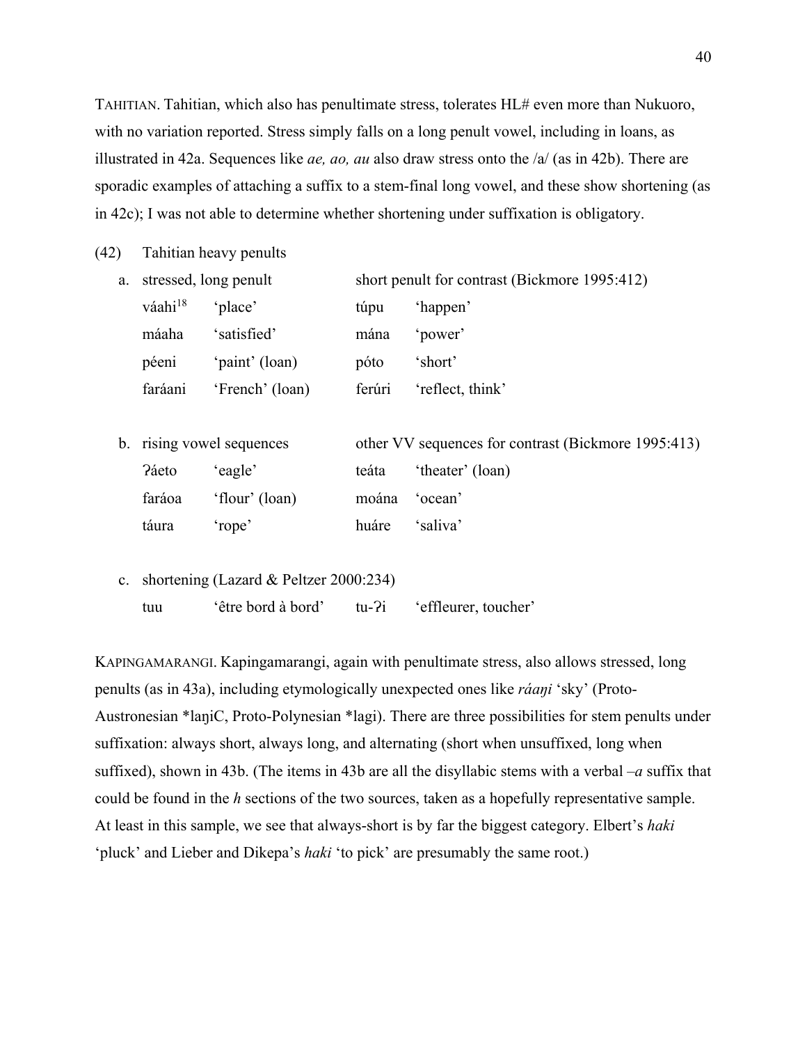TAHITIAN. Tahitian, which also has penultimate stress, tolerates HL# even more than Nukuoro, with no variation reported. Stress simply falls on a long penult vowel, including in loans, as illustrated in 42a. Sequences like *ae, ao, au* also draw stress onto the /a/ (as in 42b). There are sporadic examples of attaching a suffix to a stem-final long vowel, and these show shortening (as in 42c); I was not able to determine whether shortening under suffixation is obligatory.

(42) Tahitian heavy penults

a. stressed, long penult — short penult for contrast (Bickmore 1995:412)

| | | | |
|---|---|---|---|
| váahi[18] | 'place' | túpu | 'happen' |
| máaha | 'satisfied' | mána | 'power' |
| péeni | 'paint' (loan) | póto | 'short' |
| faráani | 'French' (loan) | ferúri | 'reflect, think' |

b. rising vowel sequences — other VV sequences for contrast (Bickmore 1995:413)

| | | | |
|---|---|---|---|
| ʔáeto | 'eagle' | teáta | 'theater' (loan) |
| faráoa | 'flour' (loan) | moána | 'ocean' |
| táura | 'rope' | huáre | 'saliva' |

c. shortening (Lazard & Peltzer 2000:234)

| | | | |
|---|---|---|---|
| tuu | 'être bord à bord' | tu-ʔi | 'effleurer, toucher' |

KAPINGAMARANGI. Kapingamarangi, again with penultimate stress, also allows stressed, long penults (as in 43a), including etymologically unexpected ones like *ráaŋi* 'sky' (Proto-Austronesian *laŋiC, Proto-Polynesian *lagi). There are three possibilities for stem penults under suffixation: always short, always long, and alternating (short when unsuffixed, long when suffixed), shown in 43b. (The items in 43b are all the disyllabic stems with a verbal *–a* suffix that could be found in the *h* sections of the two sources, taken as a hopefully representative sample. At least in this sample, we see that always-short is by far the biggest category. Elbert's *haki* 'pluck' and Lieber and Dikepa's *haki* 'to pick' are presumably the same root.)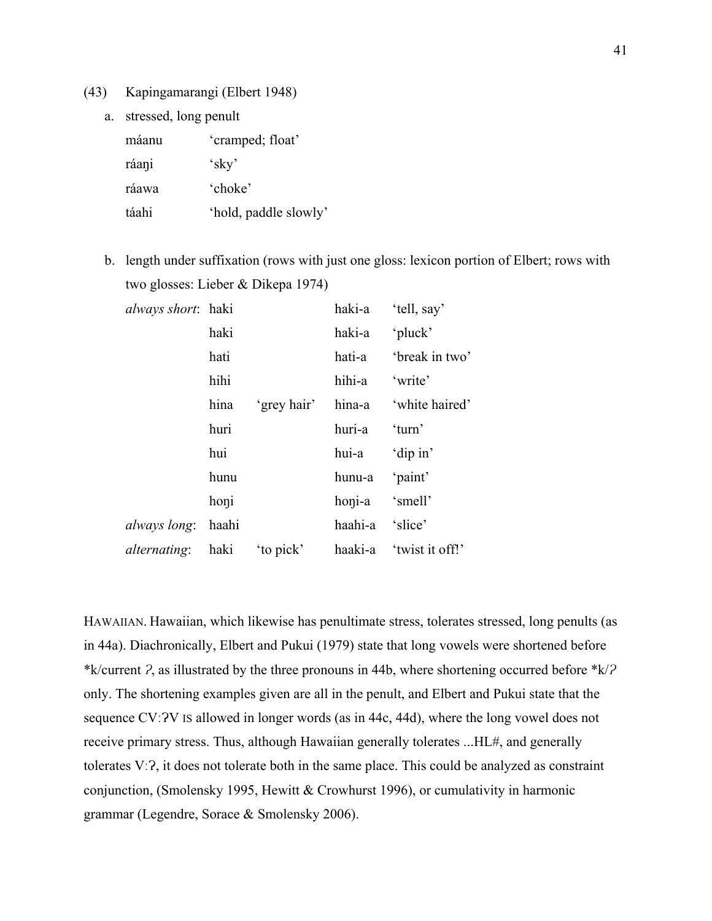(43) Kapingamarangi (Elbert 1948)

a. stressed, long penult

| | |
|---|---|
| máanu | 'cramped; float' |
| ráaŋi | 'sky' |
| ráawa | 'choke' |
| táahi | 'hold, paddle slowly' |

b. length under suffixation (rows with just one gloss: lexicon portion of Elbert; rows with two glosses: Lieber & Dikepa 1974)

| | | | | |
|---|---|---|---|---|
| *always short*: | haki | | haki-a | 'tell, say' |
| | haki | | haki-a | 'pluck' |
| | hati | | hati-a | 'break in two' |
| | hihi | | hihi-a | 'write' |
| | hina | 'grey hair' | hina-a | 'white haired' |
| | huri | | huri-a | 'turn' |
| | hui | | hui-a | 'dip in' |
| | hunu | | hunu-a | 'paint' |
| | hoŋi | | hoŋi-a | 'smell' |
| *always long*: | haahi | | haahi-a | 'slice' |
| *alternating*: | haki | 'to pick' | haaki-a | 'twist it off!' |

HAWAIIAN. Hawaiian, which likewise has penultimate stress, tolerates stressed, long penults (as in 44a). Diachronically, Elbert and Pukui (1979) state that long vowels were shortened before *k/current ʔ, as illustrated by the three pronouns in 44b, where shortening occurred before *k/ʔ only. The shortening examples given are all in the penult, and Elbert and Pukui state that the sequence CVːʔV IS allowed in longer words (as in 44c, 44d), where the long vowel does not receive primary stress. Thus, although Hawaiian generally tolerates ...HL#, and generally tolerates Vːʔ, it does not tolerate both in the same place. This could be analyzed as constraint conjunction, (Smolensky 1995, Hewitt & Crowhurst 1996), or cumulativity in harmonic grammar (Legendre, Sorace & Smolensky 2006).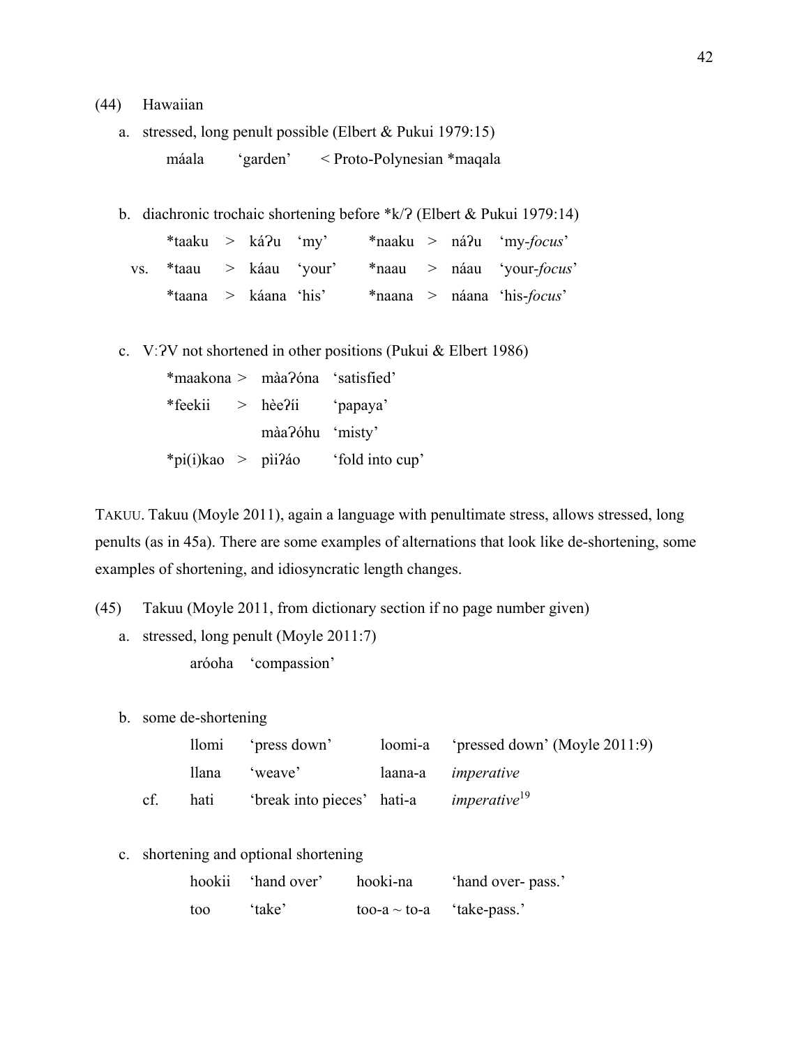(44) Hawaiian

a. stressed, long penult possible (Elbert & Pukui 1979:15)

| máala | 'garden' | < Proto-Polynesian *maqala |
|---|---|---|

b. diachronic trochaic shortening before *k/ʔ (Elbert & Pukui 1979:14)

| | | | | | | | | |
|---|---|---|---|---|---|---|---|---|
| | *taaku | > | káʔu | 'my' | *naaku | > | náʔu | 'my-*focus*' |
| vs. | *taau | > | káau | 'your' | *naau | > | náau | 'your-*focus*' |
| | *taana | > | káana | 'his' | *naana | > | náana | 'his-*focus*' |

c. VːʔV not shortened in other positions (Pukui & Elbert 1986)

| | | | |
|---|---|---|---|
| *maakona | > | màaʔóna | 'satisfied' |
| *feekii | > | hèeʔíi | 'papaya' |
| | | màaʔóhu | 'misty' |
| *pi(i)kao | > | pìiʔáo | 'fold into cup' |

TAKUU. Takuu (Moyle 2011), again a language with penultimate stress, allows stressed, long penults (as in 45a). There are some examples of alternations that look like de-shortening, some examples of shortening, and idiosyncratic length changes.

(45) Takuu (Moyle 2011, from dictionary section if no page number given)

a. stressed, long penult (Moyle 2011:7)

| aróoha | 'compassion' |
|---|---|

b. some de-shortening

| | | | | |
|---|---|---|---|---|
| | llomi | 'press down' | loomi-a | 'pressed down' (Moyle 2011:9) |
| | llana | 'weave' | laana-a | *imperative* |
| cf. | hati | 'break into pieces' | hati-a | *imperative*[19] |

c. shortening and optional shortening

| | | | |
|---|---|---|---|
| hookii | 'hand over' | hooki-na | 'hand over- pass.' |
| too | 'take' | too-a ~ to-a | 'take-pass.' |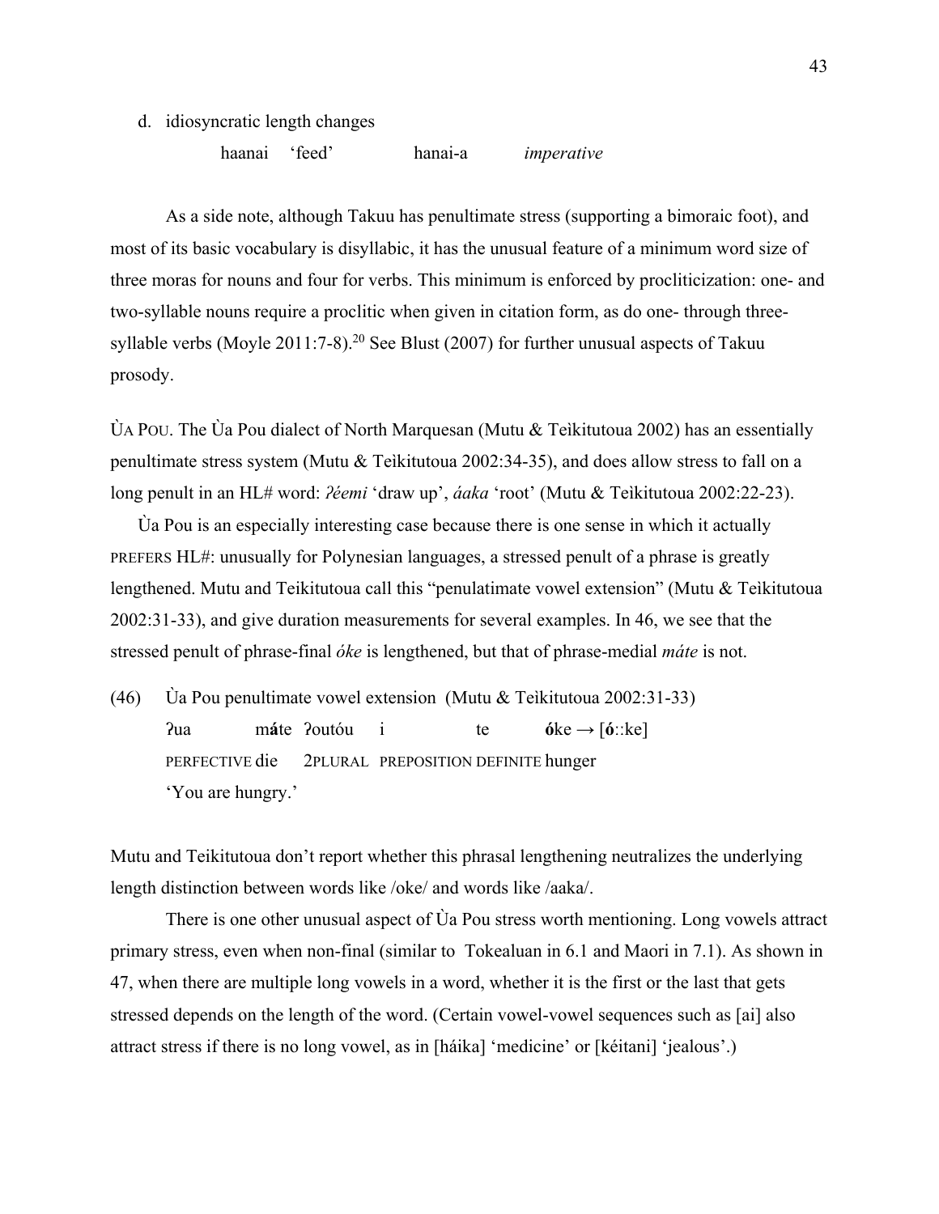d. idiosyncratic length changes

| | | | |
|---|---|---|---|
| haanai | 'feed' | hanai-a | *imperative* |

As a side note, although Takuu has penultimate stress (supporting a bimoraic foot), and most of its basic vocabulary is disyllabic, it has the unusual feature of a minimum word size of three moras for nouns and four for verbs. This minimum is enforced by procliticization: one- and two-syllable nouns require a proclitic when given in citation form, as do one- through three-syllable verbs (Moyle 2011:7-8).[20] See Blust (2007) for further unusual aspects of Takuu prosody.

ÙA POU. The Ùa Pou dialect of North Marquesan (Mutu & Teìkitutoua 2002) has an essentially penultimate stress system (Mutu & Teìkitutoua 2002:34-35), and does allow stress to fall on a long penult in an HL# word: *ʔéemi* 'draw up', *áaka* 'root' (Mutu & Teìkitutoua 2002:22-23).

Ùa Pou is an especially interesting case because there is one sense in which it actually PREFERS HL#: unusually for Polynesian languages, a stressed penult of a phrase is greatly lengthened. Mutu and Teikitutoua call this "penulatimate vowel extension" (Mutu & Teìkitutoua 2002:31-33), and give duration measurements for several examples. In 46, we see that the stressed penult of phrase-final *óke* is lengthened, but that of phrase-medial *máte* is not.

(46) Ùa Pou penultimate vowel extension (Mutu & Teìkitutoua 2002:31-33)

| | | | | | |
|---|---|---|---|---|---|
| ʔua | m**á**te | ʔoutóu | i | te | **ó**ke → [**ó**::ke] |
| PERFECTIVE | die | 2PLURAL | PREPOSITION | DEFINITE | hunger |

'You are hungry.'

Mutu and Teikitutoua don't report whether this phrasal lengthening neutralizes the underlying length distinction between words like /oke/ and words like /aaka/.

There is one other unusual aspect of Ùa Pou stress worth mentioning. Long vowels attract primary stress, even when non-final (similar to Tokealuan in 6.1 and Maori in 7.1). As shown in 47, when there are multiple long vowels in a word, whether it is the first or the last that gets stressed depends on the length of the word. (Certain vowel-vowel sequences such as [ai] also attract stress if there is no long vowel, as in [háika] 'medicine' or [kéitani] 'jealous'.)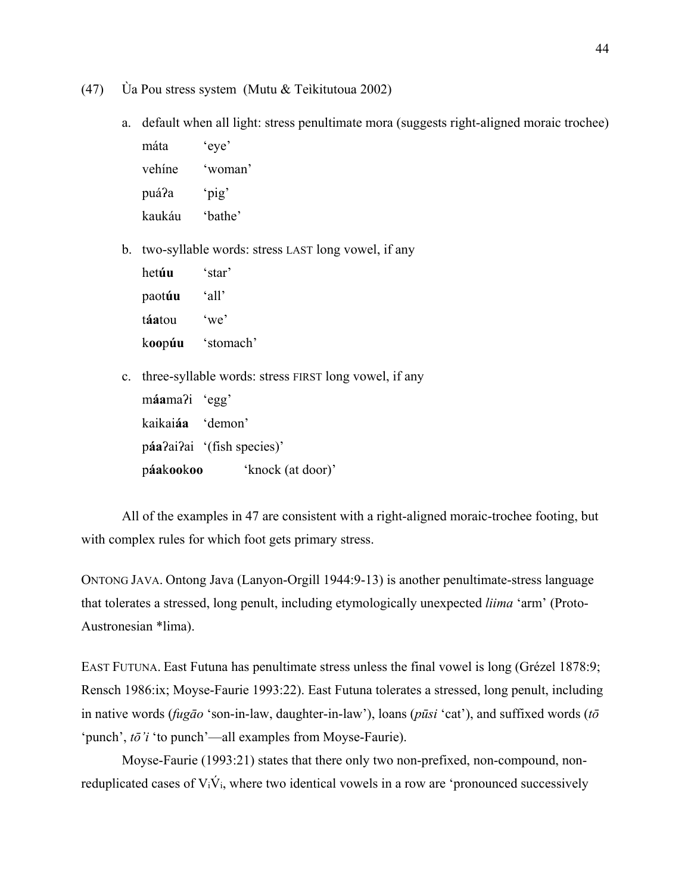(47) Ùa Pou stress system (Mutu & Teìkitutoua 2002)

a. default when all light: stress penultimate mora (suggests right-aligned moraic trochee)

| | |
|---|---|
| máta | 'eye' |
| vehíne | 'woman' |
| puáʔa | 'pig' |
| kaukáu | 'bathe' |

b. two-syllable words: stress LAST long vowel, if any

| | |
|---|---|
| het**úu** | 'star' |
| paot**úu** | 'all' |
| t**áa**tou | 'we' |
| k**oo**p**úu** | 'stomach' |

c. three-syllable words: stress FIRST long vowel, if any

| | |
|---|---|
| m**áa**maʔi | 'egg' |
| kaikai**áa** | 'demon' |
| p**áa**ʔaiʔai | '(fish species)' |
| p**áa**k**oo**k**oo** | 'knock (at door)' |

All of the examples in 47 are consistent with a right-aligned moraic-trochee footing, but with complex rules for which foot gets primary stress.

ONTONG JAVA. Ontong Java (Lanyon-Orgill 1944:9-13) is another penultimate-stress language that tolerates a stressed, long penult, including etymologically unexpected *liima* 'arm' (Proto-Austronesian *lima).

EAST FUTUNA. East Futuna has penultimate stress unless the final vowel is long (Grézel 1878:9; Rensch 1986:ix; Moyse-Faurie 1993:22). East Futuna tolerates a stressed, long penult, including in native words (*fugāo* 'son-in-law, daughter-in-law'), loans (*pūsi* 'cat'), and suffixed words (*tō* 'punch', *tō'i* 'to punch'—all examples from Moyse-Faurie).

Moyse-Faurie (1993:21) states that there only two non-prefixed, non-compound, non-reduplicated cases of $V_i\acute{V}_i$, where two identical vowels in a row are 'pronounced successively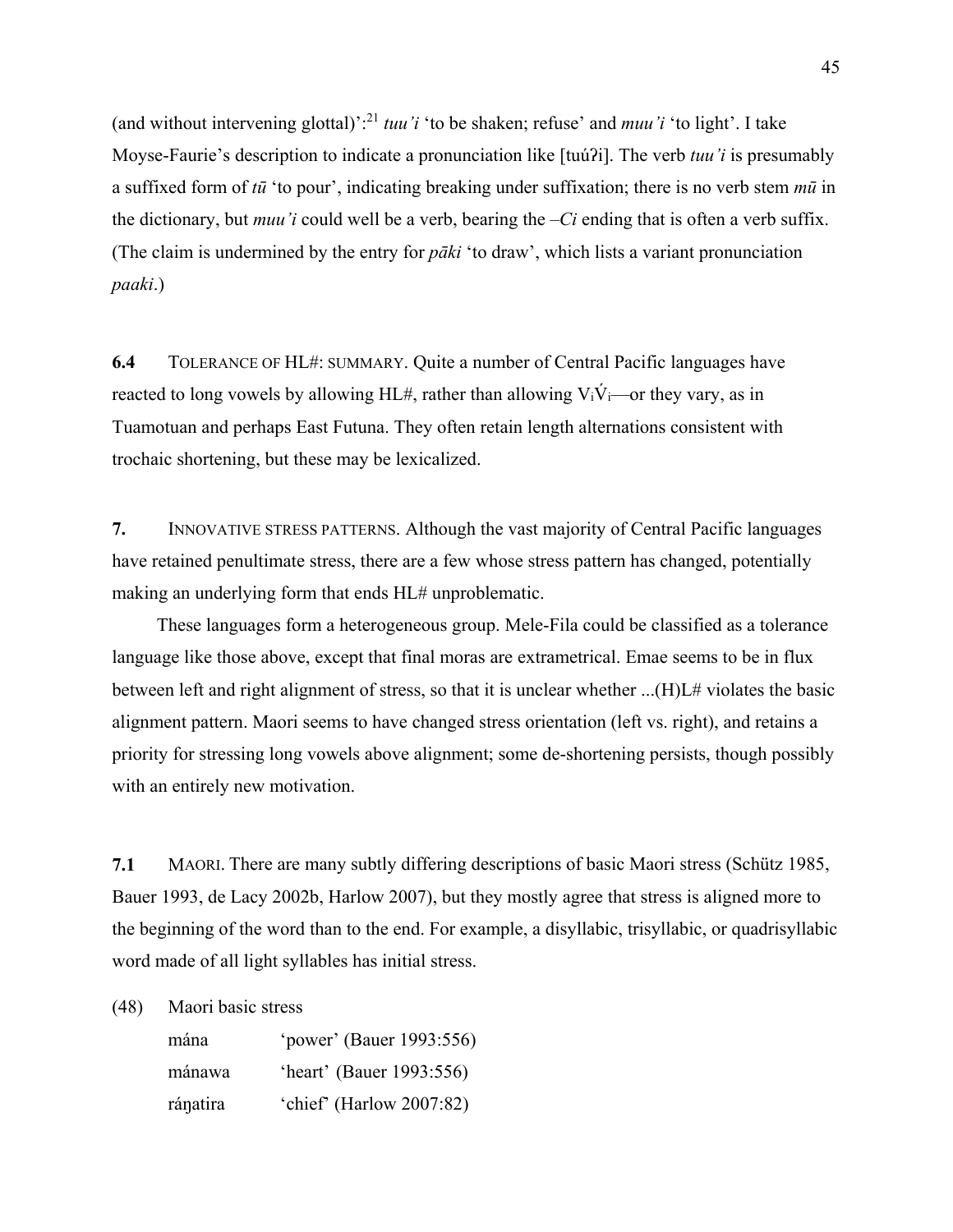(and without intervening glottal)':[21] *tuu'i* 'to be shaken; refuse' and *muu'i* 'to light'. I take Moyse-Faurie's description to indicate a pronunciation like [tuúʔi]. The verb *tuu'i* is presumably a suffixed form of *tū* 'to pour', indicating breaking under suffixation; there is no verb stem *mū* in the dictionary, but *muu'i* could well be a verb, bearing the –*Ci* ending that is often a verb suffix. (The claim is undermined by the entry for *pāki* 'to draw', which lists a variant pronunciation *paaki*.)

**6.4** TOLERANCE OF HL#: SUMMARY. Quite a number of Central Pacific languages have reacted to long vowels by allowing HL#, rather than allowing $V_i\acute{V}_i$—or they vary, as in Tuamotuan and perhaps East Futuna. They often retain length alternations consistent with trochaic shortening, but these may be lexicalized.

**7.** INNOVATIVE STRESS PATTERNS. Although the vast majority of Central Pacific languages have retained penultimate stress, there are a few whose stress pattern has changed, potentially making an underlying form that ends HL# unproblematic.

These languages form a heterogeneous group. Mele-Fila could be classified as a tolerance language like those above, except that final moras are extrametrical. Emae seems to be in flux between left and right alignment of stress, so that it is unclear whether ...(H)L# violates the basic alignment pattern. Maori seems to have changed stress orientation (left vs. right), and retains a priority for stressing long vowels above alignment; some de-shortening persists, though possibly with an entirely new motivation.

**7.1** MAORI. There are many subtly differing descriptions of basic Maori stress (Schütz 1985, Bauer 1993, de Lacy 2002b, Harlow 2007), but they mostly agree that stress is aligned more to the beginning of the word than to the end. For example, a disyllabic, trisyllabic, or quadrisyllabic word made of all light syllables has initial stress.

(48) Maori basic stress

| | |
|---|---|
| mána | 'power' (Bauer 1993:556) |
| mánawa | 'heart' (Bauer 1993:556) |
| ráŋatira | 'chief' (Harlow 2007:82) |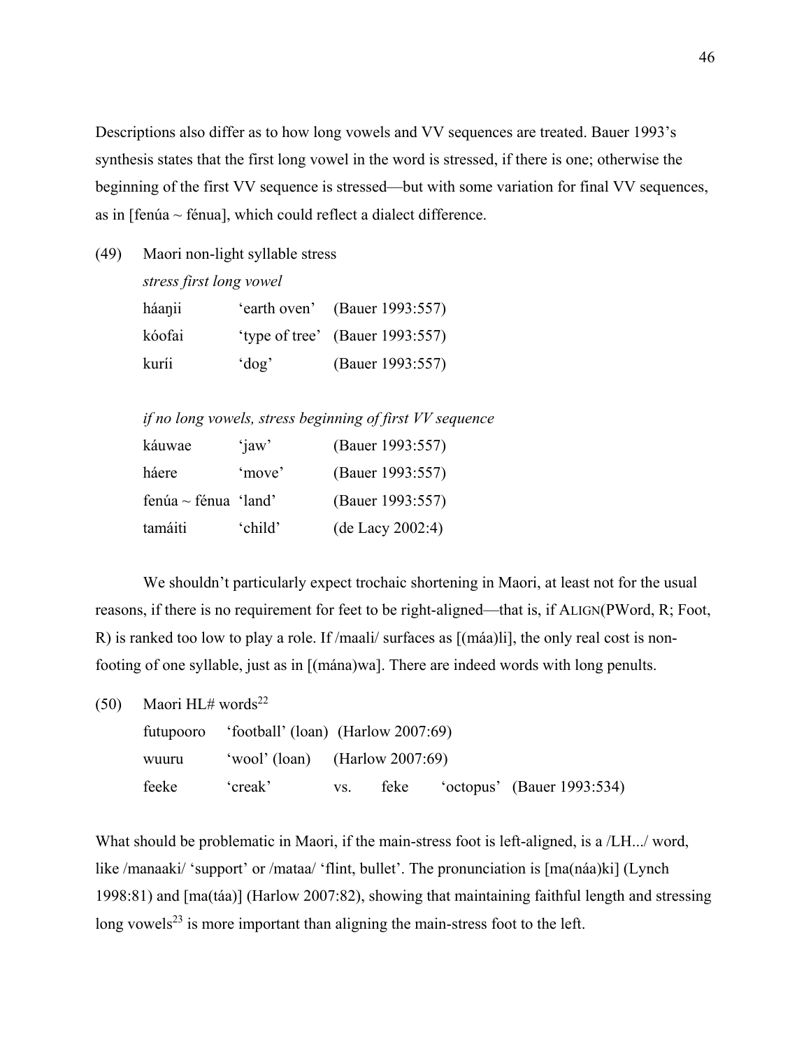Descriptions also differ as to how long vowels and VV sequences are treated. Bauer 1993's synthesis states that the first long vowel in the word is stressed, if there is one; otherwise the beginning of the first VV sequence is stressed—but with some variation for final VV sequences, as in [fenúa ~ fénua], which could reflect a dialect difference.

(49) Maori non-light syllable stress

*stress first long vowel*

| | | |
|---|---|---|
| háaŋii | 'earth oven' | (Bauer 1993:557) |
| kóofai | 'type of tree' | (Bauer 1993:557) |
| kuríi | 'dog' | (Bauer 1993:557) |

*if no long vowels, stress beginning of first VV sequence*

| | | |
|---|---|---|
| káuwae | 'jaw' | (Bauer 1993:557) |
| háere | 'move' | (Bauer 1993:557) |
| fenúa ~ fénua | 'land' | (Bauer 1993:557) |
| tamáiti | 'child' | (de Lacy 2002:4) |

We shouldn't particularly expect trochaic shortening in Maori, at least not for the usual reasons, if there is no requirement for feet to be right-aligned—that is, if ALIGN(PWord, R; Foot, R) is ranked too low to play a role. If /maali/ surfaces as [(máa)li], the only real cost is non-footing of one syllable, just as in [(mána)wa]. There are indeed words with long penults.

(50) Maori HL# words[22]

| | | | | | |
|---|---|---|---|---|---|
| futupooro | 'football' (loan) | (Harlow 2007:69) | | | |
| wuuru | 'wool' (loan) | (Harlow 2007:69) | | | |
| feeke | 'creak' | vs. | feke | 'octopus' | (Bauer 1993:534) |

What should be problematic in Maori, if the main-stress foot is left-aligned, is a /LH.../ word, like /manaaki/ 'support' or /mataa/ 'flint, bullet'. The pronunciation is [ma(náa)ki] (Lynch 1998:81) and [ma(táa)] (Harlow 2007:82), showing that maintaining faithful length and stressing long vowels[23] is more important than aligning the main-stress foot to the left.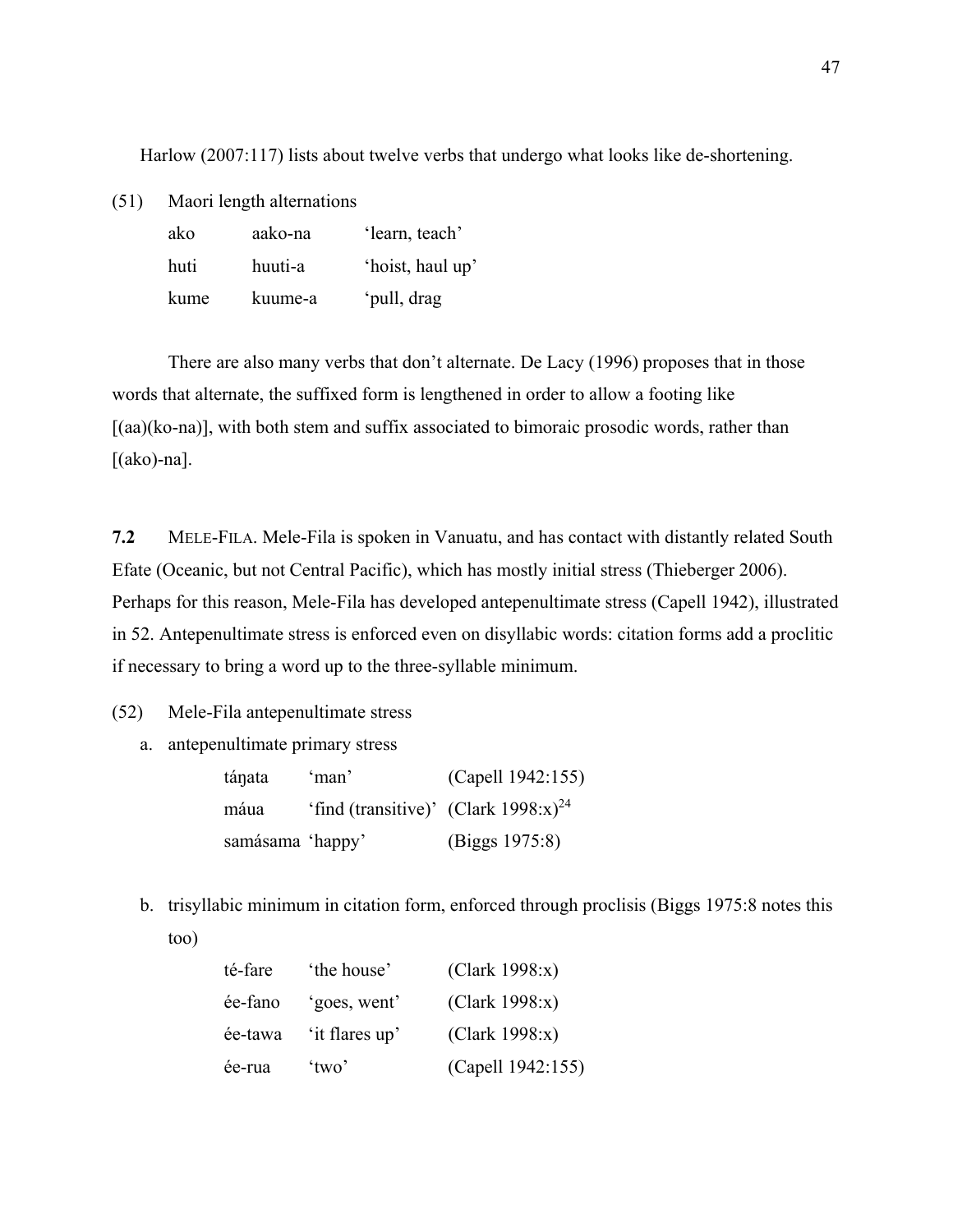Harlow (2007:117) lists about twelve verbs that undergo what looks like de-shortening.

(51) Maori length alternations

| | | |
|---|---|---|
| ako | aako-na | 'learn, teach' |
| huti | huuti-a | 'hoist, haul up' |
| kume | kuume-a | 'pull, drag |

There are also many verbs that don't alternate. De Lacy (1996) proposes that in those words that alternate, the suffixed form is lengthened in order to allow a footing like [(aa)(ko-na)], with both stem and suffix associated to bimoraic prosodic words, rather than [(ako)-na].

**7.2** MELE-FILA. Mele-Fila is spoken in Vanuatu, and has contact with distantly related South Efate (Oceanic, but not Central Pacific), which has mostly initial stress (Thieberger 2006). Perhaps for this reason, Mele-Fila has developed antepenultimate stress (Capell 1942), illustrated in 52. Antepenultimate stress is enforced even on disyllabic words: citation forms add a proclitic if necessary to bring a word up to the three-syllable minimum.

(52) Mele-Fila antepenultimate stress

a. antepenultimate primary stress

| | | |
|---|---|---|
| táŋata | 'man' | (Capell 1942:155) |
| máua | 'find (transitive)' | (Clark 1998:x)[24] |
| samásama | 'happy' | (Biggs 1975:8) |

b. trisyllabic minimum in citation form, enforced through proclisis (Biggs 1975:8 notes this too)

| | | |
|---|---|---|
| té-fare | 'the house' | (Clark 1998:x) |
| ée-fano | 'goes, went' | (Clark 1998:x) |
| ée-tawa | 'it flares up' | (Clark 1998:x) |
| ée-rua | 'two' | (Capell 1942:155) |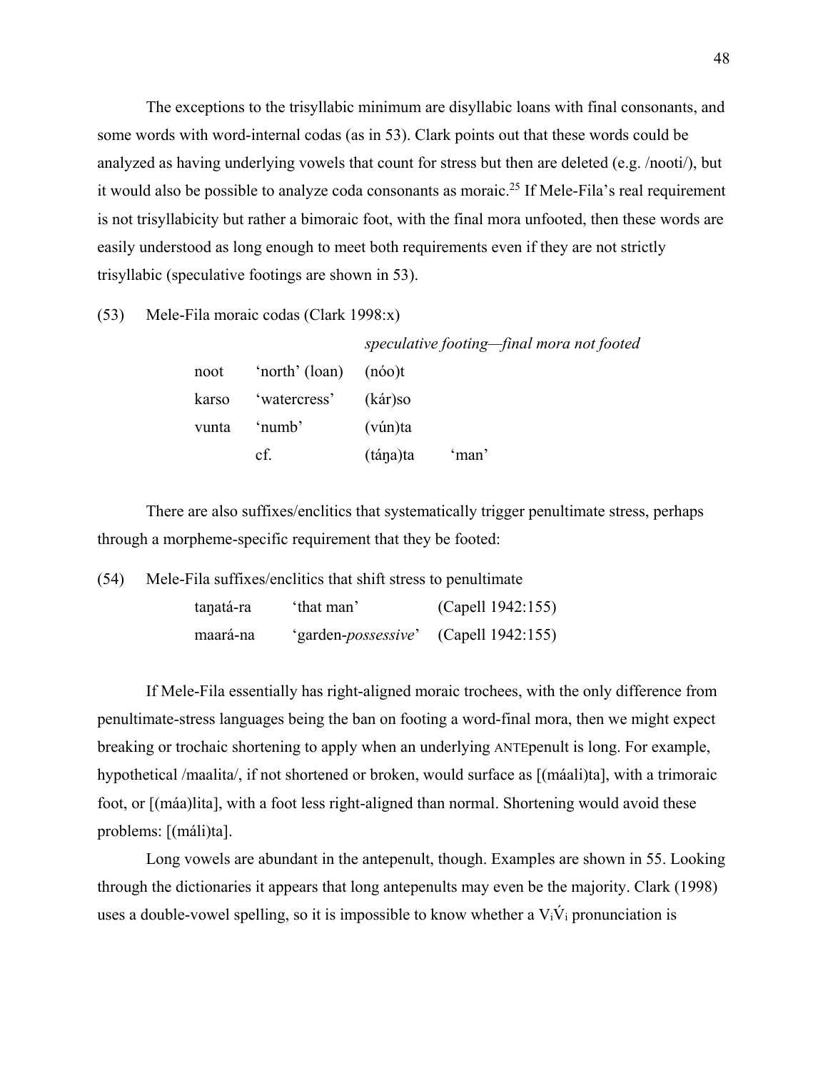The exceptions to the trisyllabic minimum are disyllabic loans with final consonants, and some words with word-internal codas (as in 53). Clark points out that these words could be analyzed as having underlying vowels that count for stress but then are deleted (e.g. /nooti/), but it would also be possible to analyze coda consonants as moraic.[25] If Mele-Fila's real requirement is not trisyllabicity but rather a bimoraic foot, with the final mora unfooted, then these words are easily understood as long enough to meet both requirements even if they are not strictly trisyllabic (speculative footings are shown in 53).

(53) Mele-Fila moraic codas (Clark 1998:x)

| | | *speculative footing—final mora not footed* | |
|---|---|---|---|
| noot | 'north' (loan) | (nóo)t | |
| karso | 'watercress' | (kár)so | |
| vunta | 'numb' | (vún)ta | |
| | cf. | (táŋa)ta | 'man' |

There are also suffixes/enclitics that systematically trigger penultimate stress, perhaps through a morpheme-specific requirement that they be footed:

(54) Mele-Fila suffixes/enclitics that shift stress to penultimate

| | | |
|---|---|---|
| taŋatá-ra | 'that man' | (Capell 1942:155) |
| maará-na | 'garden-*possessive*' | (Capell 1942:155) |

If Mele-Fila essentially has right-aligned moraic trochees, with the only difference from penultimate-stress languages being the ban on footing a word-final mora, then we might expect breaking or trochaic shortening to apply when an underlying ANTEpenult is long. For example, hypothetical /maalita/, if not shortened or broken, would surface as [(máali)ta], with a trimoraic foot, or [(máa)lita], with a foot less right-aligned than normal. Shortening would avoid these problems: [(máli)ta].

Long vowels are abundant in the antepenult, though. Examples are shown in 55. Looking through the dictionaries it appears that long antepenults may even be the majority. Clark (1998) uses a double-vowel spelling, so it is impossible to know whether a $V_i\acute{V}_i$ pronunciation is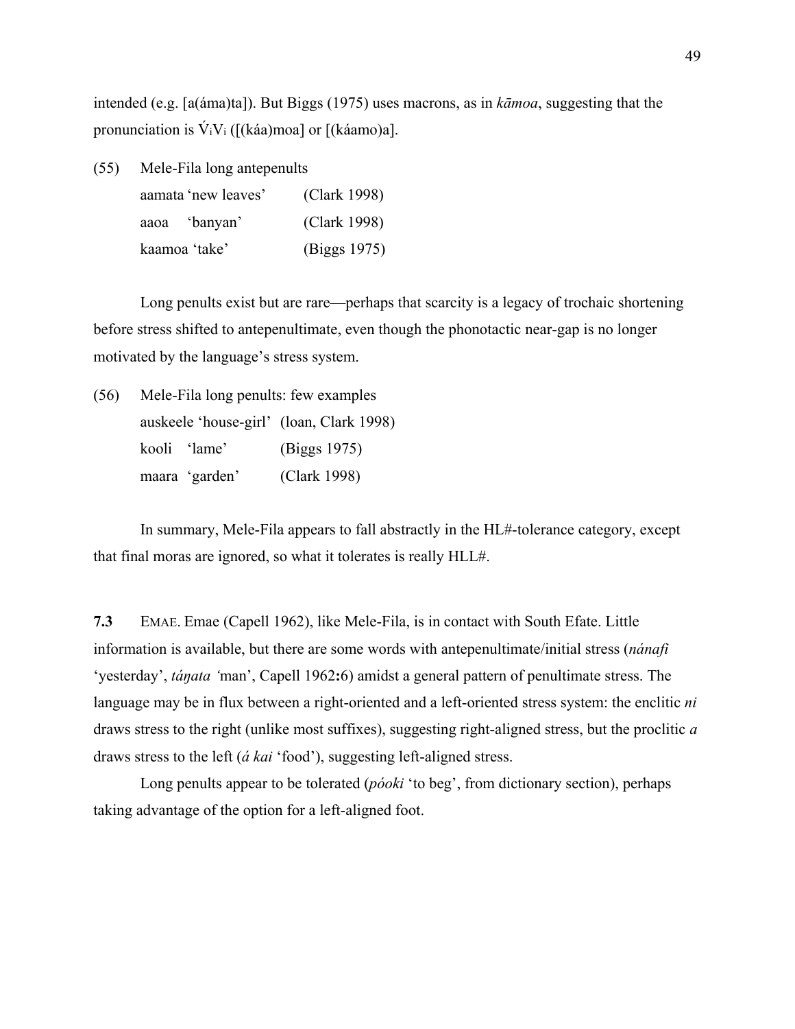intended (e.g. [a(áma)ta]). But Biggs (1975) uses macrons, as in *kāmoa*, suggesting that the pronunciation is $\acute{V}_iV_i$ ([(káa)moa] or [(káamo)a].

(55) Mele-Fila long antepenults

| | | |
|---|---|---|
| aamata | 'new leaves' | (Clark 1998) |
| aaoa | 'banyan' | (Clark 1998) |
| kaamoa | 'take' | (Biggs 1975) |

Long penults exist but are rare—perhaps that scarcity is a legacy of trochaic shortening before stress shifted to antepenultimate, even though the phonotactic near-gap is no longer motivated by the language's stress system.

(56) Mele-Fila long penults: few examples

| | | |
|---|---|---|
| auskeele | 'house-girl' | (loan, Clark 1998) |
| kooli | 'lame' | (Biggs 1975) |
| maara | 'garden' | (Clark 1998) |

In summary, Mele-Fila appears to fall abstractly in the HL#-tolerance category, except that final moras are ignored, so what it tolerates is really HLL#.

**7.3** EMAE. Emae (Capell 1962), like Mele-Fila, is in contact with South Efate. Little information is available, but there are some words with antepenultimate/initial stress (*nánafi* 'yesterday', *táŋata* 'man', Capell 1962**:**6) amidst a general pattern of penultimate stress. The language may be in flux between a right-oriented and a left-oriented stress system: the enclitic *ni* draws stress to the right (unlike most suffixes), suggesting right-aligned stress, but the proclitic *a* draws stress to the left (*á kai* 'food'), suggesting left-aligned stress.

Long penults appear to be tolerated (*póoki* 'to beg', from dictionary section), perhaps taking advantage of the option for a left-aligned foot.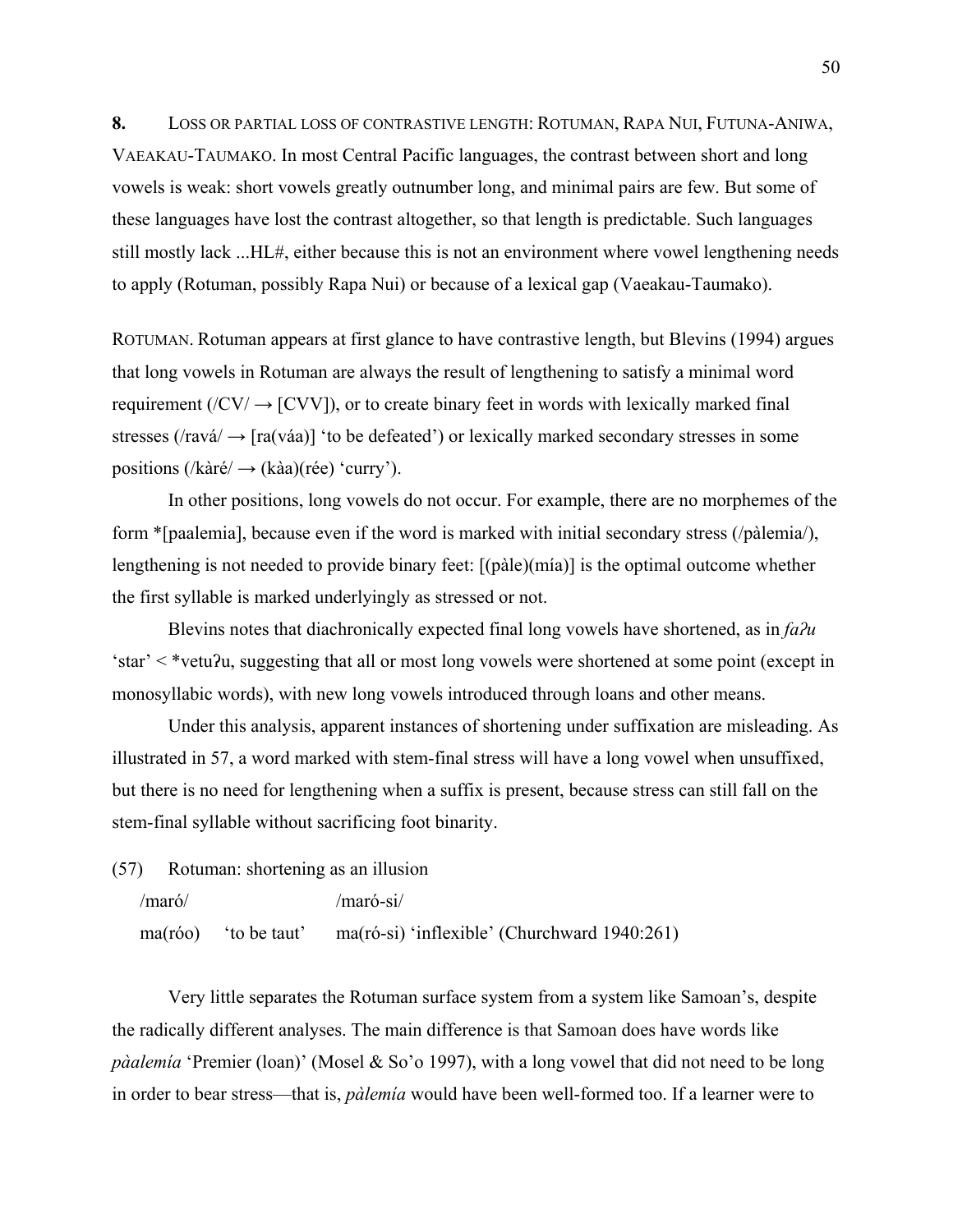**8.** LOSS OR PARTIAL LOSS OF CONTRASTIVE LENGTH: ROTUMAN, RAPA NUI, FUTUNA-ANIWA, VAEAKAU-TAUMAKO. In most Central Pacific languages, the contrast between short and long vowels is weak: short vowels greatly outnumber long, and minimal pairs are few. But some of these languages have lost the contrast altogether, so that length is predictable. Such languages still mostly lack ...HL#, either because this is not an environment where vowel lengthening needs to apply (Rotuman, possibly Rapa Nui) or because of a lexical gap (Vaeakau-Taumako).

ROTUMAN. Rotuman appears at first glance to have contrastive length, but Blevins (1994) argues that long vowels in Rotuman are always the result of lengthening to satisfy a minimal word requirement (/CV/ → [CVV]), or to create binary feet in words with lexically marked final stresses (/ravá/ → [ra(váa)] 'to be defeated') or lexically marked secondary stresses in some positions (/kàré/ → (kàa)(rée) 'curry').

In other positions, long vowels do not occur. For example, there are no morphemes of the form *[paalemia], because even if the word is marked with initial secondary stress (/pàlemia/), lengthening is not needed to provide binary feet: [(pàle)(mía)] is the optimal outcome whether the first syllable is marked underlyingly as stressed or not.

Blevins notes that diachronically expected final long vowels have shortened, as in *faʔu* 'star' < *vetuʔu, suggesting that all or most long vowels were shortened at some point (except in monosyllabic words), with new long vowels introduced through loans and other means.

Under this analysis, apparent instances of shortening under suffixation are misleading. As illustrated in 57, a word marked with stem-final stress will have a long vowel when unsuffixed, but there is no need for lengthening when a suffix is present, because stress can still fall on the stem-final syllable without sacrificing foot binarity.

(57) Rotuman: shortening as an illusion

| /maró/ | | /maró-si/ |
|---|---|---|
| ma(róo) | 'to be taut' | ma(ró-si) 'inflexible' (Churchward 1940:261) |

Very little separates the Rotuman surface system from a system like Samoan's, despite the radically different analyses. The main difference is that Samoan does have words like *pàalemía* 'Premier (loan)' (Mosel & So'o 1997), with a long vowel that did not need to be long in order to bear stress—that is, *pàlemía* would have been well-formed too. If a learner were to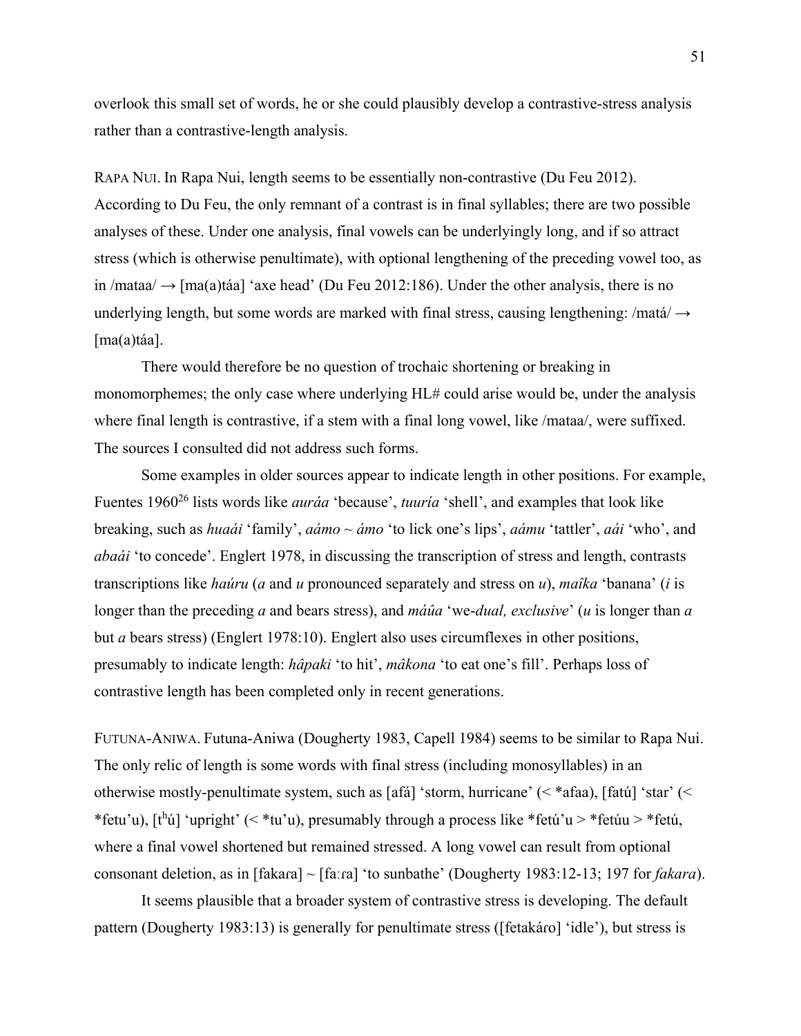overlook this small set of words, he or she could plausibly develop a contrastive-stress analysis rather than a contrastive-length analysis.

RAPA NUI. In Rapa Nui, length seems to be essentially non-contrastive (Du Feu 2012). According to Du Feu, the only remnant of a contrast is in final syllables; there are two possible analyses of these. Under one analysis, final vowels can be underlyingly long, and if so attract stress (which is otherwise penultimate), with optional lengthening of the preceding vowel too, as in /mataa/ → [ma(a)táa] 'axe head' (Du Feu 2012:186). Under the other analysis, there is no underlying length, but some words are marked with final stress, causing lengthening: /matá/ → [ma(a)táa].

There would therefore be no question of trochaic shortening or breaking in monomorphemes; the only case where underlying HL# could arise would be, under the analysis where final length is contrastive, if a stem with a final long vowel, like /mataa/, were suffixed. The sources I consulted did not address such forms.

Some examples in older sources appear to indicate length in other positions. For example, Fuentes 1960[26] lists words like *auráa* 'because', *tuuría* 'shell', and examples that look like breaking, such as *huaái* 'family', *aámo* ~ *ámo* 'to lick one's lips', *aámu* 'tattler', *aái* 'who', and *abaái* 'to concede'. Englert 1978, in discussing the transcription of stress and length, contrasts transcriptions like *haúru* (*a* and *u* pronounced separately and stress on *u*), *maîka* 'banana' (*i* is longer than the preceding *a* and bears stress), and *máûa* 'we-*dual, exclusive*' (*u* is longer than *a* but *a* bears stress) (Englert 1978:10). Englert also uses circumflexes in other positions, presumably to indicate length: *hâpaki* 'to hit', *mâkona* 'to eat one's fill'. Perhaps loss of contrastive length has been completed only in recent generations.

FUTUNA-ANIWA. Futuna-Aniwa (Dougherty 1983, Capell 1984) seems to be similar to Rapa Nui. The only relic of length is some words with final stress (including monosyllables) in an otherwise mostly-penultimate system, such as [afá] 'storm, hurricane' (< *afaa), [fatú] 'star' (< *fetu'u), [tʰú] 'upright' (< *tu'u), presumably through a process like *fetú'u > *fetúu > *fetú, where a final vowel shortened but remained stressed. A long vowel can result from optional consonant deletion, as in [fakaɾa] ~ [faːɾa] 'to sunbathe' (Dougherty 1983:12-13; 197 for *fakara*).

It seems plausible that a broader system of contrastive stress is developing. The default pattern (Dougherty 1983:13) is generally for penultimate stress ([fetakáɾo] 'idle'), but stress is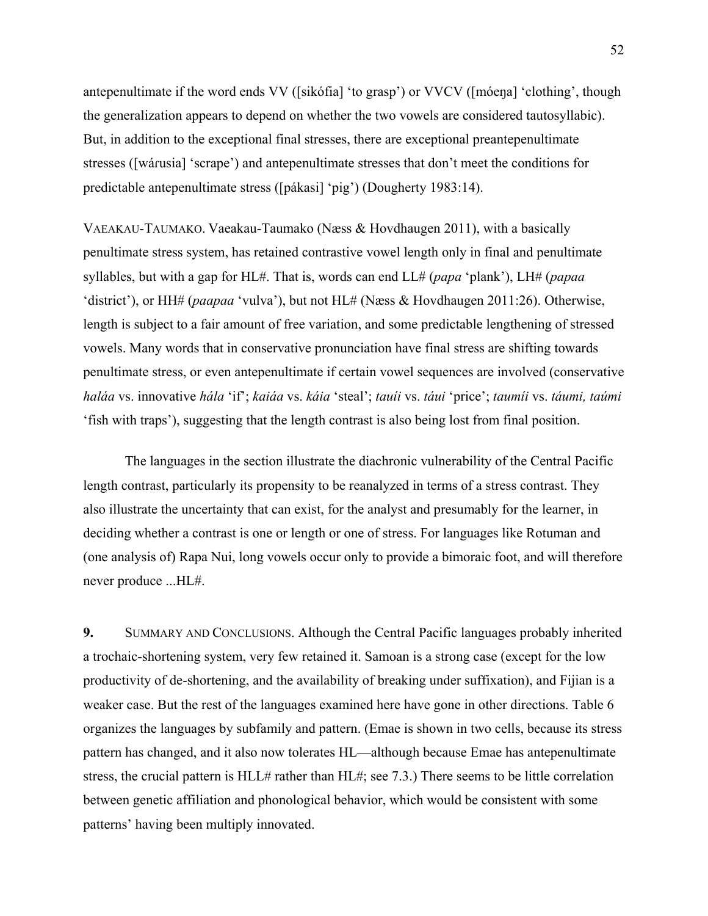antepenultimate if the word ends VV ([sikófia] 'to grasp') or VVCV ([móeŋa] 'clothing', though the generalization appears to depend on whether the two vowels are considered tautosyllabic). But, in addition to the exceptional final stresses, there are exceptional preantepenultimate stresses ([wárusia] 'scrape') and antepenultimate stresses that don't meet the conditions for predictable antepenultimate stress ([pákasi] 'pig') (Dougherty 1983:14).

VAEAKAU-TAUMAKO. Vaeakau-Taumako (Næss & Hovdhaugen 2011), with a basically penultimate stress system, has retained contrastive vowel length only in final and penultimate syllables, but with a gap for HL#. That is, words can end LL# (*papa* 'plank'), LH# (*papaa* 'district'), or HH# (*paapaa* 'vulva'), but not HL# (Næss & Hovdhaugen 2011:26). Otherwise, length is subject to a fair amount of free variation, and some predictable lengthening of stressed vowels. Many words that in conservative pronunciation have final stress are shifting towards penultimate stress, or even antepenultimate if certain vowel sequences are involved (conservative *haláa* vs. innovative *hála* 'if'; *kaiáa* vs. *káia* 'steal'; *tauíi* vs. *táui* 'price'; *taumíi* vs. *táumi, taúmi* 'fish with traps'), suggesting that the length contrast is also being lost from final position.

The languages in the section illustrate the diachronic vulnerability of the Central Pacific length contrast, particularly its propensity to be reanalyzed in terms of a stress contrast. They also illustrate the uncertainty that can exist, for the analyst and presumably for the learner, in deciding whether a contrast is one or length or one of stress. For languages like Rotuman and (one analysis of) Rapa Nui, long vowels occur only to provide a bimoraic foot, and will therefore never produce ...HL#.

## 9. SUMMARY AND CONCLUSIONS.

Although the Central Pacific languages probably inherited a trochaic-shortening system, very few retained it. Samoan is a strong case (except for the low productivity of de-shortening, and the availability of breaking under suffixation), and Fijian is a weaker case. But the rest of the languages examined here have gone in other directions. Table 6 organizes the languages by subfamily and pattern. (Emae is shown in two cells, because its stress pattern has changed, and it also now tolerates HL—although because Emae has antepenultimate stress, the crucial pattern is HLL# rather than HL#; see 7.3.) There seems to be little correlation between genetic affiliation and phonological behavior, which would be consistent with some patterns' having been multiply innovated.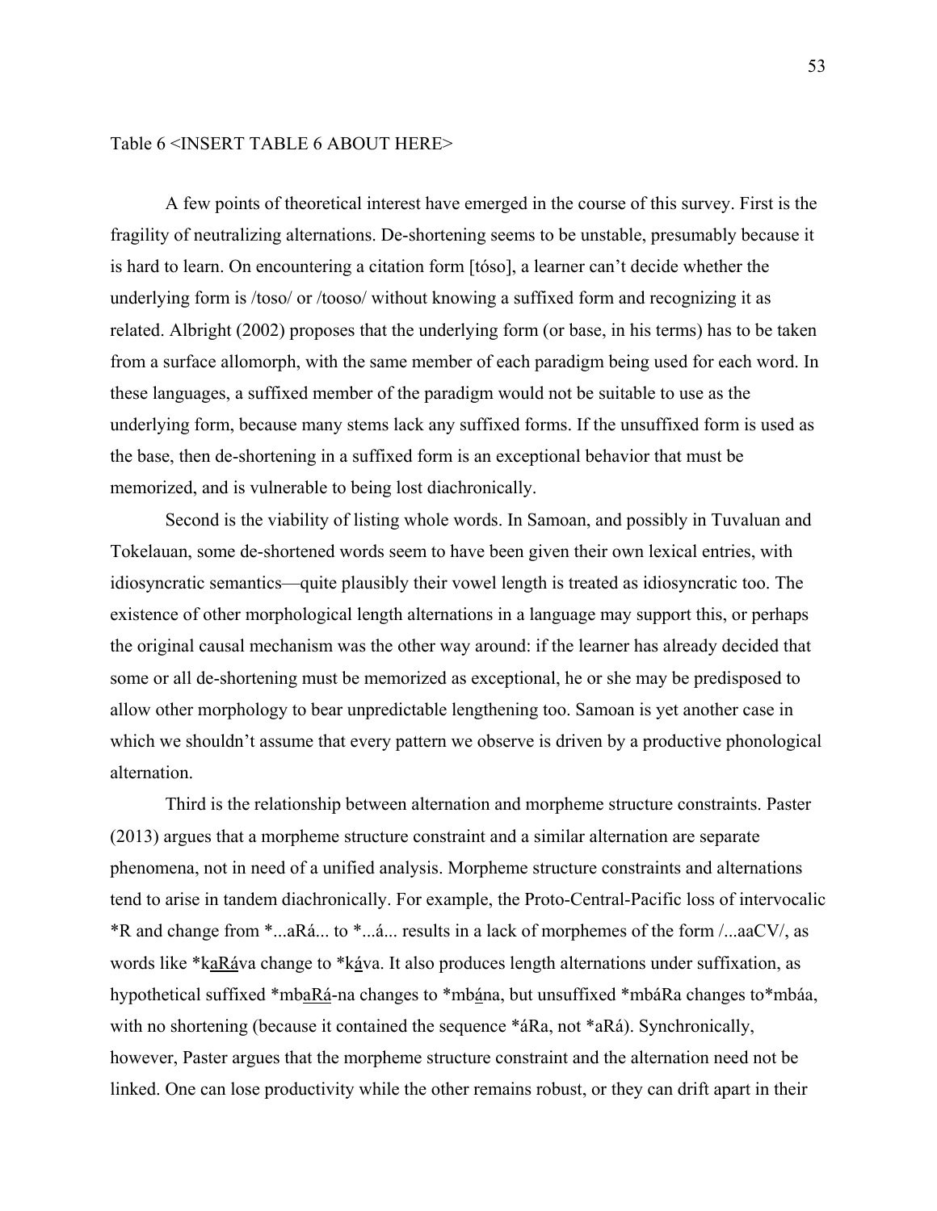Table 6 <INSERT TABLE 6 ABOUT HERE>

A few points of theoretical interest have emerged in the course of this survey. First is the fragility of neutralizing alternations. De-shortening seems to be unstable, presumably because it is hard to learn. On encountering a citation form [tóso], a learner can't decide whether the underlying form is /toso/ or /tooso/ without knowing a suffixed form and recognizing it as related. Albright (2002) proposes that the underlying form (or base, in his terms) has to be taken from a surface allomorph, with the same member of each paradigm being used for each word. In these languages, a suffixed member of the paradigm would not be suitable to use as the underlying form, because many stems lack any suffixed forms. If the unsuffixed form is used as the base, then de-shortening in a suffixed form is an exceptional behavior that must be memorized, and is vulnerable to being lost diachronically.

Second is the viability of listing whole words. In Samoan, and possibly in Tuvaluan and Tokelauan, some de-shortened words seem to have been given their own lexical entries, with idiosyncratic semantics—quite plausibly their vowel length is treated as idiosyncratic too. The existence of other morphological length alternations in a language may support this, or perhaps the original causal mechanism was the other way around: if the learner has already decided that some or all de-shortening must be memorized as exceptional, he or she may be predisposed to allow other morphology to bear unpredictable lengthening too. Samoan is yet another case in which we shouldn't assume that every pattern we observe is driven by a productive phonological alternation.

Third is the relationship between alternation and morpheme structure constraints. Paster (2013) argues that a morpheme structure constraint and a similar alternation are separate phenomena, not in need of a unified analysis. Morpheme structure constraints and alternations tend to arise in tandem diachronically. For example, the Proto-Central-Pacific loss of intervocalic *R and change from *...aRá... to *...á... results in a lack of morphemes of the form /...aaCV/, as words like *k<u>aRá</u>va change to *k<u>á</u>va. It also produces length alternations under suffixation, as hypothetical suffixed *mb<u>aRá</u>-na changes to *mb<u>á</u>na, but unsuffixed *mbáRa changes to*mbáa, with no shortening (because it contained the sequence *áRa, not *aRá). Synchronically, however, Paster argues that the morpheme structure constraint and the alternation need not be linked. One can lose productivity while the other remains robust, or they can drift apart in their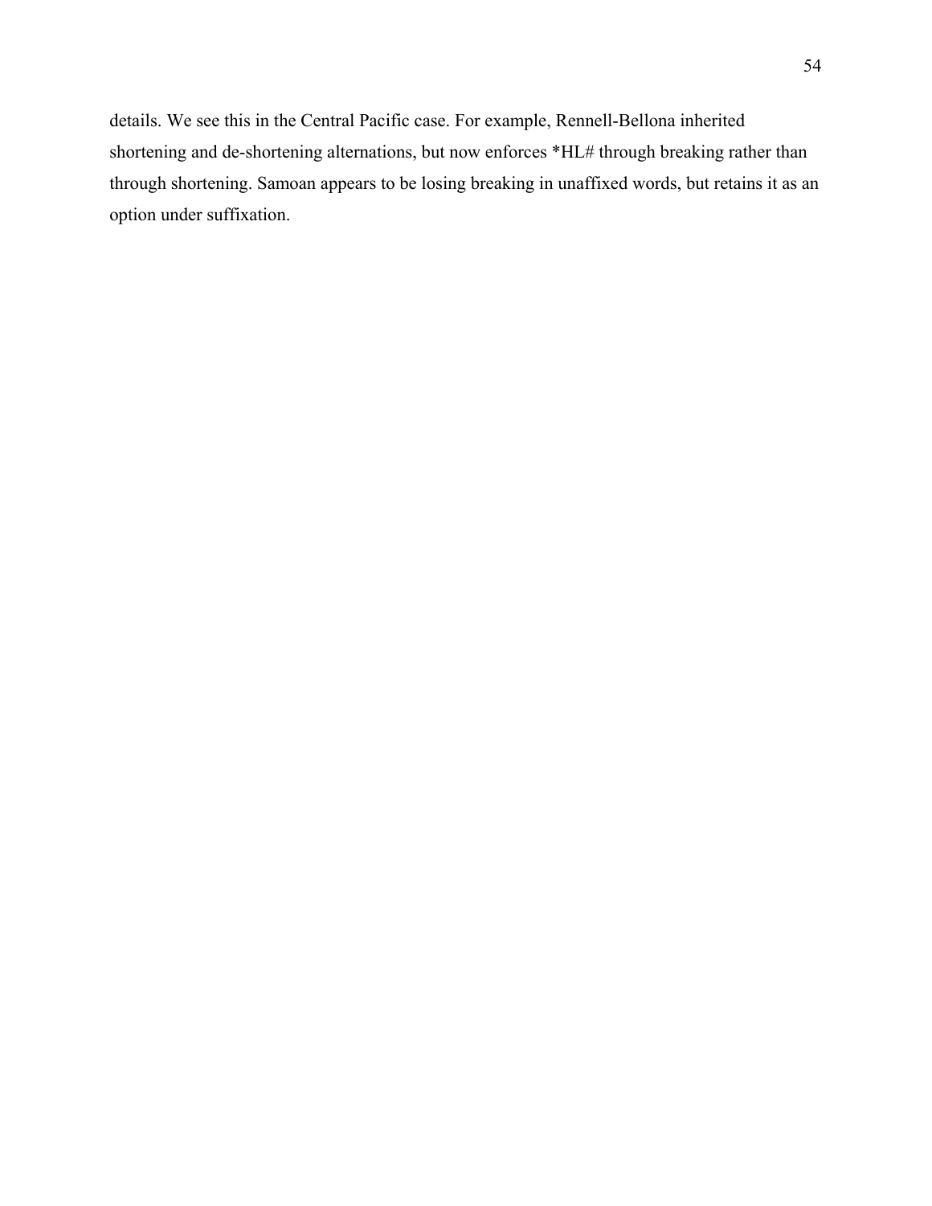details. We see this in the Central Pacific case. For example, Rennell-Bellona inherited shortening and de-shortening alternations, but now enforces *HL# through breaking rather than through shortening. Samoan appears to be losing breaking in unaffixed words, but retains it as an option under suffixation.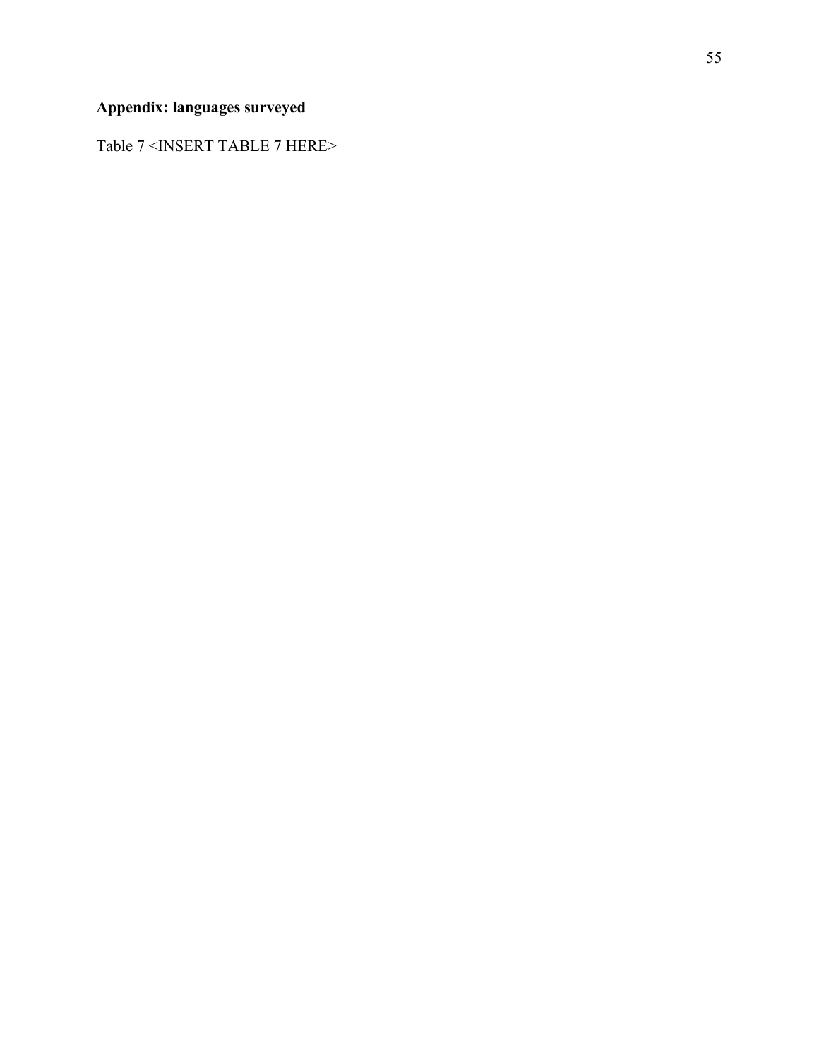**Appendix: languages surveyed**

Table 7 <INSERT TABLE 7 HERE>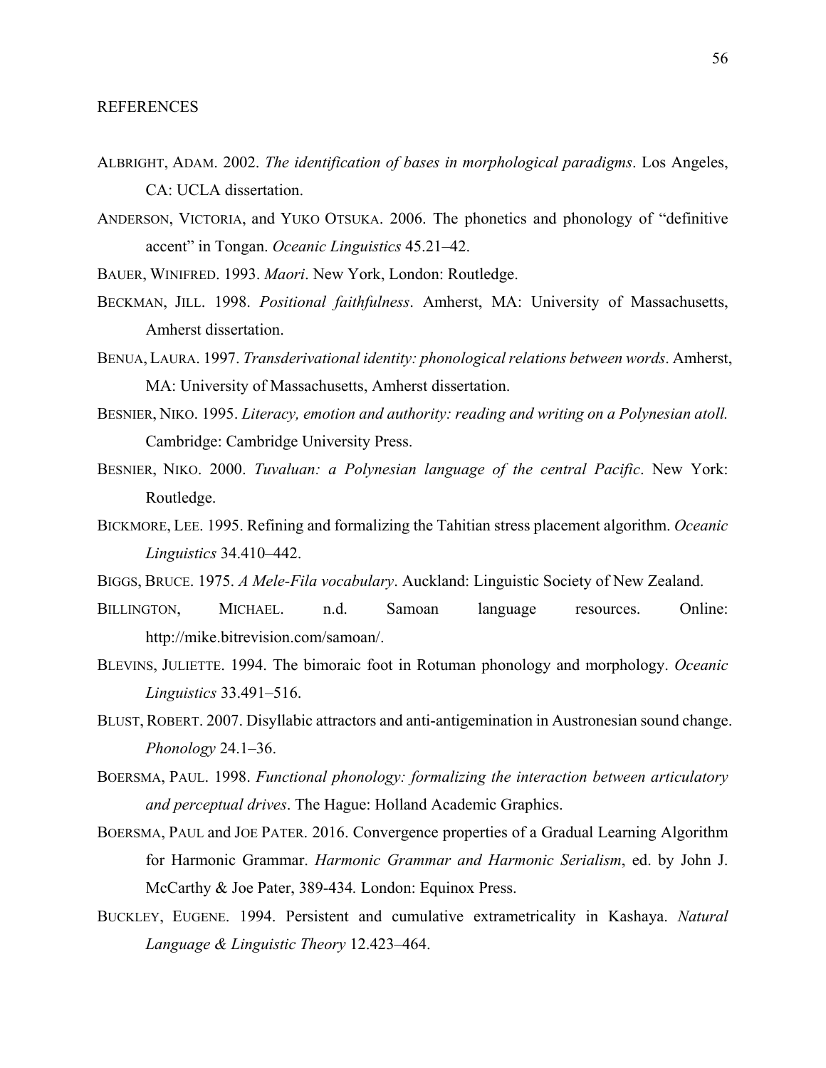REFERENCES

ALBRIGHT, ADAM. 2002. *The identification of bases in morphological paradigms*. Los Angeles, CA: UCLA dissertation.

ANDERSON, VICTORIA, and YUKO OTSUKA. 2006. The phonetics and phonology of "definitive accent" in Tongan. *Oceanic Linguistics* 45.21–42.

BAUER, WINIFRED. 1993. *Maori*. New York, London: Routledge.

BECKMAN, JILL. 1998. *Positional faithfulness*. Amherst, MA: University of Massachusetts, Amherst dissertation.

BENUA, LAURA. 1997. *Transderivational identity: phonological relations between words*. Amherst, MA: University of Massachusetts, Amherst dissertation.

BESNIER, NIKO. 1995. *Literacy, emotion and authority: reading and writing on a Polynesian atoll.* Cambridge: Cambridge University Press.

BESNIER, NIKO. 2000. *Tuvaluan: a Polynesian language of the central Pacific*. New York: Routledge.

BICKMORE, LEE. 1995. Refining and formalizing the Tahitian stress placement algorithm. *Oceanic Linguistics* 34.410–442.

BIGGS, BRUCE. 1975. *A Mele-Fila vocabulary*. Auckland: Linguistic Society of New Zealand.

BILLINGTON, MICHAEL. n.d. Samoan language resources. Online: http://mike.bitrevision.com/samoan/.

BLEVINS, JULIETTE. 1994. The bimoraic foot in Rotuman phonology and morphology. *Oceanic Linguistics* 33.491–516.

BLUST, ROBERT. 2007. Disyllabic attractors and anti-antigemination in Austronesian sound change. *Phonology* 24.1–36.

BOERSMA, PAUL. 1998. *Functional phonology: formalizing the interaction between articulatory and perceptual drives*. The Hague: Holland Academic Graphics.

BOERSMA, PAUL and JOE PATER. 2016. Convergence properties of a Gradual Learning Algorithm for Harmonic Grammar. *Harmonic Grammar and Harmonic Serialism*, ed. by John J. McCarthy & Joe Pater, 389-434. London: Equinox Press.

BUCKLEY, EUGENE. 1994. Persistent and cumulative extrametricality in Kashaya. *Natural Language & Linguistic Theory* 12.423–464.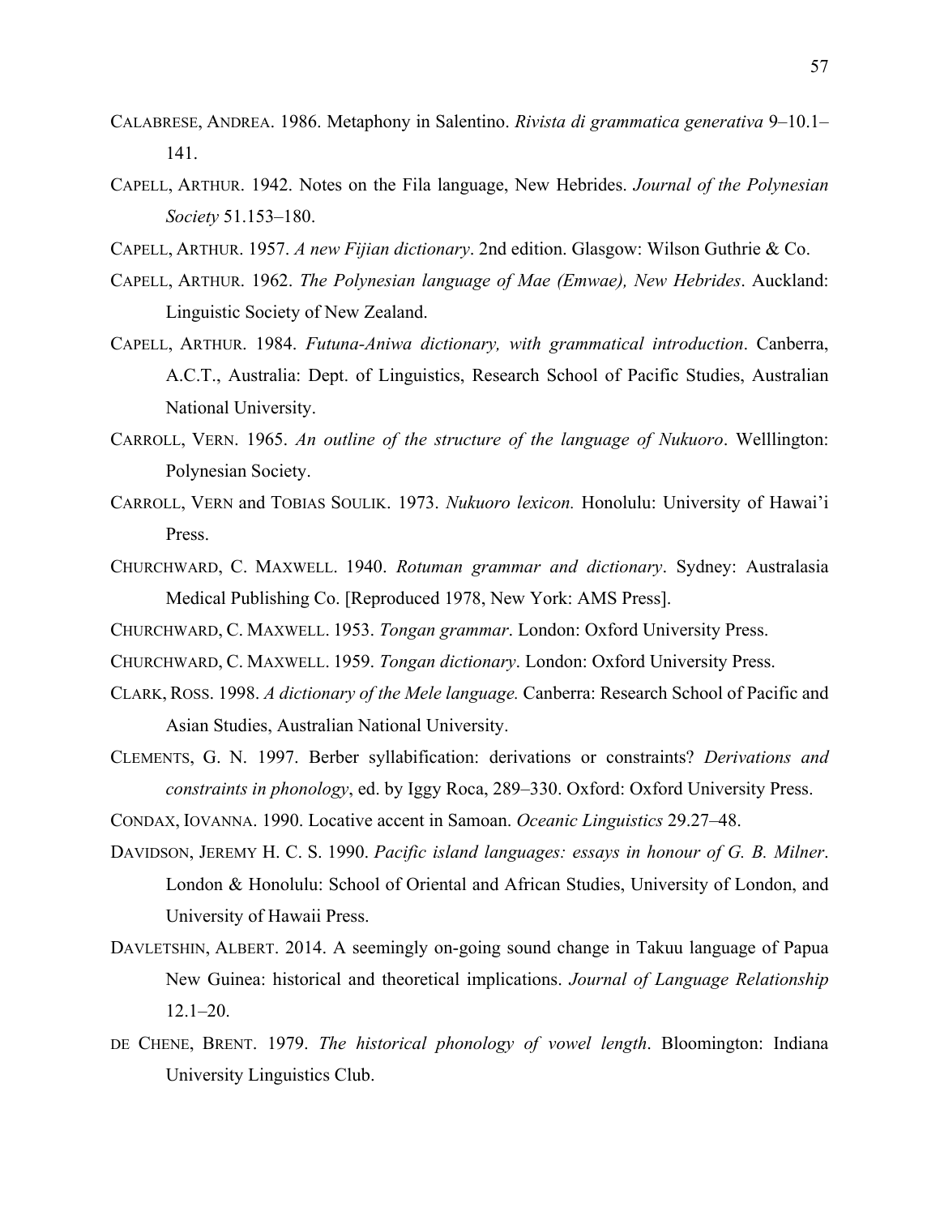CALABRESE, ANDREA. 1986. Metaphony in Salentino. *Rivista di grammatica generativa* 9–10.1–141.

CAPELL, ARTHUR. 1942. Notes on the Fila language, New Hebrides. *Journal of the Polynesian Society* 51.153–180.

CAPELL, ARTHUR. 1957. *A new Fijian dictionary*. 2nd edition. Glasgow: Wilson Guthrie & Co.

CAPELL, ARTHUR. 1962. *The Polynesian language of Mae (Emwae), New Hebrides*. Auckland: Linguistic Society of New Zealand.

CAPELL, ARTHUR. 1984. *Futuna-Aniwa dictionary, with grammatical introduction*. Canberra, A.C.T., Australia: Dept. of Linguistics, Research School of Pacific Studies, Australian National University.

CARROLL, VERN. 1965. *An outline of the structure of the language of Nukuoro*. Welllington: Polynesian Society.

CARROLL, VERN and TOBIAS SOULIK. 1973. *Nukuoro lexicon.* Honolulu: University of Hawai'i Press.

CHURCHWARD, C. MAXWELL. 1940. *Rotuman grammar and dictionary*. Sydney: Australasia Medical Publishing Co. [Reproduced 1978, New York: AMS Press].

CHURCHWARD, C. MAXWELL. 1953. *Tongan grammar*. London: Oxford University Press.

CHURCHWARD, C. MAXWELL. 1959. *Tongan dictionary*. London: Oxford University Press.

CLARK, ROSS. 1998. *A dictionary of the Mele language.* Canberra: Research School of Pacific and Asian Studies, Australian National University.

CLEMENTS, G. N. 1997. Berber syllabification: derivations or constraints? *Derivations and constraints in phonology*, ed. by Iggy Roca, 289–330. Oxford: Oxford University Press.

CONDAX, IOVANNA. 1990. Locative accent in Samoan. *Oceanic Linguistics* 29.27–48.

DAVIDSON, JEREMY H. C. S. 1990. *Pacific island languages: essays in honour of G. B. Milner*. London & Honolulu: School of Oriental and African Studies, University of London, and University of Hawaii Press.

DAVLETSHIN, ALBERT. 2014. A seemingly on-going sound change in Takuu language of Papua New Guinea: historical and theoretical implications. *Journal of Language Relationship* 12.1–20.

DE CHENE, BRENT. 1979. *The historical phonology of vowel length*. Bloomington: Indiana University Linguistics Club.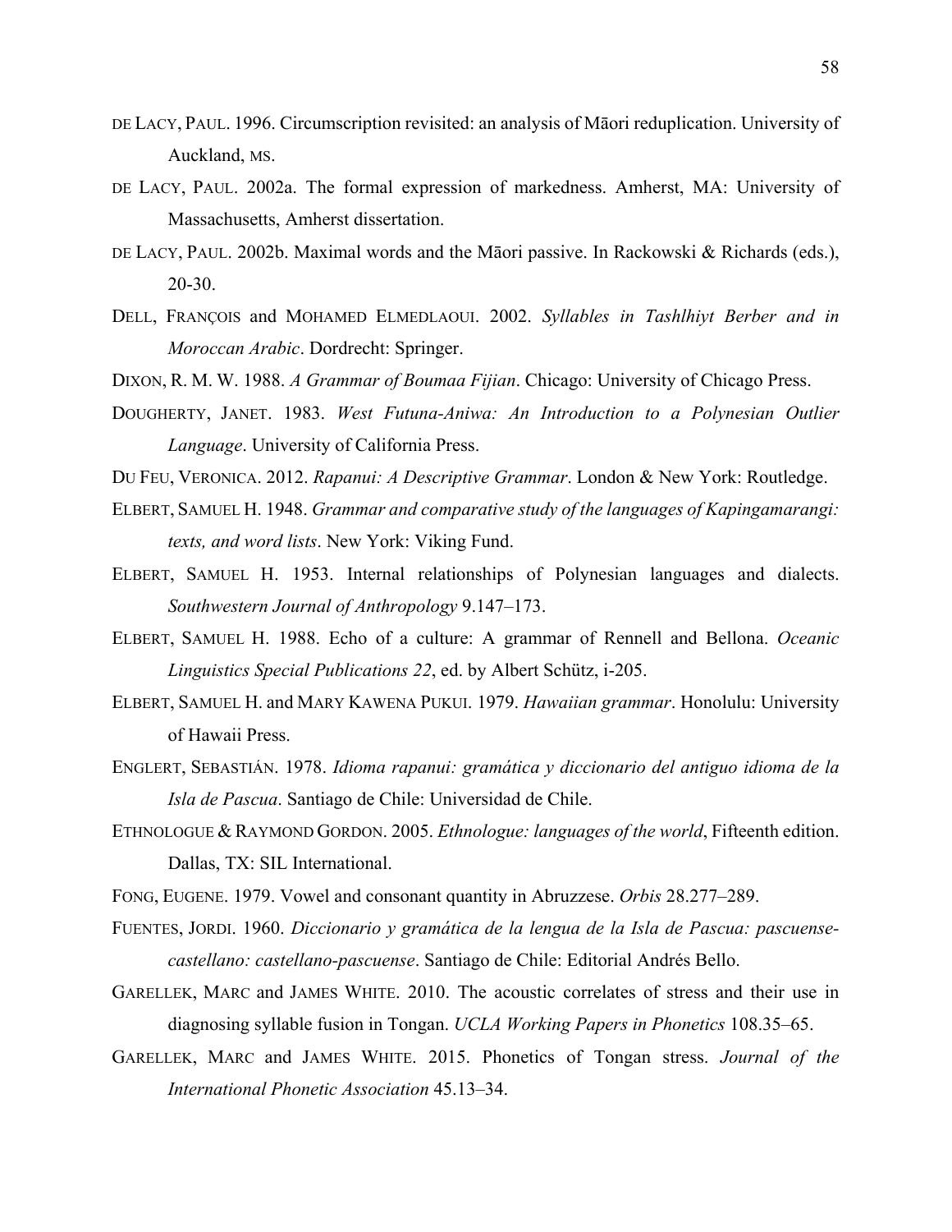DE LACY, PAUL. 1996. Circumscription revisited: an analysis of Māori reduplication. University of Auckland, MS.

DE LACY, PAUL. 2002a. The formal expression of markedness. Amherst, MA: University of Massachusetts, Amherst dissertation.

DE LACY, PAUL. 2002b. Maximal words and the Māori passive. In Rackowski & Richards (eds.), 20-30.

DELL, FRANÇOIS and MOHAMED ELMEDLAOUI. 2002. *Syllables in Tashlhiyt Berber and in Moroccan Arabic*. Dordrecht: Springer.

DIXON, R. M. W. 1988. *A Grammar of Boumaa Fijian*. Chicago: University of Chicago Press.

DOUGHERTY, JANET. 1983. *West Futuna-Aniwa: An Introduction to a Polynesian Outlier Language*. University of California Press.

DU FEU, VERONICA. 2012. *Rapanui: A Descriptive Grammar*. London & New York: Routledge.

ELBERT, SAMUEL H. 1948. *Grammar and comparative study of the languages of Kapingamarangi: texts, and word lists*. New York: Viking Fund.

ELBERT, SAMUEL H. 1953. Internal relationships of Polynesian languages and dialects. *Southwestern Journal of Anthropology* 9.147–173.

ELBERT, SAMUEL H. 1988. Echo of a culture: A grammar of Rennell and Bellona. *Oceanic Linguistics Special Publications 22*, ed. by Albert Schütz, i-205.

ELBERT, SAMUEL H. and MARY KAWENA PUKUI. 1979. *Hawaiian grammar*. Honolulu: University of Hawaii Press.

ENGLERT, SEBASTIÁN. 1978. *Idioma rapanui: gramática y diccionario del antiguo idioma de la Isla de Pascua*. Santiago de Chile: Universidad de Chile.

ETHNOLOGUE & RAYMOND GORDON. 2005. *Ethnologue: languages of the world*, Fifteenth edition. Dallas, TX: SIL International.

FONG, EUGENE. 1979. Vowel and consonant quantity in Abruzzese. *Orbis* 28.277–289.

FUENTES, JORDI. 1960. *Diccionario y gramática de la lengua de la Isla de Pascua: pascuense-castellano: castellano-pascuense*. Santiago de Chile: Editorial Andrés Bello.

GARELLEK, MARC and JAMES WHITE. 2010. The acoustic correlates of stress and their use in diagnosing syllable fusion in Tongan. *UCLA Working Papers in Phonetics* 108.35–65.

GARELLEK, MARC and JAMES WHITE. 2015. Phonetics of Tongan stress. *Journal of the International Phonetic Association* 45.13–34.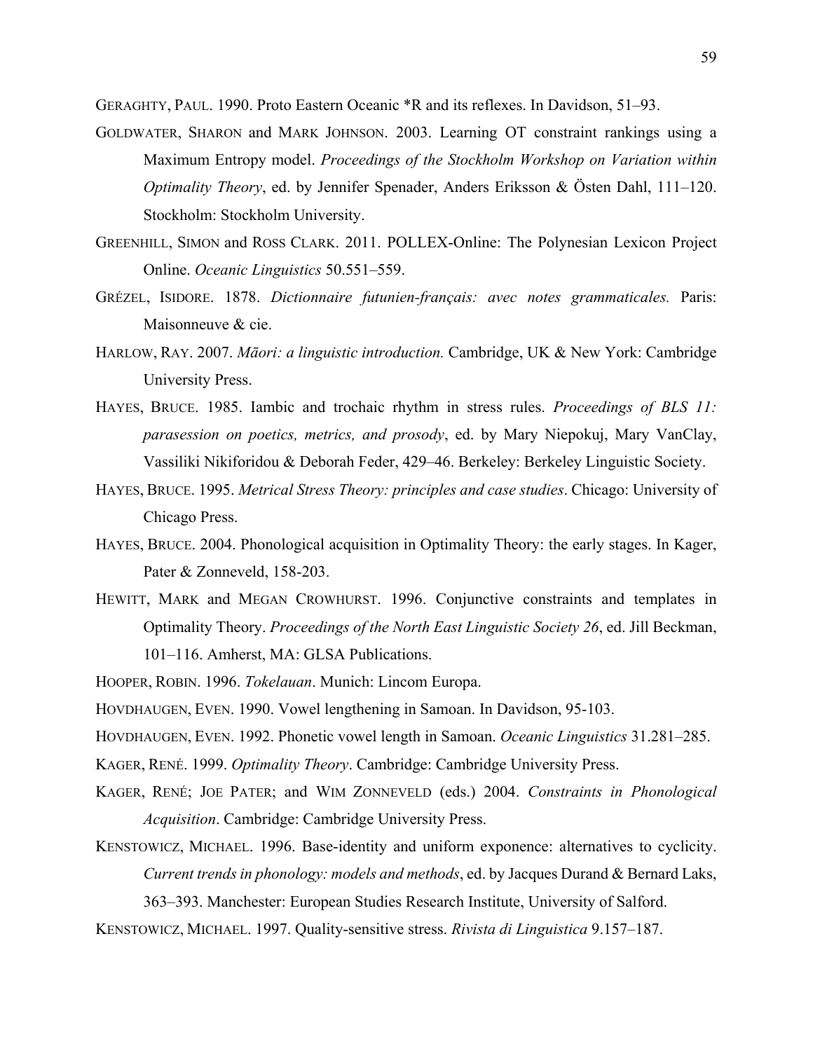GERAGHTY, PAUL. 1990. Proto Eastern Oceanic *R and its reflexes. In Davidson, 51–93.

GOLDWATER, SHARON and MARK JOHNSON. 2003. Learning OT constraint rankings using a Maximum Entropy model. *Proceedings of the Stockholm Workshop on Variation within Optimality Theory*, ed. by Jennifer Spenader, Anders Eriksson & Östen Dahl, 111–120. Stockholm: Stockholm University.

GREENHILL, SIMON and ROSS CLARK. 2011. POLLEX-Online: The Polynesian Lexicon Project Online. *Oceanic Linguistics* 50.551–559.

GRÉZEL, ISIDORE. 1878. *Dictionnaire futunien-français: avec notes grammaticales.* Paris: Maisonneuve & cie.

HARLOW, RAY. 2007. *Māori: a linguistic introduction.* Cambridge, UK & New York: Cambridge University Press.

HAYES, BRUCE. 1985. Iambic and trochaic rhythm in stress rules. *Proceedings of BLS 11: parasession on poetics, metrics, and prosody*, ed. by Mary Niepokuj, Mary VanClay, Vassiliki Nikiforidou & Deborah Feder, 429–46. Berkeley: Berkeley Linguistic Society.

HAYES, BRUCE. 1995. *Metrical Stress Theory: principles and case studies*. Chicago: University of Chicago Press.

HAYES, BRUCE. 2004. Phonological acquisition in Optimality Theory: the early stages. In Kager, Pater & Zonneveld, 158-203.

HEWITT, MARK and MEGAN CROWHURST. 1996. Conjunctive constraints and templates in Optimality Theory. *Proceedings of the North East Linguistic Society 26*, ed. Jill Beckman, 101–116. Amherst, MA: GLSA Publications.

HOOPER, ROBIN. 1996. *Tokelauan*. Munich: Lincom Europa.

HOVDHAUGEN, EVEN. 1990. Vowel lengthening in Samoan. In Davidson, 95-103.

HOVDHAUGEN, EVEN. 1992. Phonetic vowel length in Samoan. *Oceanic Linguistics* 31.281–285.

KAGER, RENÉ. 1999. *Optimality Theory*. Cambridge: Cambridge University Press.

KAGER, RENÉ; JOE PATER; and WIM ZONNEVELD (eds.) 2004. *Constraints in Phonological Acquisition*. Cambridge: Cambridge University Press.

KENSTOWICZ, MICHAEL. 1996. Base-identity and uniform exponence: alternatives to cyclicity. *Current trends in phonology: models and methods*, ed. by Jacques Durand & Bernard Laks, 363–393. Manchester: European Studies Research Institute, University of Salford.

KENSTOWICZ, MICHAEL. 1997. Quality-sensitive stress. *Rivista di Linguistica* 9.157–187.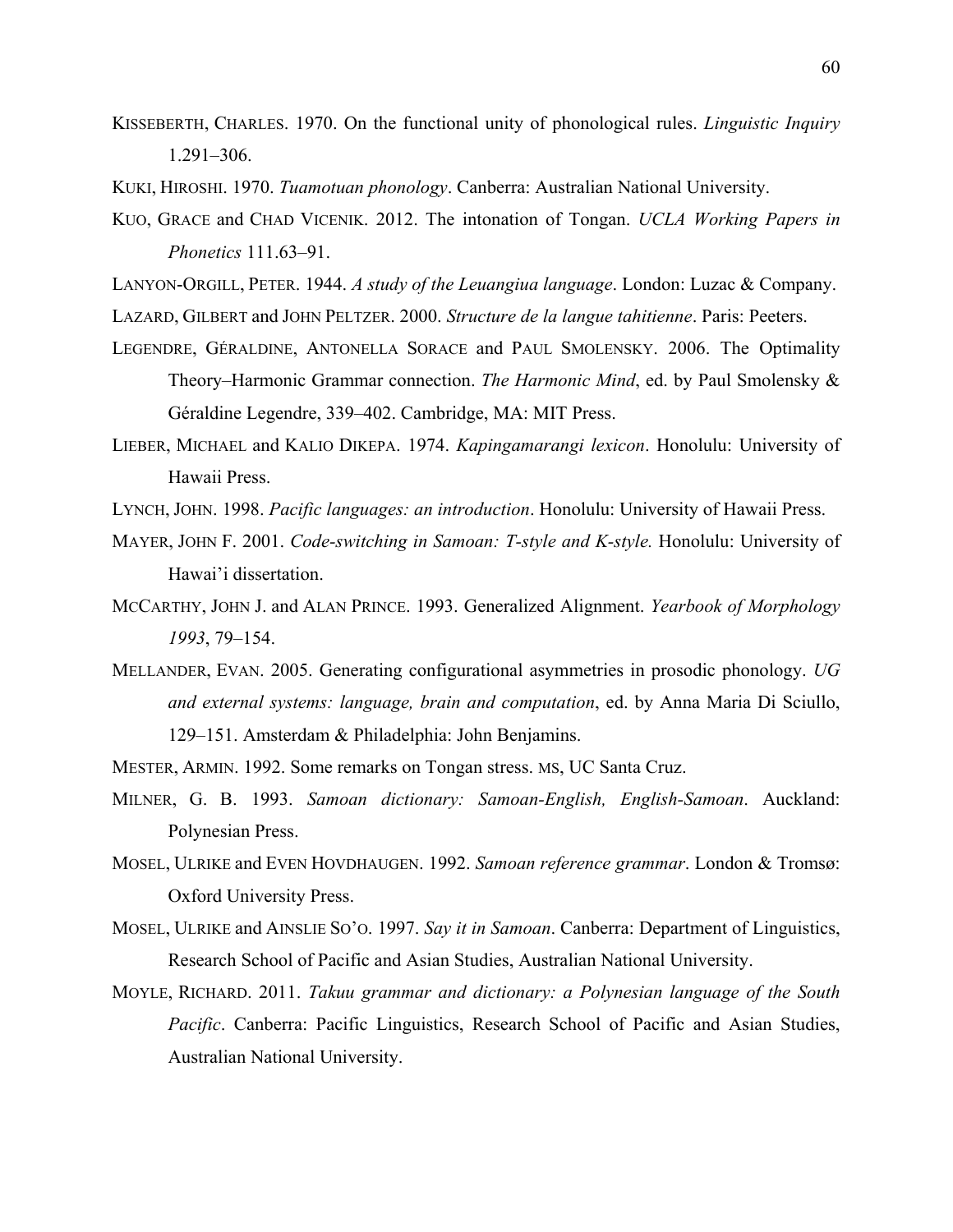KISSEBERTH, CHARLES. 1970. On the functional unity of phonological rules. *Linguistic Inquiry* 1.291–306.

KUKI, HIROSHI. 1970. *Tuamotuan phonology*. Canberra: Australian National University.

KUO, GRACE and CHAD VICENIK. 2012. The intonation of Tongan. *UCLA Working Papers in Phonetics* 111.63–91.

LANYON-ORGILL, PETER. 1944. *A study of the Leuangiua language*. London: Luzac & Company.

LAZARD, GILBERT and JOHN PELTZER. 2000. *Structure de la langue tahitienne*. Paris: Peeters.

LEGENDRE, GÉRALDINE, ANTONELLA SORACE and PAUL SMOLENSKY. 2006. The Optimality Theory–Harmonic Grammar connection. *The Harmonic Mind*, ed. by Paul Smolensky & Géraldine Legendre, 339–402. Cambridge, MA: MIT Press.

LIEBER, MICHAEL and KALIO DIKEPA. 1974. *Kapingamarangi lexicon*. Honolulu: University of Hawaii Press.

LYNCH, JOHN. 1998. *Pacific languages: an introduction*. Honolulu: University of Hawaii Press.

MAYER, JOHN F. 2001. *Code-switching in Samoan: T-style and K-style.* Honolulu: University of Hawai'i dissertation.

MCCARTHY, JOHN J. and ALAN PRINCE. 1993. Generalized Alignment. *Yearbook of Morphology 1993*, 79–154.

MELLANDER, EVAN. 2005. Generating configurational asymmetries in prosodic phonology. *UG and external systems: language, brain and computation*, ed. by Anna Maria Di Sciullo, 129–151. Amsterdam & Philadelphia: John Benjamins.

MESTER, ARMIN. 1992. Some remarks on Tongan stress. MS, UC Santa Cruz.

MILNER, G. B. 1993. *Samoan dictionary: Samoan-English, English-Samoan*. Auckland: Polynesian Press.

MOSEL, ULRIKE and EVEN HOVDHAUGEN. 1992. *Samoan reference grammar*. London & Tromsø: Oxford University Press.

MOSEL, ULRIKE and AINSLIE SO'O. 1997. *Say it in Samoan*. Canberra: Department of Linguistics, Research School of Pacific and Asian Studies, Australian National University.

MOYLE, RICHARD. 2011. *Takuu grammar and dictionary: a Polynesian language of the South Pacific*. Canberra: Pacific Linguistics, Research School of Pacific and Asian Studies, Australian National University.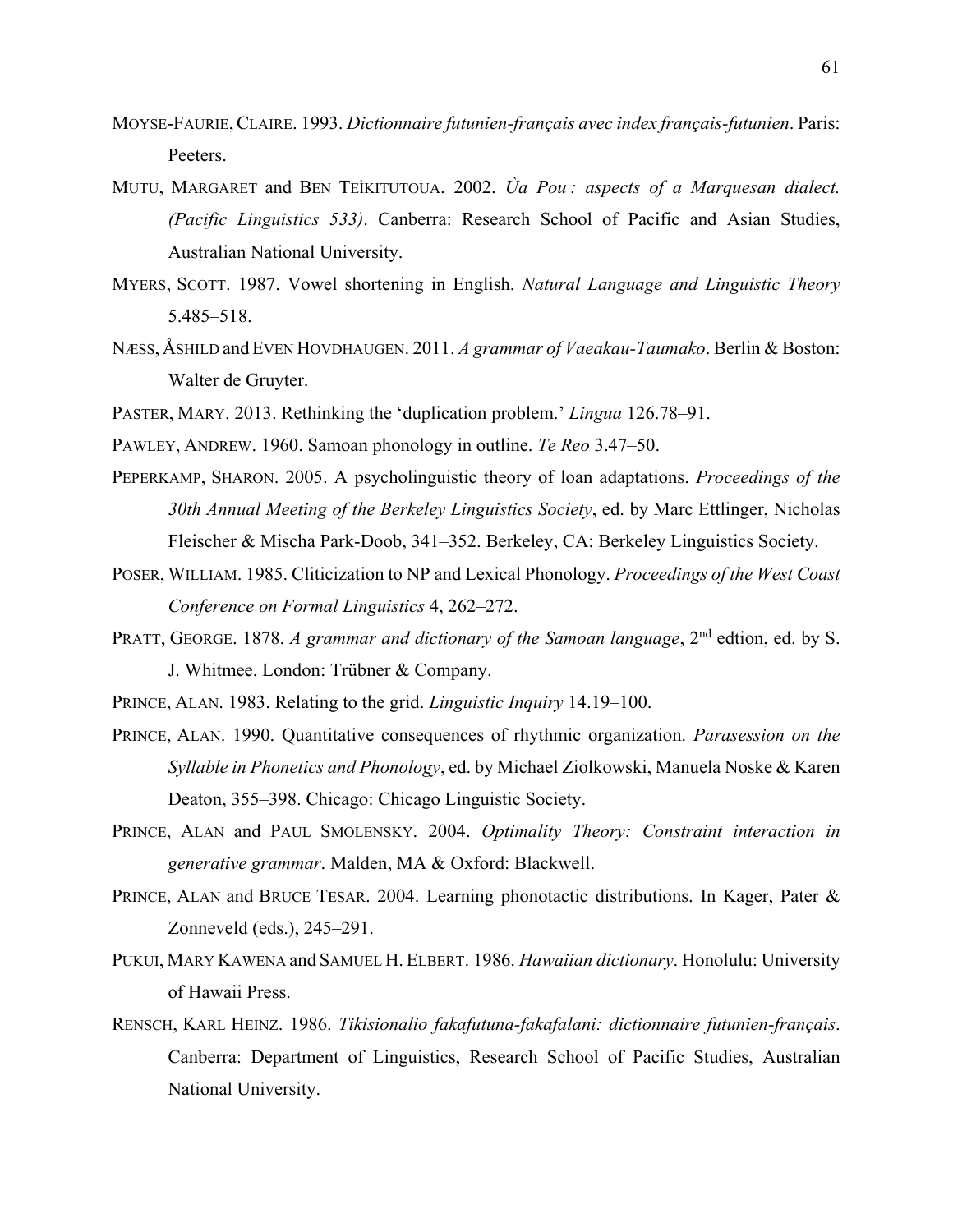MOYSE-FAURIE, CLAIRE. 1993. *Dictionnaire futunien-français avec index français-futunien*. Paris: Peeters.

MUTU, MARGARET and BEN TEÌKITUTOUA. 2002. *Ùa Pou : aspects of a Marquesan dialect. (Pacific Linguistics 533)*. Canberra: Research School of Pacific and Asian Studies, Australian National University.

MYERS, SCOTT. 1987. Vowel shortening in English. *Natural Language and Linguistic Theory* 5.485–518.

NÆSS, ÅSHILD and EVEN HOVDHAUGEN. 2011. *A grammar of Vaeakau-Taumako*. Berlin & Boston: Walter de Gruyter.

PASTER, MARY. 2013. Rethinking the 'duplication problem.' *Lingua* 126.78–91.

PAWLEY, ANDREW. 1960. Samoan phonology in outline. *Te Reo* 3.47–50.

PEPERKAMP, SHARON. 2005. A psycholinguistic theory of loan adaptations. *Proceedings of the 30th Annual Meeting of the Berkeley Linguistics Society*, ed. by Marc Ettlinger, Nicholas Fleischer & Mischa Park-Doob, 341–352. Berkeley, CA: Berkeley Linguistics Society.

POSER, WILLIAM. 1985. Cliticization to NP and Lexical Phonology. *Proceedings of the West Coast Conference on Formal Linguistics* 4, 262–272.

PRATT, GEORGE. 1878. *A grammar and dictionary of the Samoan language*, 2nd edtion, ed. by S. J. Whitmee. London: Trübner & Company.

PRINCE, ALAN. 1983. Relating to the grid. *Linguistic Inquiry* 14.19–100.

PRINCE, ALAN. 1990. Quantitative consequences of rhythmic organization. *Parasession on the Syllable in Phonetics and Phonology*, ed. by Michael Ziolkowski, Manuela Noske & Karen Deaton, 355–398. Chicago: Chicago Linguistic Society.

PRINCE, ALAN and PAUL SMOLENSKY. 2004. *Optimality Theory: Constraint interaction in generative grammar*. Malden, MA & Oxford: Blackwell.

PRINCE, ALAN and BRUCE TESAR. 2004. Learning phonotactic distributions. In Kager, Pater & Zonneveld (eds.), 245–291.

PUKUI, MARY KAWENA and SAMUEL H. ELBERT. 1986. *Hawaiian dictionary*. Honolulu: University of Hawaii Press.

RENSCH, KARL HEINZ. 1986. *Tikisionalio fakafutuna-fakafalani: dictionnaire futunien-français*. Canberra: Department of Linguistics, Research School of Pacific Studies, Australian National University.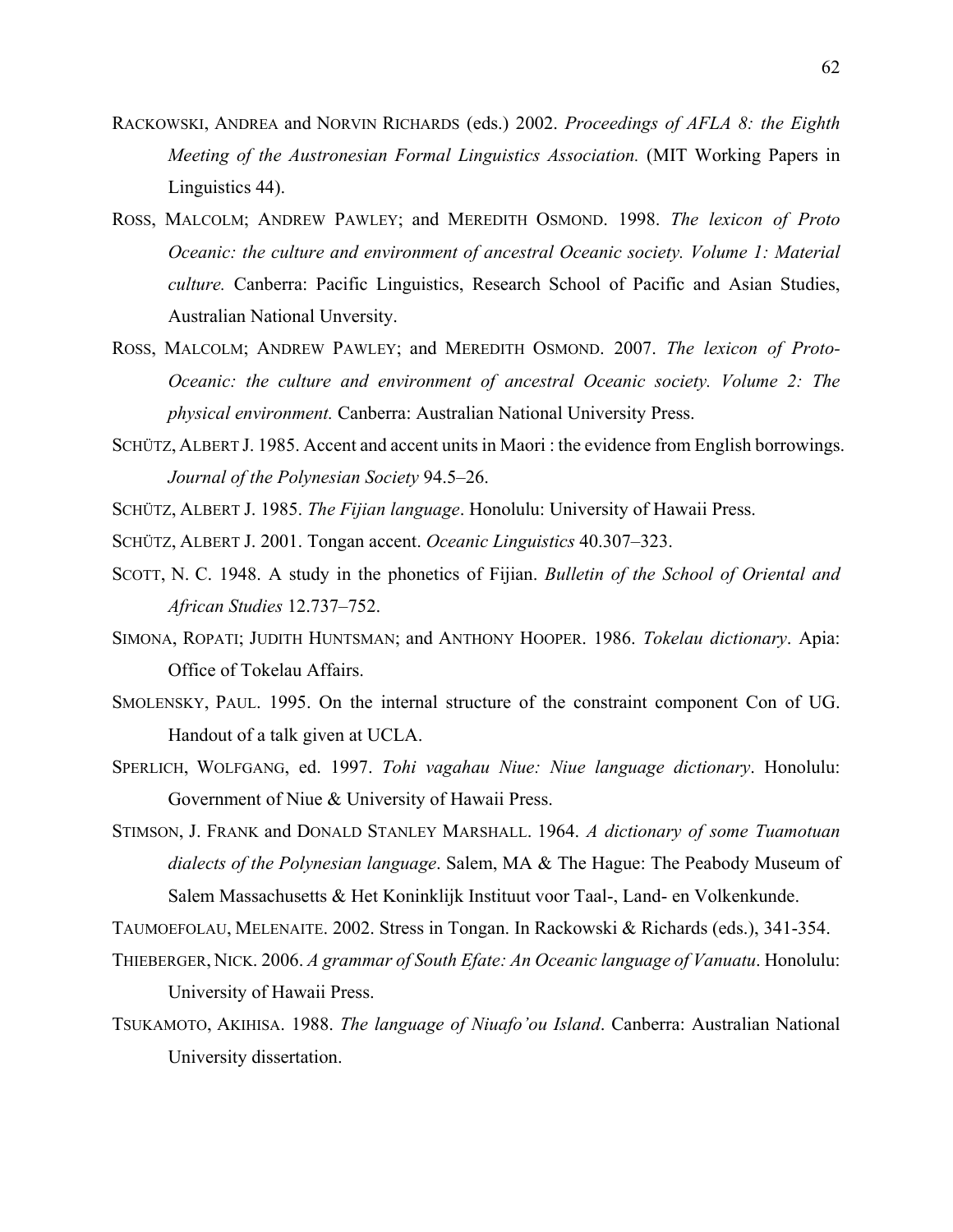RACKOWSKI, ANDREA and NORVIN RICHARDS (eds.) 2002. *Proceedings of AFLA 8: the Eighth Meeting of the Austronesian Formal Linguistics Association.* (MIT Working Papers in Linguistics 44).

ROSS, MALCOLM; ANDREW PAWLEY; and MEREDITH OSMOND. 1998. *The lexicon of Proto Oceanic: the culture and environment of ancestral Oceanic society. Volume 1: Material culture.* Canberra: Pacific Linguistics, Research School of Pacific and Asian Studies, Australian National Unversity.

ROSS, MALCOLM; ANDREW PAWLEY; and MEREDITH OSMOND. 2007. *The lexicon of Proto-Oceanic: the culture and environment of ancestral Oceanic society. Volume 2: The physical environment.* Canberra: Australian National University Press.

SCHÜTZ, ALBERT J. 1985. Accent and accent units in Maori : the evidence from English borrowings. *Journal of the Polynesian Society* 94.5–26.

SCHÜTZ, ALBERT J. 1985. *The Fijian language*. Honolulu: University of Hawaii Press.

SCHÜTZ, ALBERT J. 2001. Tongan accent. *Oceanic Linguistics* 40.307–323.

SCOTT, N. C. 1948. A study in the phonetics of Fijian. *Bulletin of the School of Oriental and African Studies* 12.737–752.

SIMONA, ROPATI; JUDITH HUNTSMAN; and ANTHONY HOOPER. 1986. *Tokelau dictionary*. Apia: Office of Tokelau Affairs.

SMOLENSKY, PAUL. 1995. On the internal structure of the constraint component Con of UG. Handout of a talk given at UCLA.

SPERLICH, WOLFGANG, ed. 1997. *Tohi vagahau Niue: Niue language dictionary*. Honolulu: Government of Niue & University of Hawaii Press.

STIMSON, J. FRANK and DONALD STANLEY MARSHALL. 1964. *A dictionary of some Tuamotuan dialects of the Polynesian language*. Salem, MA & The Hague: The Peabody Museum of Salem Massachusetts & Het Koninklijk Instituut voor Taal-, Land- en Volkenkunde.

TAUMOEFOLAU, MELENAITE. 2002. Stress in Tongan. In Rackowski & Richards (eds.), 341-354.

THIEBERGER, NICK. 2006. *A grammar of South Efate: An Oceanic language of Vanuatu*. Honolulu: University of Hawaii Press.

TSUKAMOTO, AKIHISA. 1988. *The language of Niuafo'ou Island*. Canberra: Australian National University dissertation.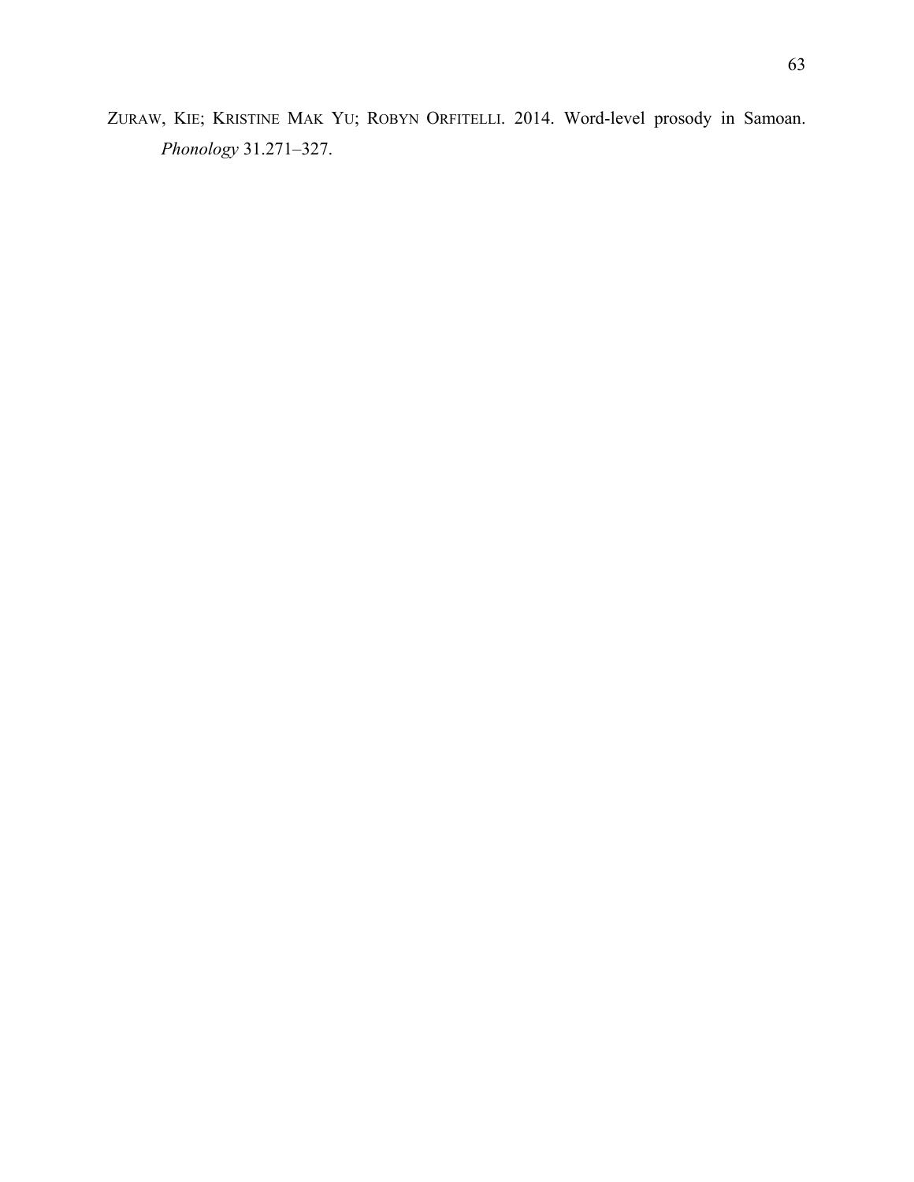ZURAW, KIE; KRISTINE MAK YU; ROBYN ORFITELLI. 2014. Word-level prosody in Samoan. *Phonology* 31.271–327.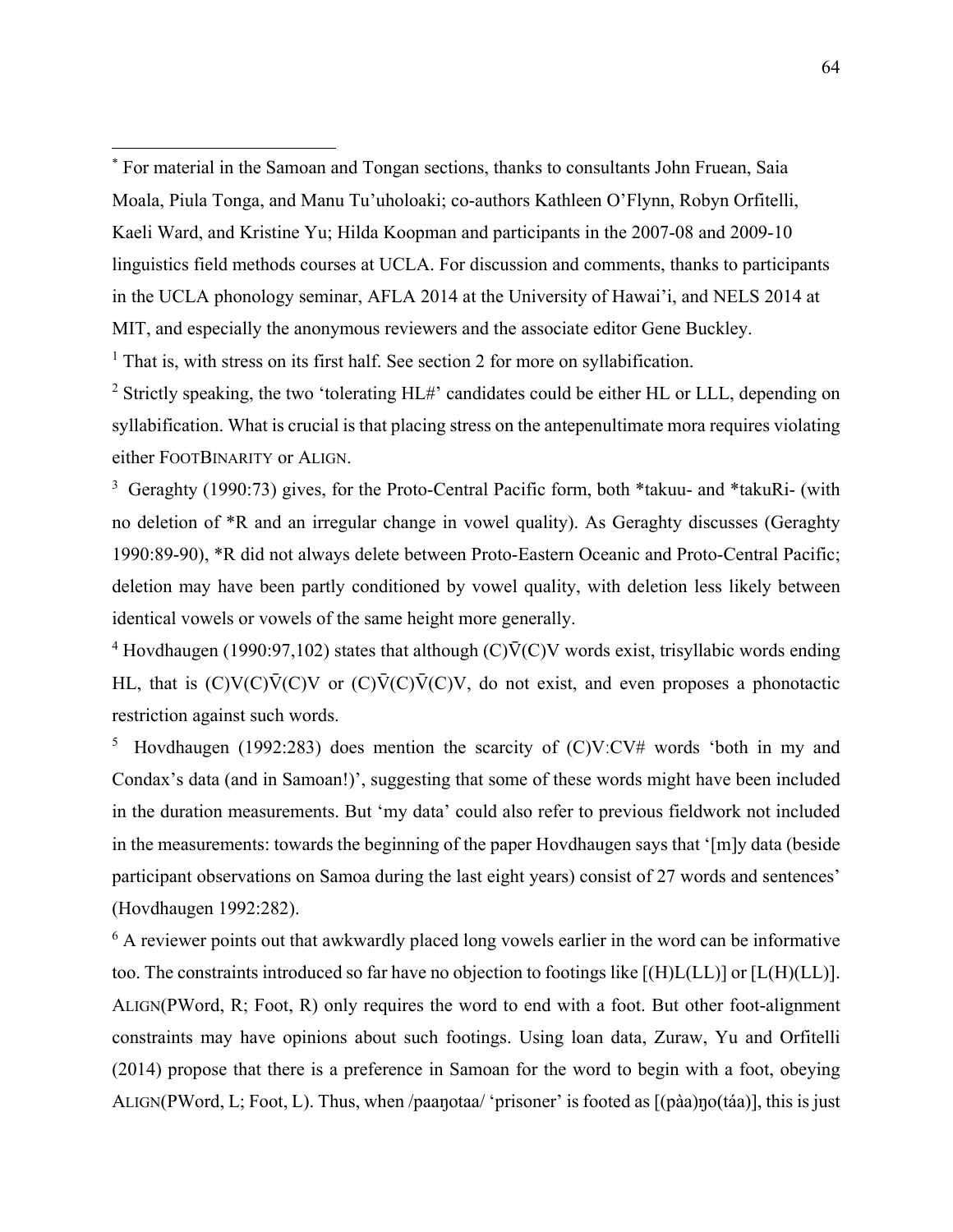[*] For material in the Samoan and Tongan sections, thanks to consultants John Fruean, Saia Moala, Piula Tonga, and Manu Tu'uholoaki; co-authors Kathleen O'Flynn, Robyn Orfitelli, Kaeli Ward, and Kristine Yu; Hilda Koopman and participants in the 2007-08 and 2009-10 linguistics field methods courses at UCLA. For discussion and comments, thanks to participants in the UCLA phonology seminar, AFLA 2014 at the University of Hawai'i, and NELS 2014 at MIT, and especially the anonymous reviewers and the associate editor Gene Buckley.

[1] That is, with stress on its first half. See section 2 for more on syllabification.

[2] Strictly speaking, the two 'tolerating HL#' candidates could be either HL or LLL, depending on syllabification. What is crucial is that placing stress on the antepenultimate mora requires violating either FOOTBINARITY or ALIGN.

[3] Geraghty (1990:73) gives, for the Proto-Central Pacific form, both *takuu- and *takuRi- (with no deletion of *R and an irregular change in vowel quality). As Geraghty discusses (Geraghty 1990:89-90), *R did not always delete between Proto-Eastern Oceanic and Proto-Central Pacific; deletion may have been partly conditioned by vowel quality, with deletion less likely between identical vowels or vowels of the same height more generally.

[4] Hovdhaugen (1990:97,102) states that although (C)V̄(C)V words exist, trisyllabic words ending HL, that is (C)V(C)V̄(C)V or (C)V̄(C)V̄(C)V, do not exist, and even proposes a phonotactic restriction against such words.

[5] Hovdhaugen (1992:283) does mention the scarcity of (C)Vː CV# words 'both in my and Condax's data (and in Samoan!)', suggesting that some of these words might have been included in the duration measurements. But 'my data' could also refer to previous fieldwork not included in the measurements: towards the beginning of the paper Hovdhaugen says that '[m]y data (beside participant observations on Samoa during the last eight years) consist of 27 words and sentences' (Hovdhaugen 1992:282).

[6] A reviewer points out that awkwardly placed long vowels earlier in the word can be informative too. The constraints introduced so far have no objection to footings like [(H)L(LL)] or [L(H)(LL)]. ALIGN(PWord, R; Foot, R) only requires the word to end with a foot. But other foot-alignment constraints may have opinions about such footings. Using loan data, Zuraw, Yu and Orfitelli (2014) propose that there is a preference in Samoan for the word to begin with a foot, obeying ALIGN(PWord, L; Foot, L). Thus, when /paaŋotaa/ 'prisoner' is footed as [(pàa)ŋo(táa)], this is just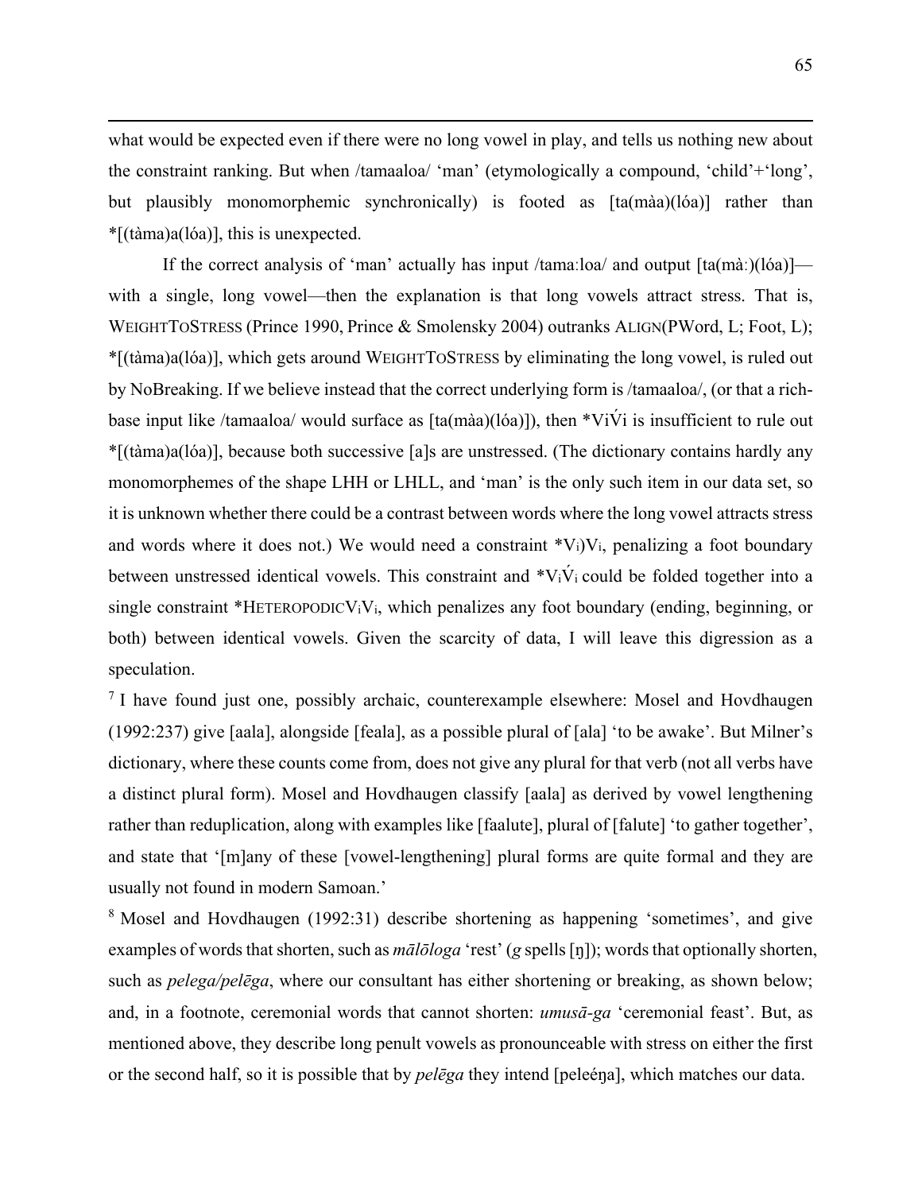what would be expected even if there were no long vowel in play, and tells us nothing new about the constraint ranking. But when /tamaaloa/ 'man' (etymologically a compound, 'child'+'long', but plausibly monomorphemic synchronically) is footed as [ta(màa)(lóa)] rather than *[(tàma)a(lóa)], this is unexpected.

If the correct analysis of 'man' actually has input /tamaːloa/ and output [ta(màː)(lóa)]—with a single, long vowel—then the explanation is that long vowels attract stress. That is, WEIGHTTOSTRESS (Prince 1990, Prince & Smolensky 2004) outranks ALIGN(PWord, L; Foot, L); *[(tàma)a(lóa)], which gets around WEIGHTTOSTRESS by eliminating the long vowel, is ruled out by NoBreaking. If we believe instead that the correct underlying form is /tamaaloa/, (or that a rich-base input like /tamaaloa/ would surface as [ta(màa)(lóa)]), then *ViV́i is insufficient to rule out *[(tàma)a(lóa)], because both successive [a]s are unstressed. (The dictionary contains hardly any monomorphemes of the shape LHH or LHLL, and 'man' is the only such item in our data set, so it is unknown whether there could be a contrast between words where the long vowel attracts stress and words where it does not.) We would need a constraint $*V_i)V_i$, penalizing a foot boundary between unstressed identical vowels. This constraint and $*V_i\acute{V}_i$ could be folded together into a single constraint $*\text{HETEROPODIC}V_iV_i$, which penalizes any foot boundary (ending, beginning, or both) between identical vowels. Given the scarcity of data, I will leave this digression as a speculation.

[7] I have found just one, possibly archaic, counterexample elsewhere: Mosel and Hovdhaugen (1992:237) give [aala], alongside [feala], as a possible plural of [ala] 'to be awake'. But Milner's dictionary, where these counts come from, does not give any plural for that verb (not all verbs have a distinct plural form). Mosel and Hovdhaugen classify [aala] as derived by vowel lengthening rather than reduplication, along with examples like [faalute], plural of [falute] 'to gather together', and state that '[m]any of these [vowel-lengthening] plural forms are quite formal and they are usually not found in modern Samoan.'

[8] Mosel and Hovdhaugen (1992:31) describe shortening as happening 'sometimes', and give examples of words that shorten, such as *mālōloga* 'rest' (*g* spells [ŋ]); words that optionally shorten, such as *pelega/pelēga*, where our consultant has either shortening or breaking, as shown below; and, in a footnote, ceremonial words that cannot shorten: *umusā-ga* 'ceremonial feast'. But, as mentioned above, they describe long penult vowels as pronounceable with stress on either the first or the second half, so it is possible that by *pelēga* they intend [peleéŋa], which matches our data.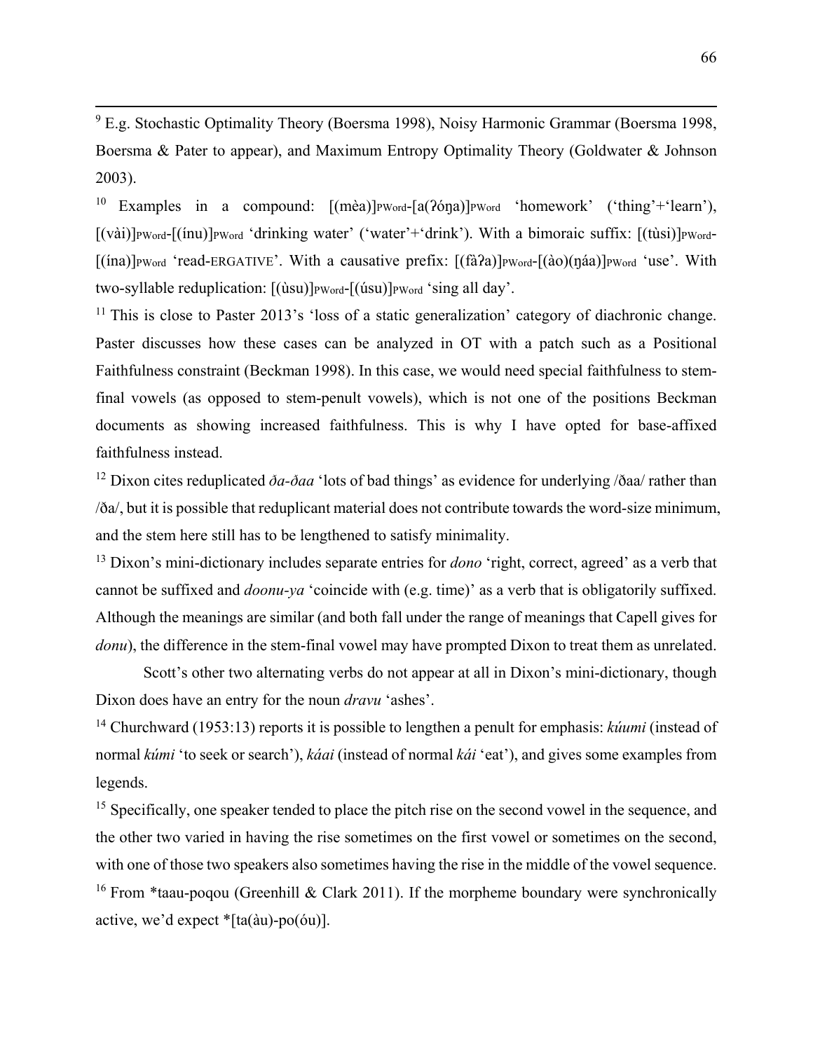[9] E.g. Stochastic Optimality Theory (Boersma 1998), Noisy Harmonic Grammar (Boersma 1998, Boersma & Pater to appear), and Maximum Entropy Optimality Theory (Goldwater & Johnson 2003).

[10] Examples in a compound: [(mèa)]$_{PWord}$-[a(ʔóŋa)]$_{PWord}$ 'homework' ('thing'+'learn'), [(vài)]$_{PWord}$-[(ínu)]$_{PWord}$ 'drinking water' ('water'+'drink'). With a bimoraic suffix: [(tùsi)]$_{PWord}$-[(ína)]$_{PWord}$ 'read-ERGATIVE'. With a causative prefix: [(fàʔa)]$_{PWord}$-[(ào)(ŋáa)]$_{PWord}$ 'use'. With two-syllable reduplication: [(ùsu)]$_{PWord}$-[(úsu)]$_{PWord}$ 'sing all day'.

[11] This is close to Paster 2013's 'loss of a static generalization' category of diachronic change. Paster discusses how these cases can be analyzed in OT with a patch such as a Positional Faithfulness constraint (Beckman 1998). In this case, we would need special faithfulness to stem-final vowels (as opposed to stem-penult vowels), which is not one of the positions Beckman documents as showing increased faithfulness. This is why I have opted for base-affixed faithfulness instead.

[12] Dixon cites reduplicated *ða-ðaa* 'lots of bad things' as evidence for underlying /ðaa/ rather than /ða/, but it is possible that reduplicant material does not contribute towards the word-size minimum, and the stem here still has to be lengthened to satisfy minimality.

[13] Dixon's mini-dictionary includes separate entries for *dono* 'right, correct, agreed' as a verb that cannot be suffixed and *doonu-ya* 'coincide with (e.g. time)' as a verb that is obligatorily suffixed. Although the meanings are similar (and both fall under the range of meanings that Capell gives for *donu*), the difference in the stem-final vowel may have prompted Dixon to treat them as unrelated.

Scott's other two alternating verbs do not appear at all in Dixon's mini-dictionary, though Dixon does have an entry for the noun *dravu* 'ashes'.

[14] Churchward (1953:13) reports it is possible to lengthen a penult for emphasis: *kúumi* (instead of normal *kúmi* 'to seek or search'), *káai* (instead of normal *kái* 'eat'), and gives some examples from legends.

[15] Specifically, one speaker tended to place the pitch rise on the second vowel in the sequence, and the other two varied in having the rise sometimes on the first vowel or sometimes on the second, with one of those two speakers also sometimes having the rise in the middle of the vowel sequence.

[16] From *taau-poqou (Greenhill & Clark 2011). If the morpheme boundary were synchronically active, we'd expect *[ta(àu)-po(óu)].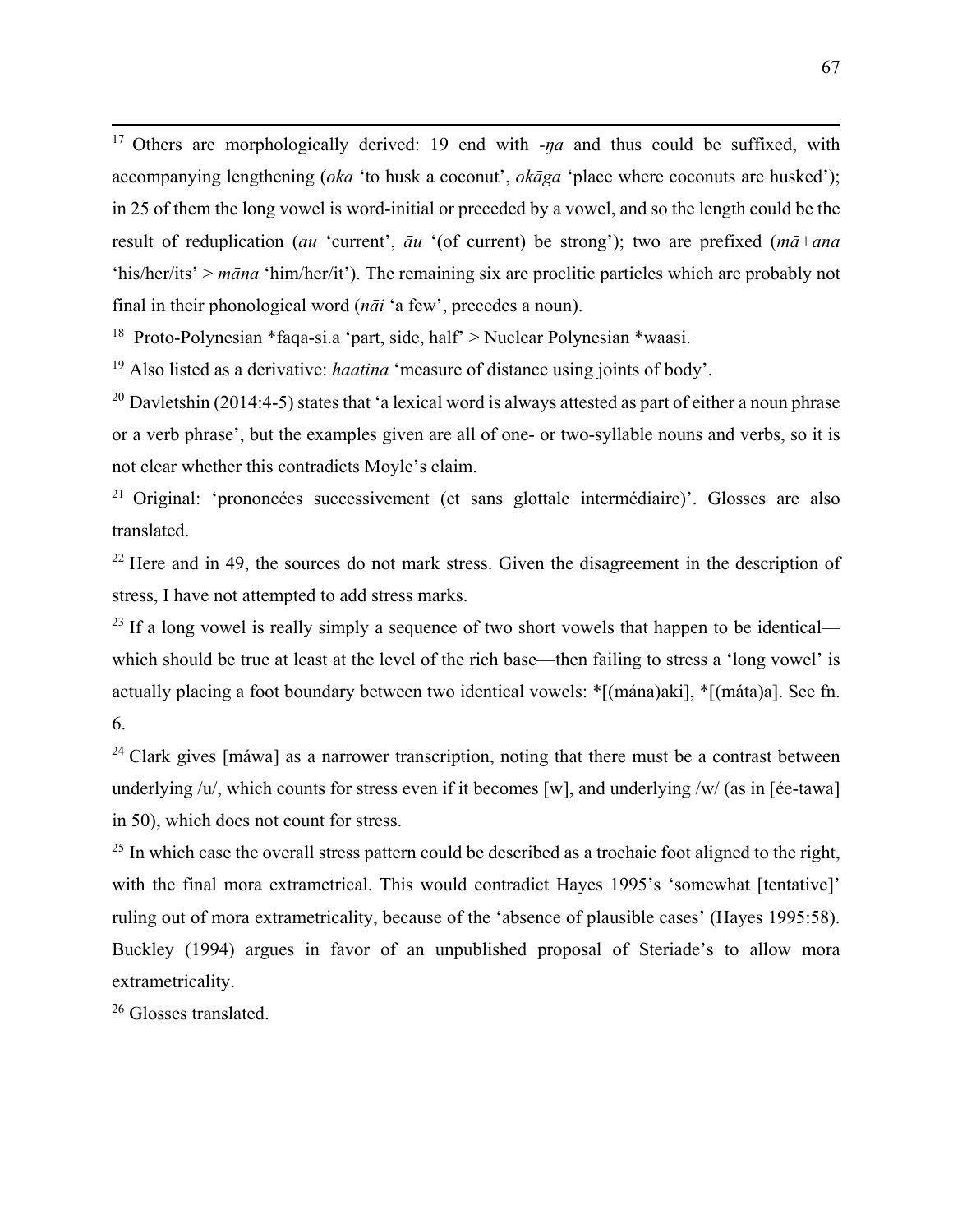[17] Others are morphologically derived: 19 end with *-ŋa* and thus could be suffixed, with accompanying lengthening (*oka* 'to husk a coconut', *okāga* 'place where coconuts are husked'); in 25 of them the long vowel is word-initial or preceded by a vowel, and so the length could be the result of reduplication (*au* 'current', *āu* '(of current) be strong'); two are prefixed (*mā+ana* 'his/her/its' > *māna* 'him/her/it'). The remaining six are proclitic particles which are probably not final in their phonological word (*nāi* 'a few', precedes a noun).

[18] Proto-Polynesian *faqa-si.a 'part, side, half' > Nuclear Polynesian *waasi.

[19] Also listed as a derivative: *haatina* 'measure of distance using joints of body'.

[20] Davletshin (2014:4-5) states that 'a lexical word is always attested as part of either a noun phrase or a verb phrase', but the examples given are all of one- or two-syllable nouns and verbs, so it is not clear whether this contradicts Moyle's claim.

[21] Original: 'prononcées successivement (et sans glottale intermédiaire)'. Glosses are also translated.

[22] Here and in 49, the sources do not mark stress. Given the disagreement in the description of stress, I have not attempted to add stress marks.

[23] If a long vowel is really simply a sequence of two short vowels that happen to be identical—which should be true at least at the level of the rich base—then failing to stress a 'long vowel' is actually placing a foot boundary between two identical vowels: *[(mána)aki], *[(máta)a]. See fn. 6.

[24] Clark gives [máwa] as a narrower transcription, noting that there must be a contrast between underlying /u/, which counts for stress even if it becomes [w], and underlying /w/ (as in [ée-tawa] in 50), which does not count for stress.

[25] In which case the overall stress pattern could be described as a trochaic foot aligned to the right, with the final mora extrametrical. This would contradict Hayes 1995's 'somewhat [tentative]' ruling out of mora extrametricality, because of the 'absence of plausible cases' (Hayes 1995:58). Buckley (1994) argues in favor of an unpublished proposal of Steriade's to allow mora extrametricality.

[26] Glosses translated.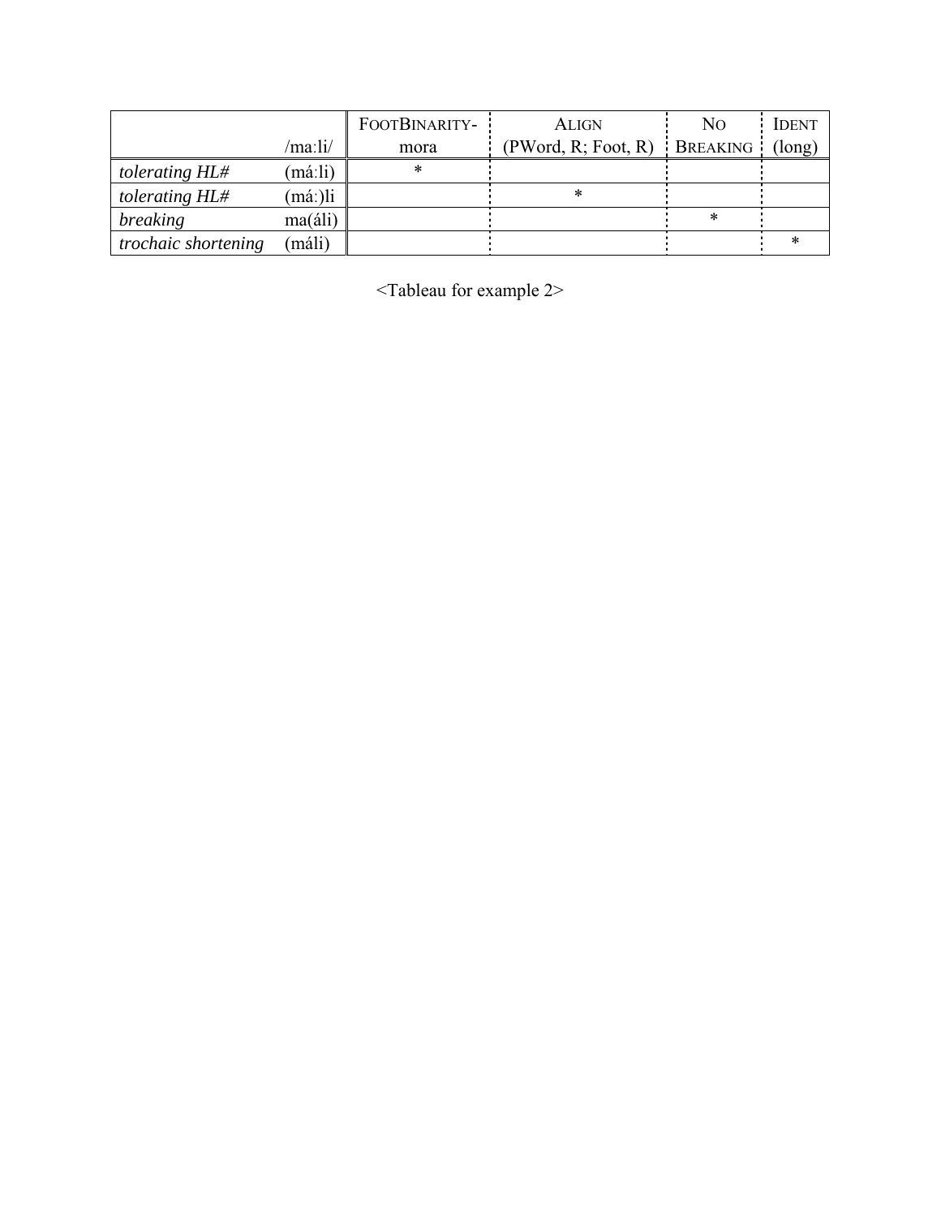| | /maːli/ | FOOTBINARITY-mora | ALIGN (PWord, R; Foot, R) | NO BREAKING | IDENT (long) |
|---|---|---|---|---|---|
| *tolerating HL#* | (máːli) | * | | | |
| *tolerating HL#* | (máː)li | | * | | |
| *breaking* | ma(áli) | | | * | |
| *trochaic shortening* | (máli) | | | | * |

<Tableau for example 2>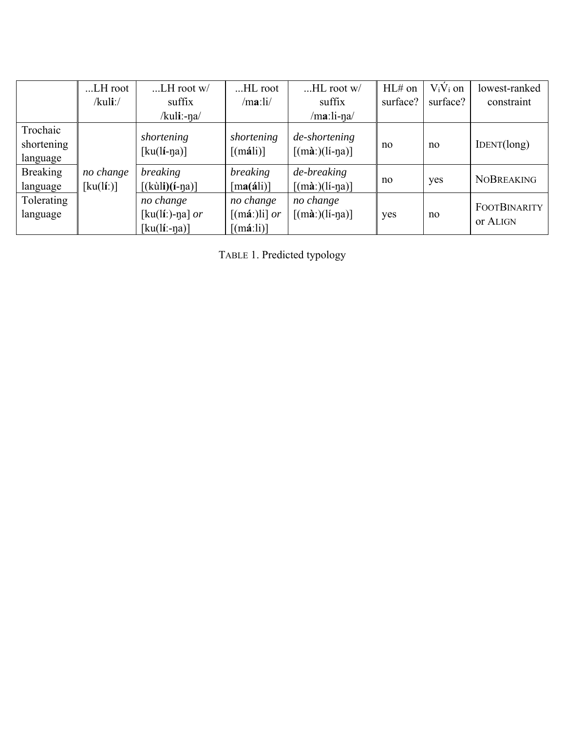| | ...LH root /kul**i**ː/ | ...LH root w/ suffix /kul**i**ː-ŋa/ | ...HL root /m**a**ːli/ | ...HL root w/ suffix /m**a**ːli-ŋa/ | HL# on surface? | $V_i\acute{V}_i$ on surface? | lowest-ranked constraint |
|---|---|---|---|---|---|---|---|
| Trochaic shortening language | *no change* [ku(l**í**ː)] | *shortening* [ku(l**í**-ŋa)] | *shortening* [(m**á**li)] | *de-shortening* [(m**à**ː)(lí-ŋa)] | no | no | IDENT(long) |
| Breaking language | | *breaking* [(kùl**i**)(**í**-ŋa)] | *breaking* [m**a**(**á**li)] | *de-breaking* [(m**à**ː)(lí-ŋa)] | no | yes | NOBREAKING |
| Tolerating language | | *no change* [ku(l**í**ː)-ŋa] *or* [ku(l**í**ː-ŋa)] | *no change* [(m**á**ː)li] *or* [(m**á**ːli)] | *no change* [(m**à**ː)(lí-ŋa)] | yes | no | FOOTBINARITY or ALIGN |

TABLE 1. Predicted typology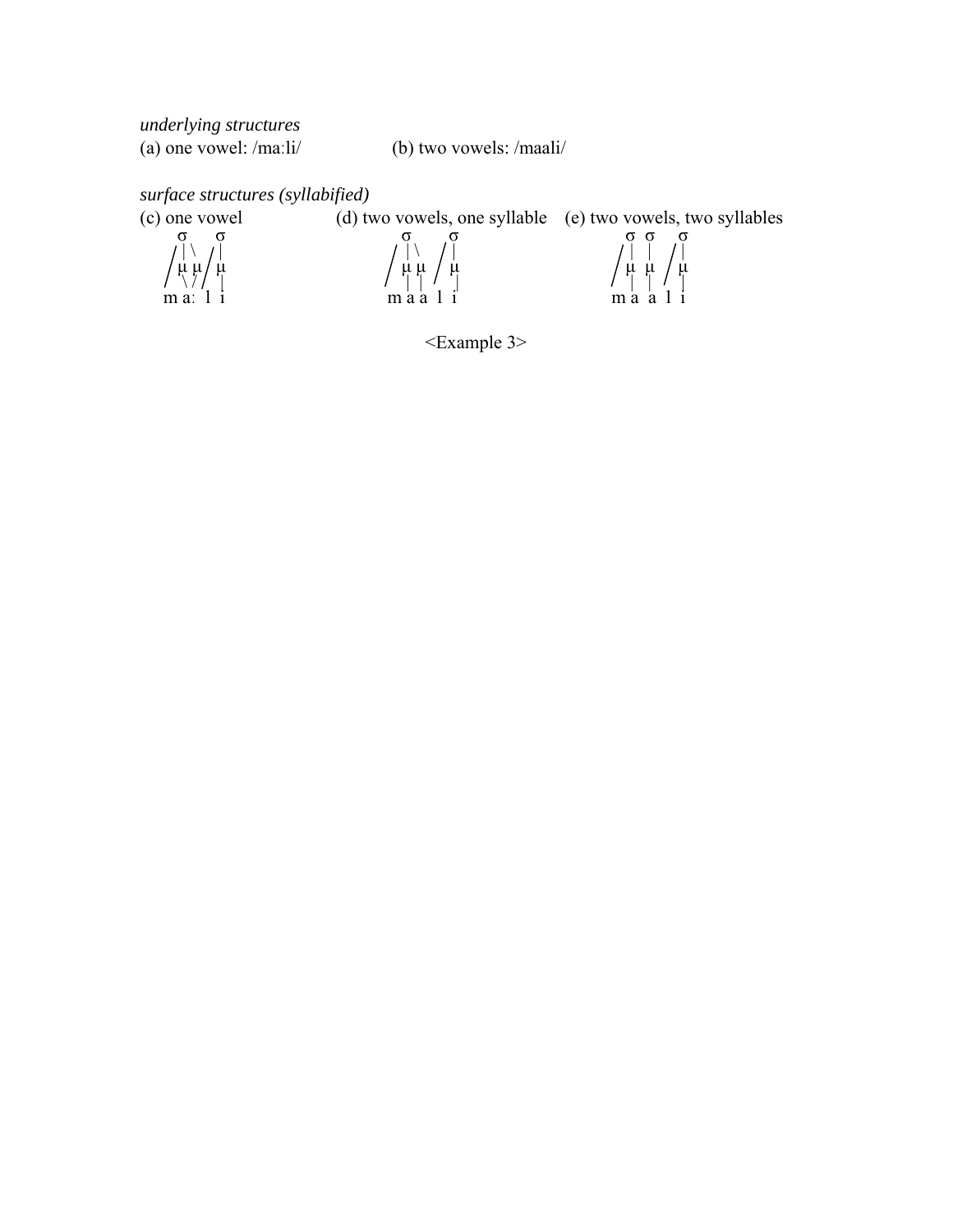*underlying structures*

(a) one vowel: /maːli/ (b) two vowels: /maali/

*surface structures (syllabified)*

(c) one vowel (d) two vowels, one syllable (e) two vowels, two syllables

```
(c)    σ    σ              (d)    σ     σ            (e)    σ  σ   σ
      /|\   /|                   /|\   /|                  /|  |  /|
     / μ μ / μ                  / μ μ / μ                 / μ  μ / μ
       \ /   |                    | |   |                   |  |   |
    m  a:  l i                 m  a a l i                m  a  a l i
```

<Example 3>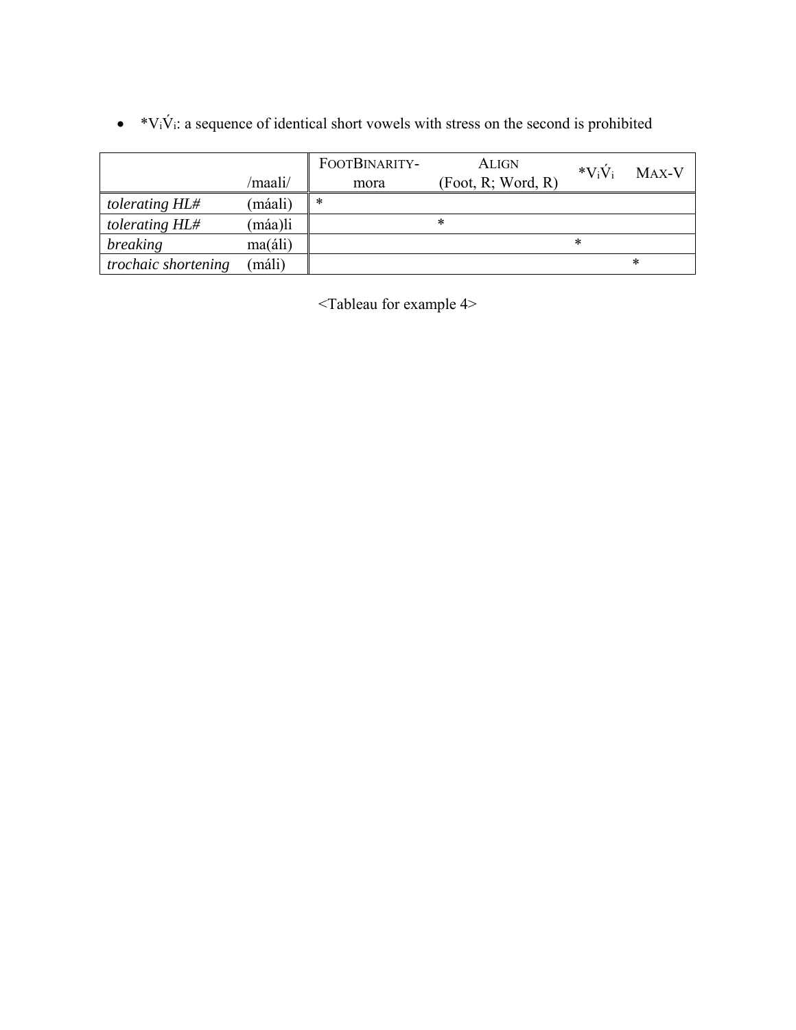- *V$_i$V́$_i$: a sequence of identical short vowels with stress on the second is prohibited

| | /maali/ | FOOTBINARITY-mora | ALIGN (Foot, R; Word, R) | *V$_i$V́$_i$ | MAX-V |
|---|---|---|---|---|---|
| *tolerating HL#* | (máali) | * | | | |
| *tolerating HL#* | (máa)li | | * | | |
| *breaking* | ma(áli) | | | * | |
| *trochaic shortening* | (máli) | | | | * |

<Tableau for example 4>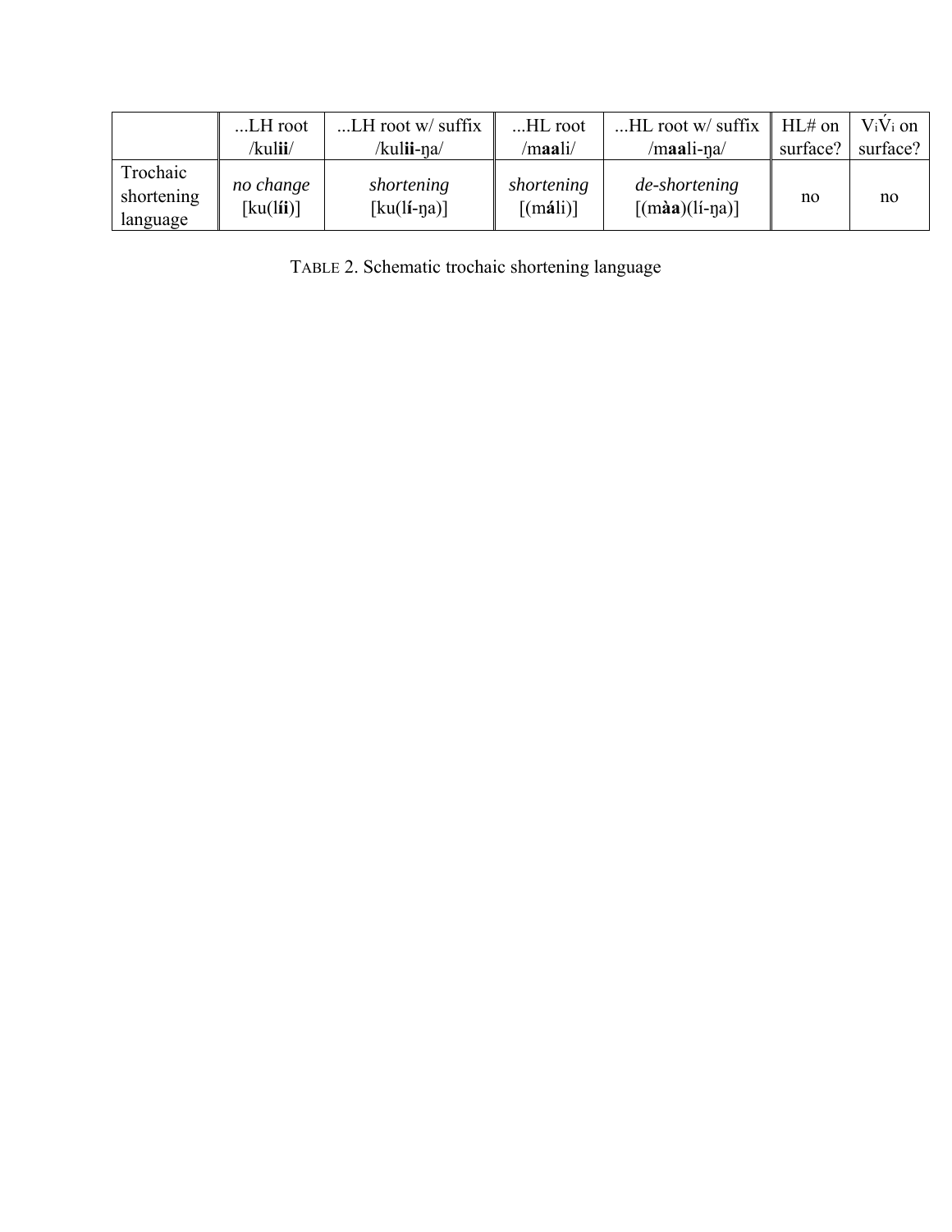| | ...LH root /kul**ii**/ | ...LH root w/ suffix /kul**ii**-ŋa/ | ...HL root /m**aa**li/ | ...HL root w/ suffix /m**aa**li-ŋa/ | HL# on surface? | $V_i\acute{V}_i$ on surface? |
|---|---|---|---|---|---|---|
| Trochaic shortening language | *no change* [ku(l**íi**)] | *shortening* [ku(l**í**-ŋa)] | *shortening* [(m**á**li)] | *de-shortening* [(m**àa**)(lí-ŋa)] | no | no |

TABLE 2. Schematic trochaic shortening language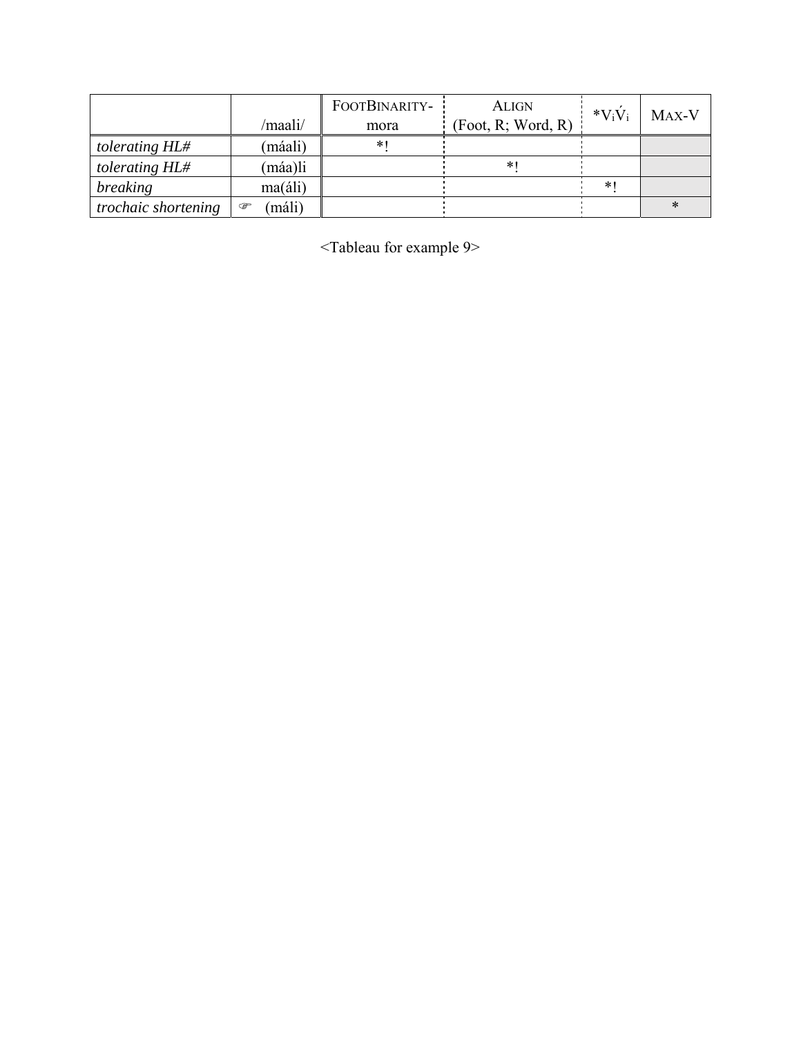| | /maali/ | FootBinarity-mora | Align (Foot, R; Word, R) | *$V_i\acute{V}_i$ | Max-V |
|---|---|---|---|---|---|
| *tolerating HL#* | (máali) | *! | | | |
| *tolerating HL#* | (máa)li | | *! | | |
| *breaking* | ma(áli) | | | *! | |
| *trochaic shortening* | ☞ (máli) | | | | * |

<Tableau for example 9>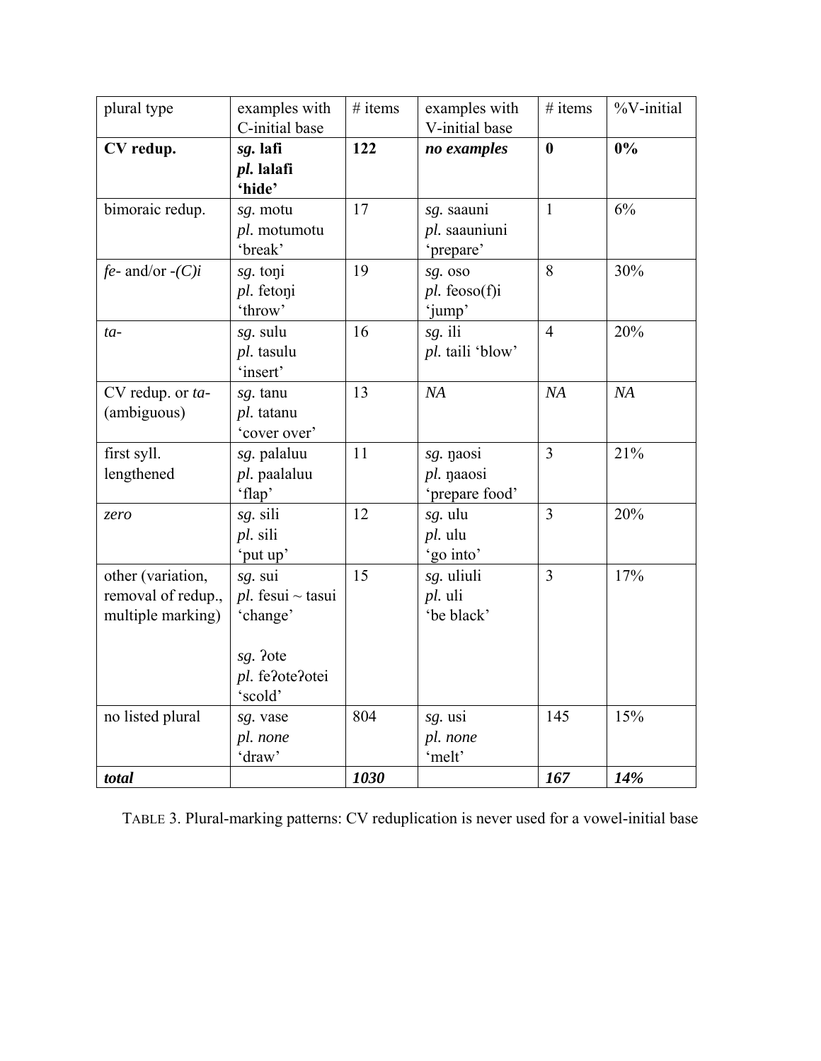| plural type | examples with C-initial base | # items | examples with V-initial base | # items | %V-initial |
|---|---|---|---|---|---|
| **CV redup.** | ***sg.* lafi** <br> ***pl.* lalafi** <br> **'hide'** | **122** | ***no examples*** | **0** | **0%** |
| bimoraic redup. | *sg.* motu <br> *pl.* motumotu <br> 'break' | 17 | *sg.* saauni <br> *pl.* saauniuni <br> 'prepare' | 1 | 6% |
| *fe-* and/or *-(C)i* | *sg.* toŋi <br> *pl.* fetoŋi <br> 'throw' | 19 | *sg.* oso <br> *pl.* feoso(f)i <br> 'jump' | 8 | 30% |
| *ta-* | *sg.* sulu <br> *pl.* tasulu <br> 'insert' | 16 | *sg.* ili <br> *pl.* taili 'blow' | 4 | 20% |
| CV redup. or *ta-* (ambiguous) | *sg.* tanu <br> *pl.* tatanu <br> 'cover over' | 13 | *NA* | *NA* | *NA* |
| first syll. lengthened | *sg.* palaluu <br> *pl.* paalaluu <br> 'flap' | 11 | *sg.* ŋaosi <br> *pl.* ŋaaosi <br> 'prepare food' | 3 | 21% |
| *zero* | *sg.* sili <br> *pl.* sili <br> 'put up' | 12 | *sg.* ulu <br> *pl.* ulu <br> 'go into' | 3 | 20% |
| other (variation, removal of redup., multiple marking) | *sg.* sui <br> *pl.* fesui ~ tasui <br> 'change' <br><br> *sg.* ʔote <br> *pl.* feʔoteʔotei <br> 'scold' | 15 | *sg.* uliuli <br> *pl.* uli <br> 'be black' | 3 | 17% |
| no listed plural | *sg.* vase <br> *pl. none* <br> 'draw' | 804 | *sg.* usi <br> *pl. none* <br> 'melt' | 145 | 15% |
| ***total*** | | ***1030*** | | ***167*** | ***14%*** |

TABLE 3. Plural-marking patterns: CV reduplication is never used for a vowel-initial base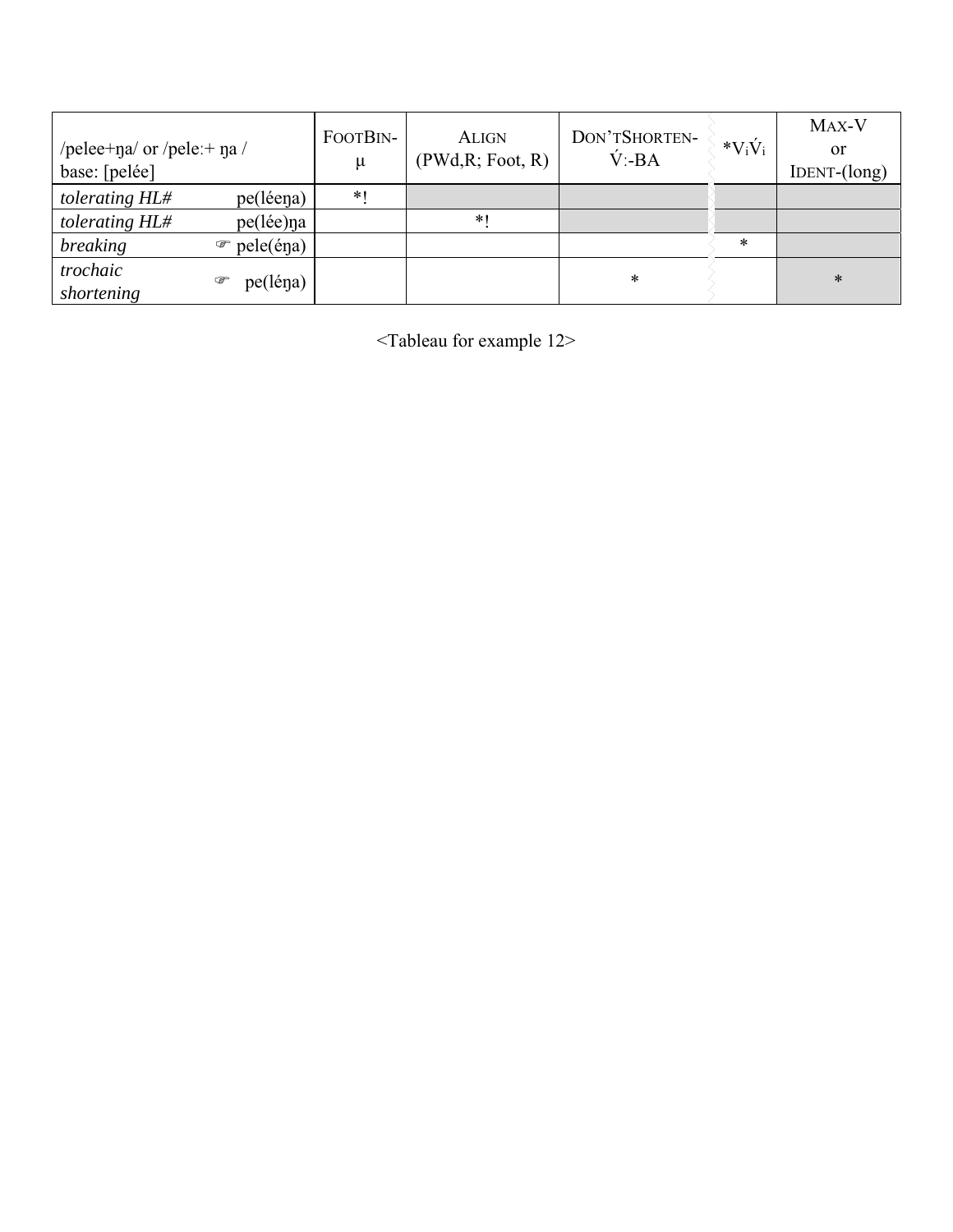| /pelee+ŋa/ or /pele:+ ŋa / base: [pelée] | FOOTBIN-μ | ALIGN (PWd,R; Foot, R) | DON'TSHORTEN-V́:-BA | *$V_i\acute{V}_i$ | MAX-V or IDENT-(long) |
|---|---|---|---|---|---|
| *tolerating HL#* pe(léeŋa) | *! | | | | |
| *tolerating HL#* pe(lée)ŋa | | *! | | | |
| *breaking* ☞ pele(éŋa) | | | | * | |
| *trochaic shortening* ☞ pe(léŋa) | | | * | | * |

<Tableau for example 12>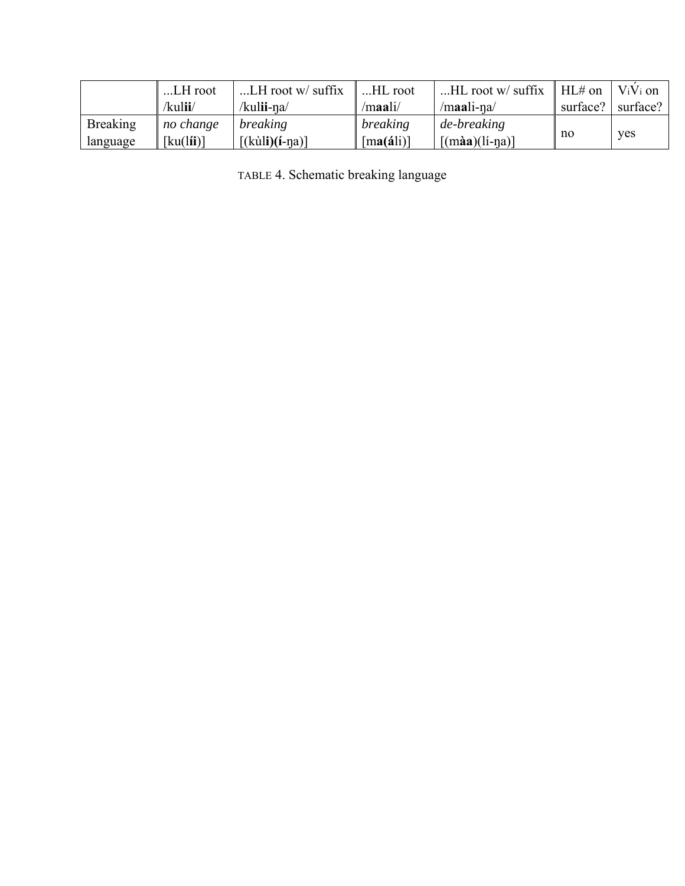|  | ...LH root /kul**ii**/ | ...LH root w/ suffix /kul**ii**-ŋa/ | ...HL root /m**aa**li/ | ...HL root w/ suffix /m**aa**li-ŋa/ | HL# on surface? | $V_i\acute{V}_i$ on surface? |
|---|---|---|---|---|---|---|
| Breaking language | *no change* [ku(l**íi**)] | *breaking* [(kùl**i**)(**í**-ŋa)] | *breaking* [m**a**(**á**li)] | *de-breaking* [(m**àa**)(lí-ŋa)] | no | yes |

TABLE 4. Schematic breaking language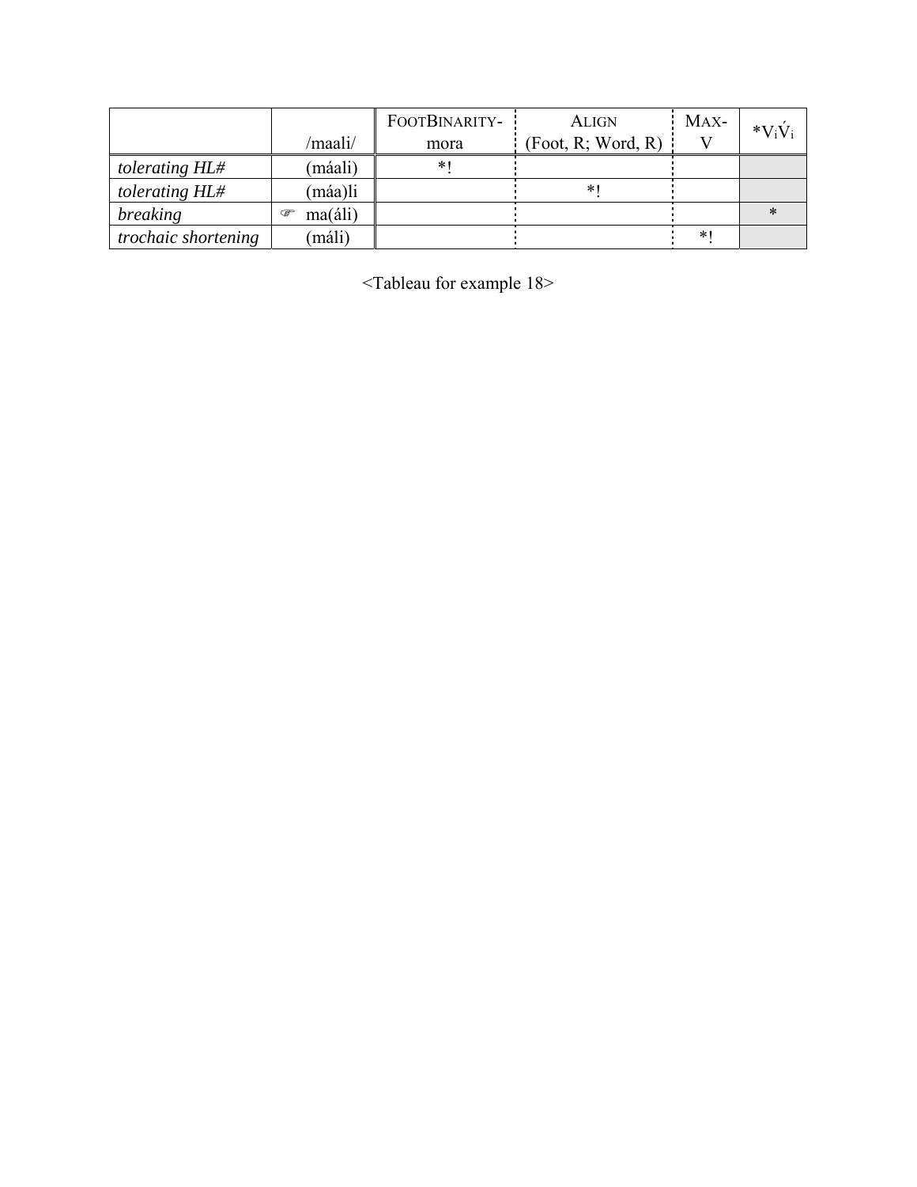| | /maali/ | FootBinarity-mora | Align (Foot, R; Word, R) | Max-V | $*V_i\acute{V}_i$ |
|---|---|---|---|---|---|
| *tolerating HL#* | (máali) | *! | | | |
| *tolerating HL#* | (máa)li | | *! | | |
| *breaking* | ☞ ma(áli) | | | | * |
| *trochaic shortening* | (máli) | | | *! | |

<Tableau for example 18>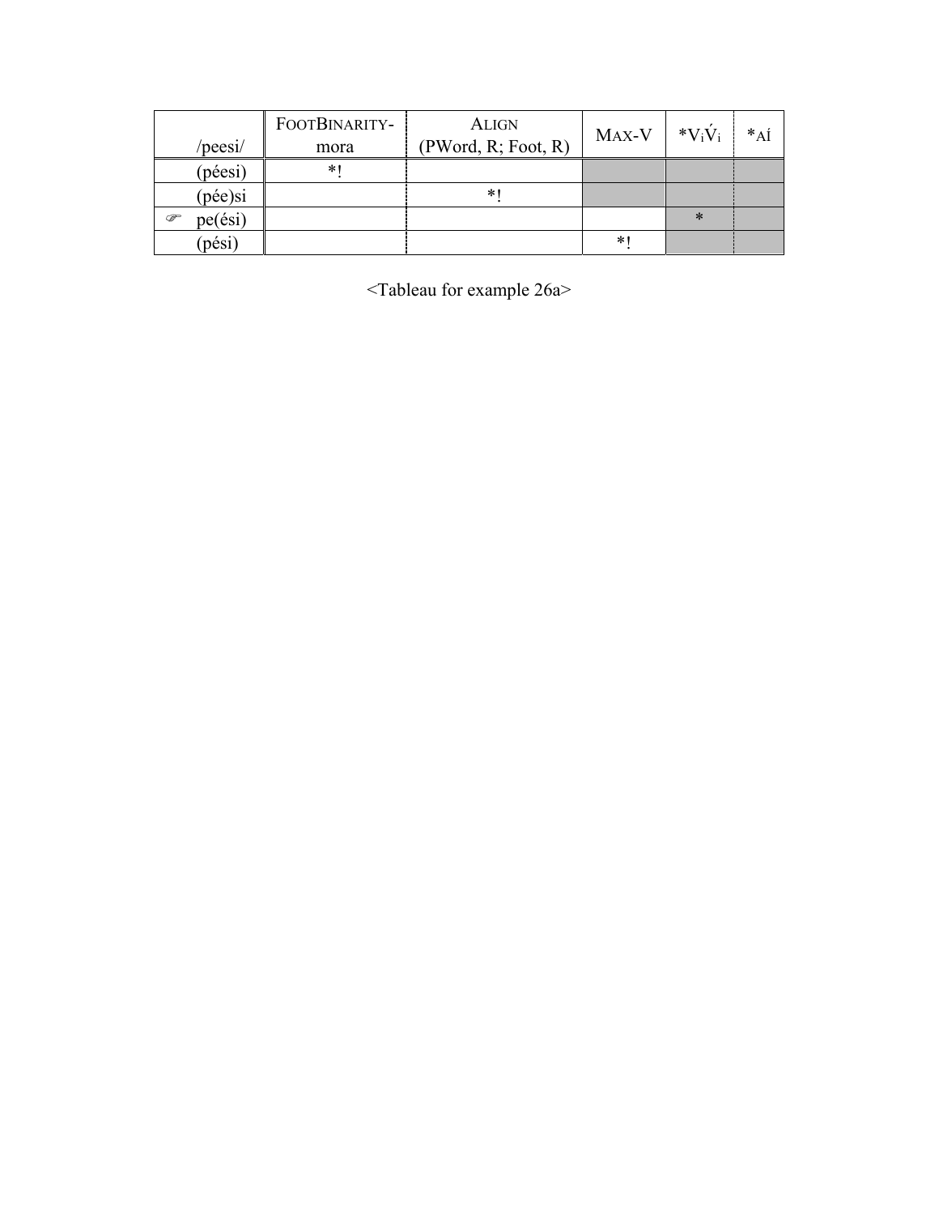| /peesi/ | FOOTBINARITY-mora | ALIGN (PWord, R; Foot, R) | MAX-V | *ViV́i | *AÍ |
|---|---|---|---|---|---|
| (péesi) | *! | | | | |
| (pée)si | | *! | | | |
| ☞ pe(ési) | | | | * | |
| (pési) | | | *! | | |

<Tableau for example 26a>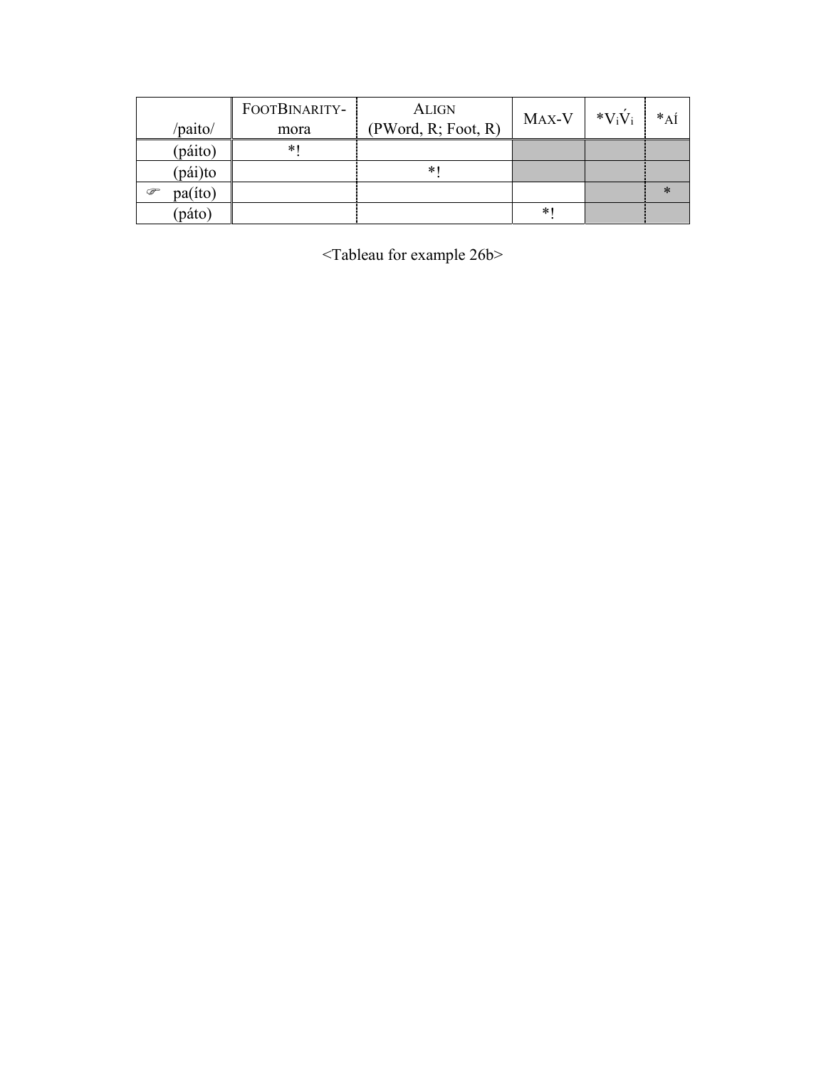| /paito/ | FOOTBINARITY-mora | ALIGN (PWord, R; Foot, R) | MAX-V | *$V_i\acute{V}_i$ | *AÍ |
|---|---|---|---|---|---|
| (páito) | *! | | | | |
| (pái)to | | *! | | | |
| ☞ pa(íto) | | | | | * |
| (páto) | | | *! | | |

<Tableau for example 26b>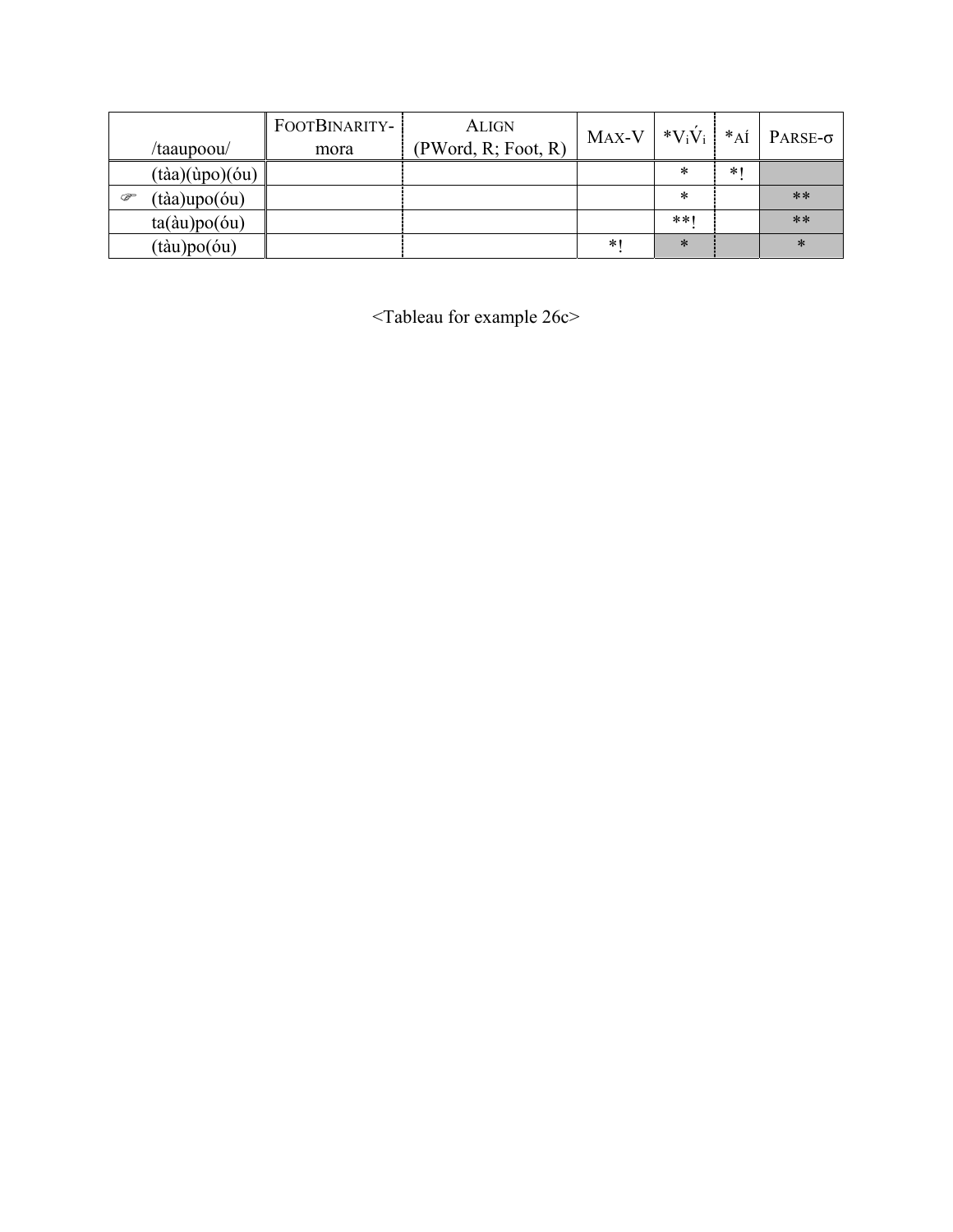| | /taaupoou/ | FOOTBINARITY-mora | ALIGN (PWord, R; Foot, R) | MAX-V | *VᵢV́ᵢ | *AÍ | PARSE-σ |
|---|---|---|---|---|---|---|---|
| | (tàa)(ùpo)(óu) | | | | * | *! | |
| ☞ | (tàa)upo(óu) | | | | * | | ** |
| | ta(àu)po(óu) | | | | **! | | ** |
| | (tàu)po(óu) | | | *! | * | | * |

<Tableau for example 26c>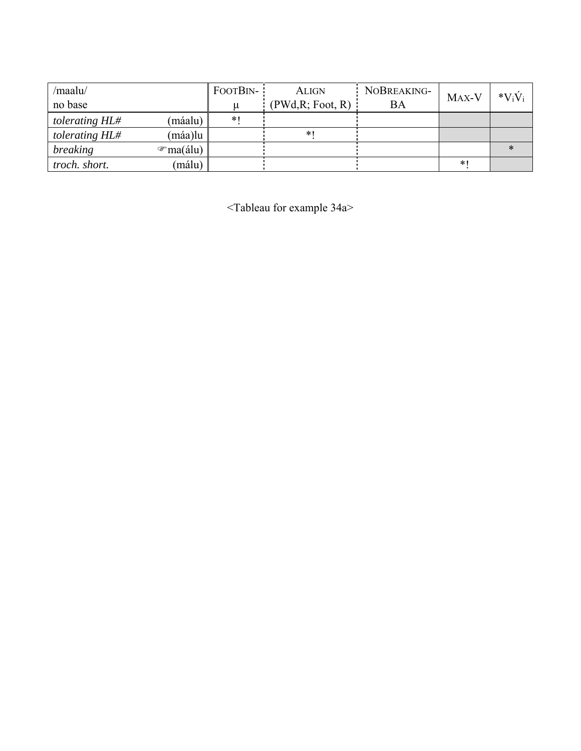| /maalu/ no base | | FOOTBIN-μ | ALIGN (PWd,R; Foot, R) | NOBREAKING-BA | MAX-V | $*V_i\acute{V}_i$ |
|---|---|---|---|---|---|---|
| *tolerating HL#* | (máalu) | *! | | | | |
| *tolerating HL#* | (máa)lu | | *! | | | |
| *breaking* | ☞ma(álu) | | | | | * |
| *troch. short.* | (málu) | | | | *! | |

<Tableau for example 34a>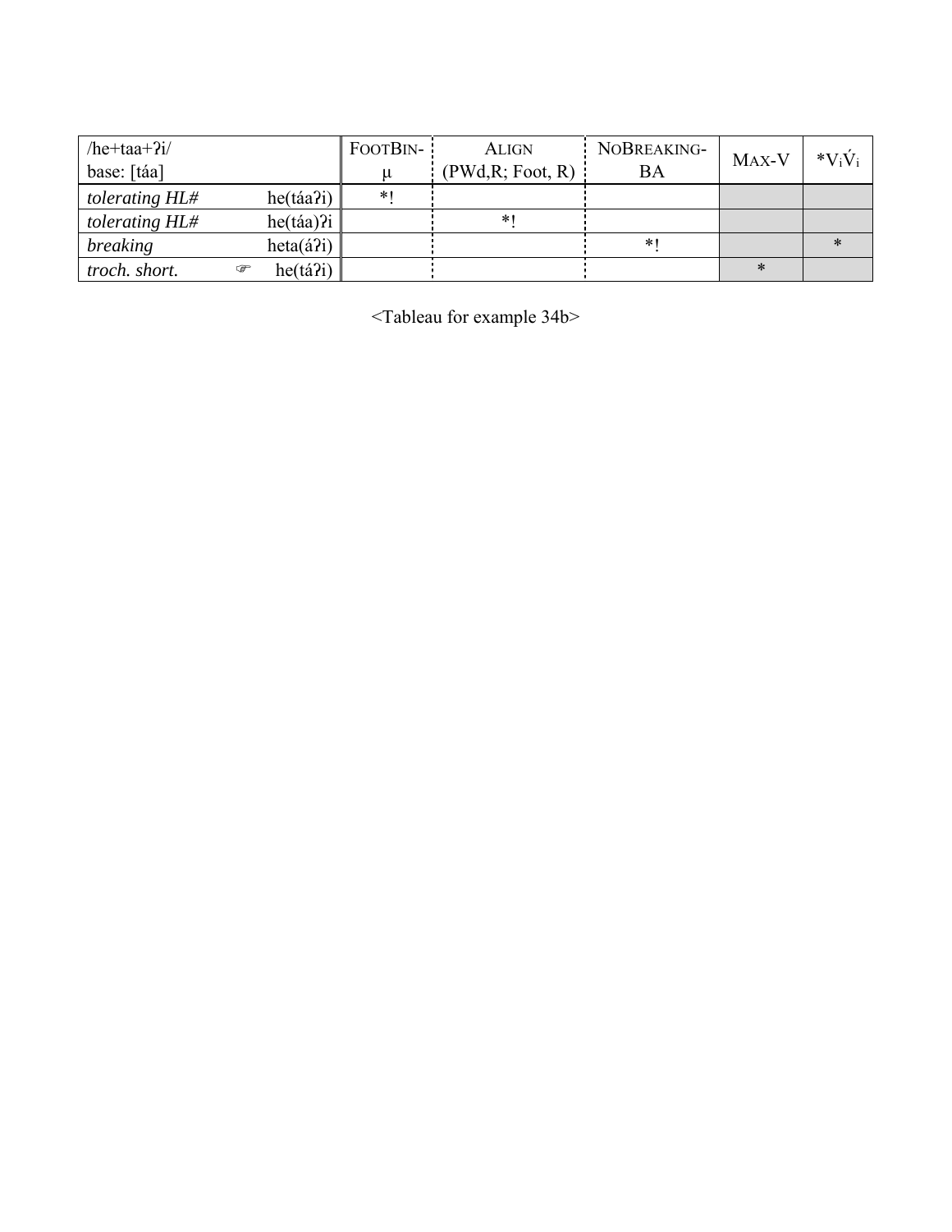| /he+taa+ʔi/ base: [táa] | | FOOTBIN-μ | ALIGN (PWd,R; Foot, R) | NOBREAKING-BA | MAX-V | *V$_i$V́$_i$ |
|---|---|---|---|---|---|---|
| *tolerating HL#* | he(táaʔi) | *! | | | | |
| *tolerating HL#* | he(táa)ʔi | | *! | | | |
| *breaking* | heta(áʔi) | | | *! | | * |
| *troch. short.* | ☞ he(táʔi) | | | | * | |

<Tableau for example 34b>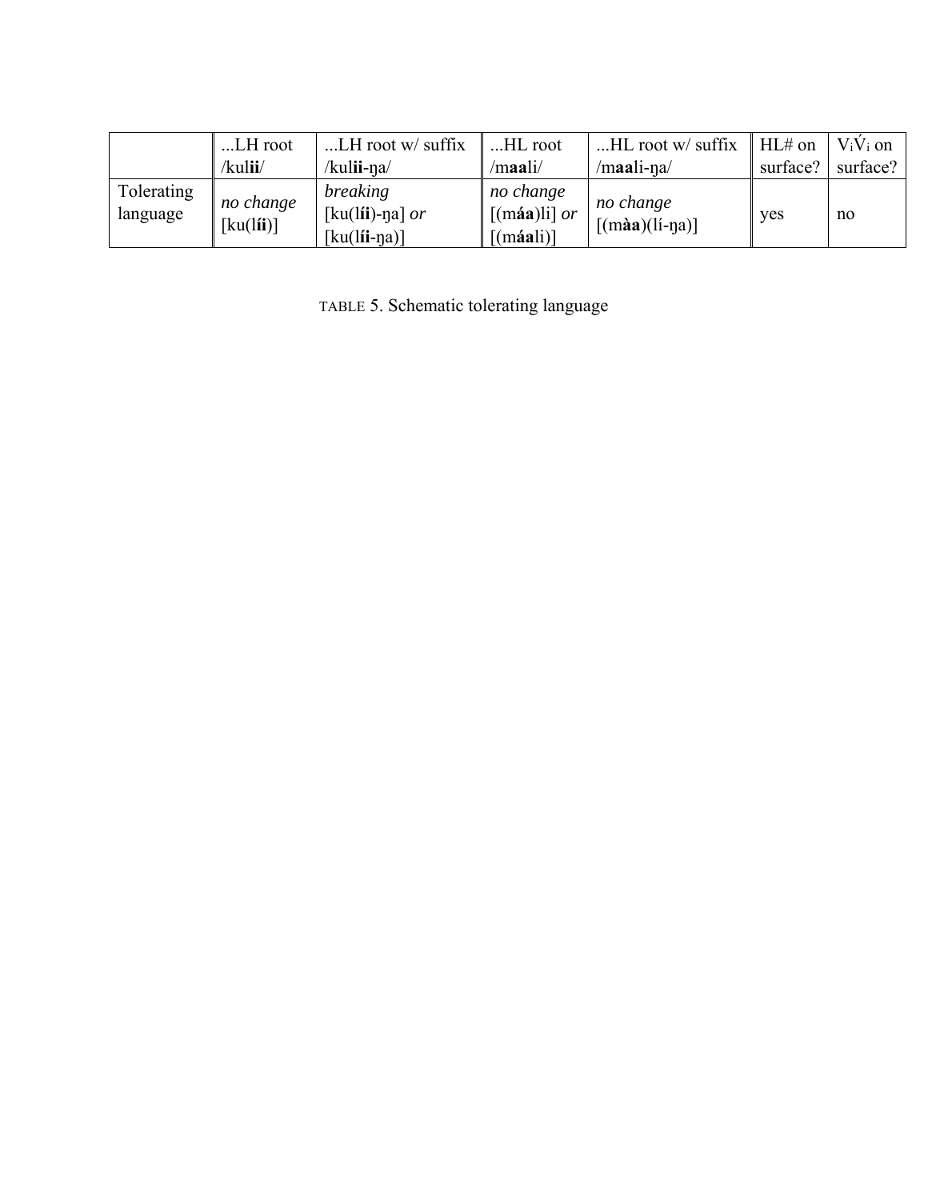| | ...LH root /kul**ii**/ | ...LH root w/ suffix /kul**ii**-ŋa/ | ...HL root /m**aa**li/ | ...HL root w/ suffix /m**aa**li-ŋa/ | HL# on surface? | $V_i\acute{V}_i$ on surface? |
|---|---|---|---|---|---|---|
| Tolerating language | *no change* [ku(l**íi**)] | *breaking* [ku(l**íi**)-ŋa] *or* [ku(l**íi**-ŋa)] | *no change* [(m**áa**)li] *or* [(m**áa**li)] | *no change* [(m**àa**)(lí-ŋa)] | yes | no |

TABLE 5. Schematic tolerating language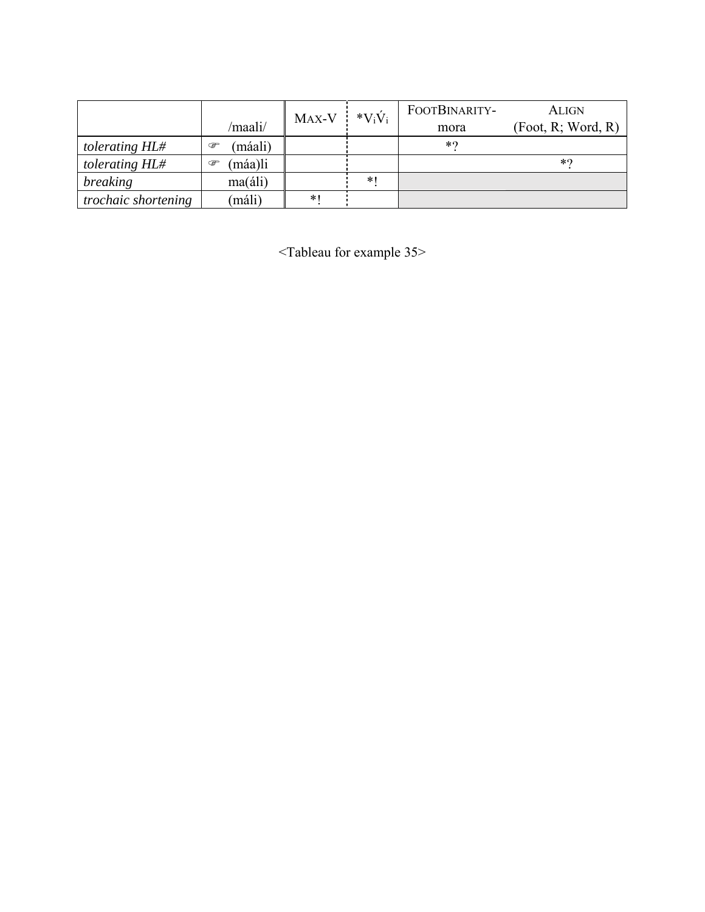| | /maali/ | MAX-V | *$V_i\acute{V}_i$ | FOOTBINARITY-mora | ALIGN (Foot, R; Word, R) |
|---|---|---|---|---|---|
| *tolerating HL#* | ☞ (máali) | | | *? | |
| *tolerating HL#* | ☞ (máa)li | | | | *? |
| *breaking* | ma(áli) | | *! | | |
| *trochaic shortening* | (máli) | *! | | | |

<Tableau for example 35>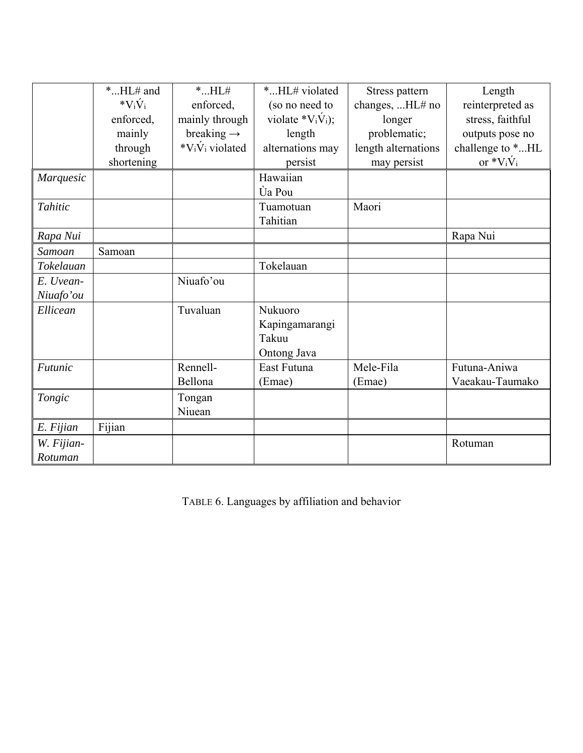| | *...HL# and *$V_i\acute{V}_i$ enforced, mainly through shortening | *...HL# enforced, mainly through breaking → *$V_i\acute{V}_i$ violated | *...HL# violated (so no need to violate *$V_i\acute{V}_i$); length alternations may persist | Stress pattern changes, ...HL# no longer problematic; length alternations may persist | Length reinterpreted as stress, faithful outputs pose no challenge to *...HL or *$V_i\acute{V}_i$ |
|---|---|---|---|---|---|
| *Marquesic* | | | Hawaiian<br>Ùa Pou | | |
| *Tahitic* | | | Tuamotuan<br>Tahitian | Maori | |
| *Rapa Nui* | | | | | Rapa Nui |
| *Samoan* | Samoan | | | | |
| *Tokelauan* | | | Tokelauan | | |
| *E. Uvean-Niuafo'ou* | | Niuafo'ou | | | |
| *Ellicean* | | Tuvaluan | Nukuoro<br>Kapingamarangi<br>Takuu<br>Ontong Java | | |
| *Futunic* | | Rennell-Bellona | East Futuna<br>(Emae) | Mele-Fila<br>(Emae) | Futuna-Aniwa<br>Vaeakau-Taumako |
| *Tongic* | | Tongan<br>Niuean | | | |
| *E. Fijian* | Fijian | | | | |
| *W. Fijian-Rotuman* | | | | | Rotuman |

TABLE 6. Languages by affiliation and behavior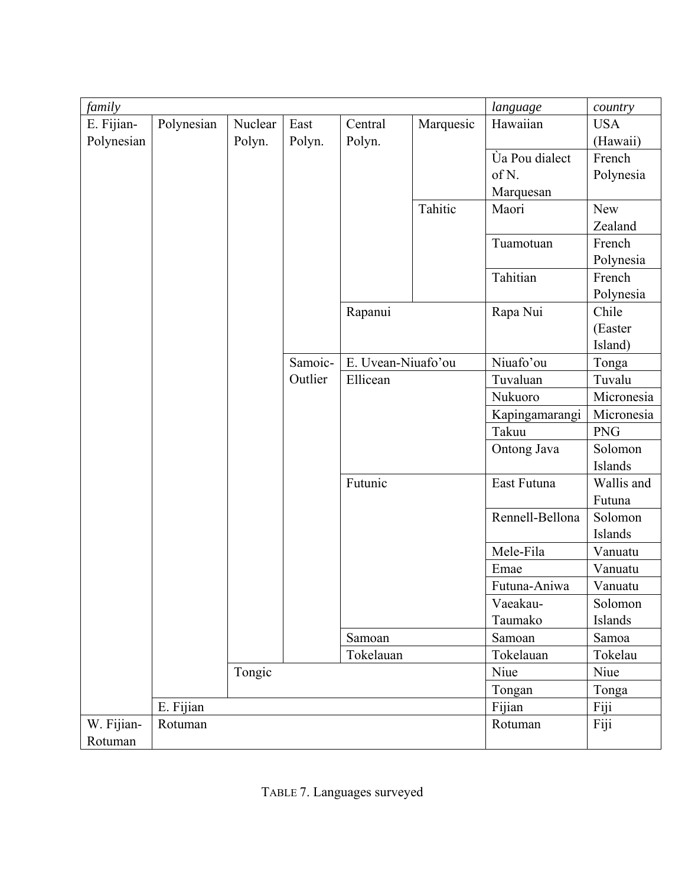| *family* | | | | | | *language* | *country* |
|---|---|---|---|---|---|---|---|
| E. Fijian-Polynesian | Polynesian | Nuclear Polyn. | East Polyn. | Central Polyn. | Marquesic | Hawaiian | USA (Hawaii) |
| | | | | | | Ùa Pou dialect of N. Marquesan | French Polynesia |
| | | | | | Tahitic | Maori | New Zealand |
| | | | | | | Tuamotuan | French Polynesia |
| | | | | | | Tahitian | French Polynesia |
| | | | | Rapanui | | Rapa Nui | Chile (Easter Island) |
| | | | Samoic-Outlier | E. Uvean-Niuafo'ou | | Niuafo'ou | Tonga |
| | | | | Ellicean | | Tuvaluan | Tuvalu |
| | | | | | | Nukuoro | Micronesia |
| | | | | | | Kapingamarangi | Micronesia |
| | | | | | | Takuu | PNG |
| | | | | | | Ontong Java | Solomon Islands |
| | | | | Futunic | | East Futuna | Wallis and Futuna |
| | | | | | | Rennell-Bellona | Solomon Islands |
| | | | | | | Mele-Fila | Vanuatu |
| | | | | | | Emae | Vanuatu |
| | | | | | | Futuna-Aniwa | Vanuatu |
| | | | | | | Vaeakau-Taumako | Solomon Islands |
| | | | | Samoan | | Samoan | Samoa |
| | | | | Tokelauan | | Tokelauan | Tokelau |
| | | Tongic | | | | Niue | Niue |
| | | | | | | Tongan | Tonga |
| | E. Fijian | | | | | Fijian | Fiji |
| W. Fijian-Rotuman | Rotuman | | | | | Rotuman | Fiji |

TABLE 7. Languages surveyed